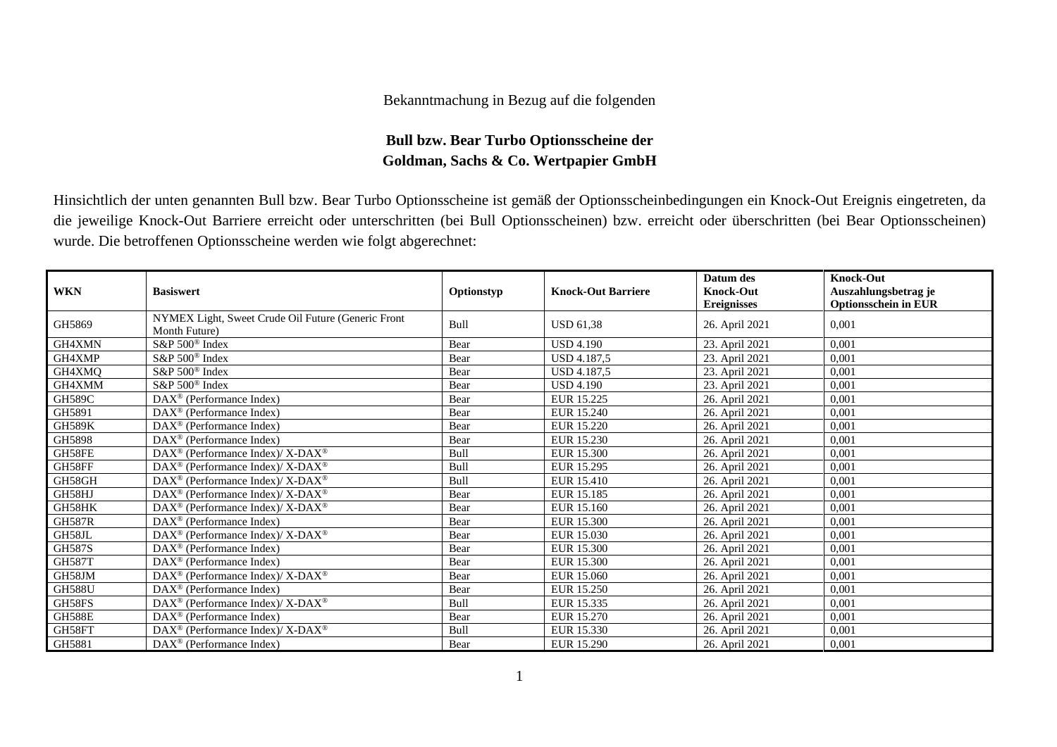Bekanntmachung in Bezug auf die folgenden

**Bull bzw. Bear Turbo Optionsscheine der Goldman, Sachs & Co. Wertpapier GmbH**

Hinsichtlich der unten genannten Bull bzw. Bear Turbo Optionsscheine ist gemäß der Optionsscheinbedingungen ein Knock-Out Ereignis eingetreten, da die jeweilige Knock-Out Barriere erreicht oder unterschritten (bei Bull Optionsscheinen) bzw. erreicht oder überschritten (bei Bear Optionsscheinen) wurde. Die betroffenen Optionsscheine werden wie folgt abgerechnet:

| WKN | Basiswert | Optionstyp | Knock-Out Barriere | Datum des Knock-Out Ereignisses | Knock-Out Auszahlungsbetrag je Optionsschein in EUR |
|---|---|---|---|---|---|
| GH5869 | NYMEX Light, Sweet Crude Oil Future (Generic Front Month Future) | Bull | USD 61,38 | 26. April 2021 | 0,001 |
| GH4XMN | S&P 500® Index | Bear | USD 4.190 | 23. April 2021 | 0,001 |
| GH4XMP | S&P 500® Index | Bear | USD 4.187,5 | 23. April 2021 | 0,001 |
| GH4XMQ | S&P 500® Index | Bear | USD 4.187,5 | 23. April 2021 | 0,001 |
| GH4XMM | S&P 500® Index | Bear | USD 4.190 | 23. April 2021 | 0,001 |
| GH589C | DAX® (Performance Index) | Bear | EUR 15.225 | 26. April 2021 | 0,001 |
| GH5891 | DAX® (Performance Index) | Bear | EUR 15.240 | 26. April 2021 | 0,001 |
| GH589K | DAX® (Performance Index) | Bear | EUR 15.220 | 26. April 2021 | 0,001 |
| GH5898 | DAX® (Performance Index) | Bear | EUR 15.230 | 26. April 2021 | 0,001 |
| GH58FE | DAX® (Performance Index)/ X-DAX® | Bull | EUR 15.300 | 26. April 2021 | 0,001 |
| GH58FF | DAX® (Performance Index)/ X-DAX® | Bull | EUR 15.295 | 26. April 2021 | 0,001 |
| GH58GH | DAX® (Performance Index)/ X-DAX® | Bull | EUR 15.410 | 26. April 2021 | 0,001 |
| GH58HJ | DAX® (Performance Index)/ X-DAX® | Bear | EUR 15.185 | 26. April 2021 | 0,001 |
| GH58HK | DAX® (Performance Index)/ X-DAX® | Bear | EUR 15.160 | 26. April 2021 | 0,001 |
| GH587R | DAX® (Performance Index) | Bear | EUR 15.300 | 26. April 2021 | 0,001 |
| GH58JL | DAX® (Performance Index)/ X-DAX® | Bear | EUR 15.030 | 26. April 2021 | 0,001 |
| GH587S | DAX® (Performance Index) | Bear | EUR 15.300 | 26. April 2021 | 0,001 |
| GH587T | DAX® (Performance Index) | Bear | EUR 15.300 | 26. April 2021 | 0,001 |
| GH58JM | DAX® (Performance Index)/ X-DAX® | Bear | EUR 15.060 | 26. April 2021 | 0,001 |
| GH588U | DAX® (Performance Index) | Bear | EUR 15.250 | 26. April 2021 | 0,001 |
| GH58FS | DAX® (Performance Index)/ X-DAX® | Bull | EUR 15.335 | 26. April 2021 | 0,001 |
| GH588E | DAX® (Performance Index) | Bear | EUR 15.270 | 26. April 2021 | 0,001 |
| GH58FT | DAX® (Performance Index)/ X-DAX® | Bull | EUR 15.330 | 26. April 2021 | 0,001 |
| GH5881 | DAX® (Performance Index) | Bear | EUR 15.290 | 26. April 2021 | 0,001 |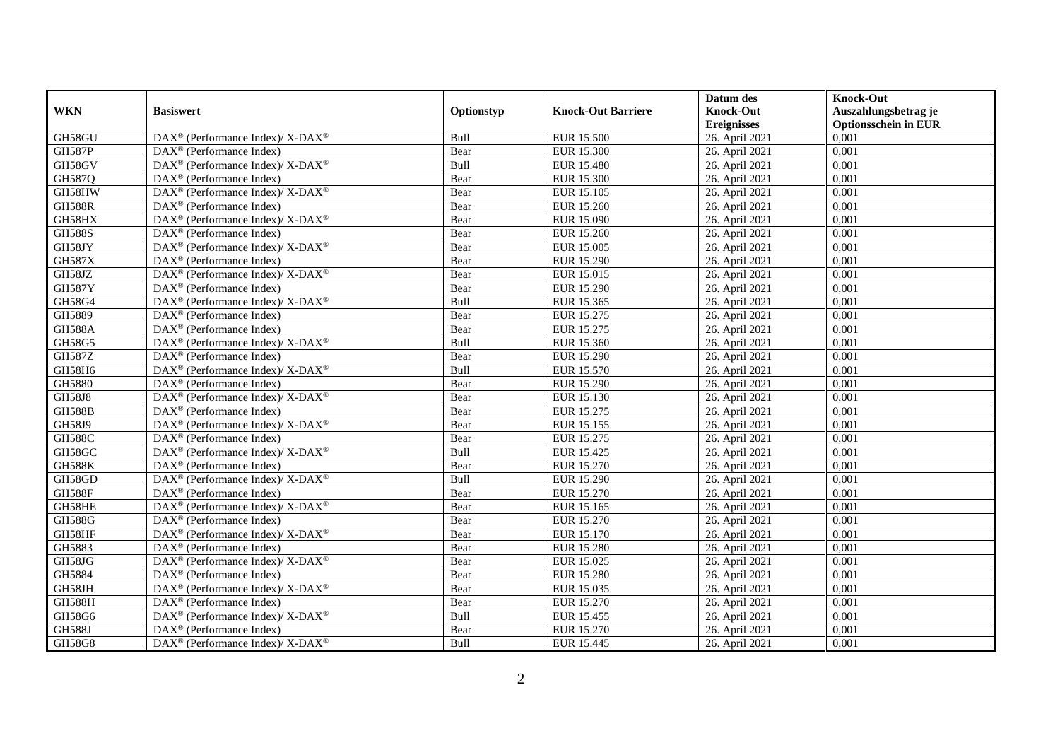| WKN | Basiswert | Optionstyp | Knock-Out Barriere | Datum des Knock-Out Ereignisses | Knock-Out Auszahlungsbetrag je Optionsschein in EUR |
|---|---|---|---|---|---|
| GH58GU | DAX® (Performance Index)/ X-DAX® | Bull | EUR 15.500 | 26. April 2021 | 0,001 |
| GH587P | DAX® (Performance Index) | Bear | EUR 15.300 | 26. April 2021 | 0,001 |
| GH58GV | DAX® (Performance Index)/ X-DAX® | Bull | EUR 15.480 | 26. April 2021 | 0,001 |
| GH587Q | DAX® (Performance Index) | Bear | EUR 15.300 | 26. April 2021 | 0,001 |
| GH58HW | DAX® (Performance Index)/ X-DAX® | Bear | EUR 15.105 | 26. April 2021 | 0,001 |
| GH588R | DAX® (Performance Index) | Bear | EUR 15.260 | 26. April 2021 | 0,001 |
| GH58HX | DAX® (Performance Index)/ X-DAX® | Bear | EUR 15.090 | 26. April 2021 | 0,001 |
| GH588S | DAX® (Performance Index) | Bear | EUR 15.260 | 26. April 2021 | 0,001 |
| GH58JY | DAX® (Performance Index)/ X-DAX® | Bear | EUR 15.005 | 26. April 2021 | 0,001 |
| GH587X | DAX® (Performance Index) | Bear | EUR 15.290 | 26. April 2021 | 0,001 |
| GH58JZ | DAX® (Performance Index)/ X-DAX® | Bear | EUR 15.015 | 26. April 2021 | 0,001 |
| GH587Y | DAX® (Performance Index) | Bear | EUR 15.290 | 26. April 2021 | 0,001 |
| GH58G4 | DAX® (Performance Index)/ X-DAX® | Bull | EUR 15.365 | 26. April 2021 | 0,001 |
| GH5889 | DAX® (Performance Index) | Bear | EUR 15.275 | 26. April 2021 | 0,001 |
| GH588A | DAX® (Performance Index) | Bear | EUR 15.275 | 26. April 2021 | 0,001 |
| GH58G5 | DAX® (Performance Index)/ X-DAX® | Bull | EUR 15.360 | 26. April 2021 | 0,001 |
| GH587Z | DAX® (Performance Index) | Bear | EUR 15.290 | 26. April 2021 | 0,001 |
| GH58H6 | DAX® (Performance Index)/ X-DAX® | Bull | EUR 15.570 | 26. April 2021 | 0,001 |
| GH5880 | DAX® (Performance Index) | Bear | EUR 15.290 | 26. April 2021 | 0,001 |
| GH58J8 | DAX® (Performance Index)/ X-DAX® | Bear | EUR 15.130 | 26. April 2021 | 0,001 |
| GH588B | DAX® (Performance Index) | Bear | EUR 15.275 | 26. April 2021 | 0,001 |
| GH58J9 | DAX® (Performance Index)/ X-DAX® | Bear | EUR 15.155 | 26. April 2021 | 0,001 |
| GH588C | DAX® (Performance Index) | Bear | EUR 15.275 | 26. April 2021 | 0,001 |
| GH58GC | DAX® (Performance Index)/ X-DAX® | Bull | EUR 15.425 | 26. April 2021 | 0,001 |
| GH588K | DAX® (Performance Index) | Bear | EUR 15.270 | 26. April 2021 | 0,001 |
| GH58GD | DAX® (Performance Index)/ X-DAX® | Bull | EUR 15.290 | 26. April 2021 | 0,001 |
| GH588F | DAX® (Performance Index) | Bear | EUR 15.270 | 26. April 2021 | 0,001 |
| GH58HE | DAX® (Performance Index)/ X-DAX® | Bear | EUR 15.165 | 26. April 2021 | 0,001 |
| GH588G | DAX® (Performance Index) | Bear | EUR 15.270 | 26. April 2021 | 0,001 |
| GH58HF | DAX® (Performance Index)/ X-DAX® | Bear | EUR 15.170 | 26. April 2021 | 0,001 |
| GH5883 | DAX® (Performance Index) | Bear | EUR 15.280 | 26. April 2021 | 0,001 |
| GH58JG | DAX® (Performance Index)/ X-DAX® | Bear | EUR 15.025 | 26. April 2021 | 0,001 |
| GH5884 | DAX® (Performance Index) | Bear | EUR 15.280 | 26. April 2021 | 0,001 |
| GH58JH | DAX® (Performance Index)/ X-DAX® | Bear | EUR 15.035 | 26. April 2021 | 0,001 |
| GH588H | DAX® (Performance Index) | Bear | EUR 15.270 | 26. April 2021 | 0,001 |
| GH58G6 | DAX® (Performance Index)/ X-DAX® | Bull | EUR 15.455 | 26. April 2021 | 0,001 |
| GH588J | DAX® (Performance Index) | Bear | EUR 15.270 | 26. April 2021 | 0,001 |
| GH58G8 | DAX® (Performance Index)/ X-DAX® | Bull | EUR 15.445 | 26. April 2021 | 0,001 |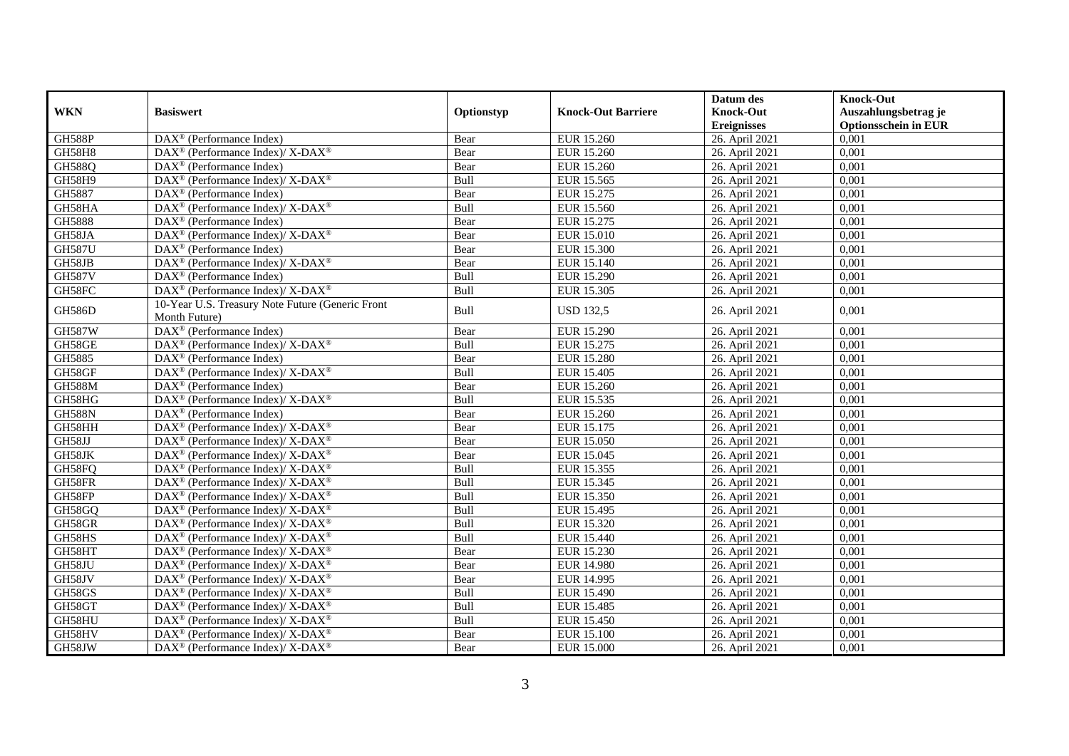| WKN | Basiswert | Optionstyp | Knock-Out Barriere | Datum des Knock-Out Ereignisses | Knock-Out Auszahlungsbetrag je Optionsschein in EUR |
|---|---|---|---|---|---|
| GH588P | DAX® (Performance Index) | Bear | EUR 15.260 | 26. April 2021 | 0,001 |
| GH58H8 | DAX® (Performance Index)/ X-DAX® | Bear | EUR 15.260 | 26. April 2021 | 0,001 |
| GH588Q | DAX® (Performance Index) | Bear | EUR 15.260 | 26. April 2021 | 0,001 |
| GH58H9 | DAX® (Performance Index)/ X-DAX® | Bull | EUR 15.565 | 26. April 2021 | 0,001 |
| GH5887 | DAX® (Performance Index) | Bear | EUR 15.275 | 26. April 2021 | 0,001 |
| GH58HA | DAX® (Performance Index)/ X-DAX® | Bull | EUR 15.560 | 26. April 2021 | 0,001 |
| GH5888 | DAX® (Performance Index) | Bear | EUR 15.275 | 26. April 2021 | 0,001 |
| GH58JA | DAX® (Performance Index)/ X-DAX® | Bear | EUR 15.010 | 26. April 2021 | 0,001 |
| GH587U | DAX® (Performance Index) | Bear | EUR 15.300 | 26. April 2021 | 0,001 |
| GH58JB | DAX® (Performance Index)/ X-DAX® | Bear | EUR 15.140 | 26. April 2021 | 0,001 |
| GH587V | DAX® (Performance Index) | Bull | EUR 15.290 | 26. April 2021 | 0,001 |
| GH58FC | DAX® (Performance Index)/ X-DAX® | Bull | EUR 15.305 | 26. April 2021 | 0,001 |
| GH586D | 10-Year U.S. Treasury Note Future (Generic Front Month Future) | Bull | USD 132,5 | 26. April 2021 | 0,001 |
| GH587W | DAX® (Performance Index) | Bear | EUR 15.290 | 26. April 2021 | 0,001 |
| GH58GE | DAX® (Performance Index)/ X-DAX® | Bull | EUR 15.275 | 26. April 2021 | 0,001 |
| GH5885 | DAX® (Performance Index) | Bear | EUR 15.280 | 26. April 2021 | 0,001 |
| GH58GF | DAX® (Performance Index)/ X-DAX® | Bull | EUR 15.405 | 26. April 2021 | 0,001 |
| GH588M | DAX® (Performance Index) | Bear | EUR 15.260 | 26. April 2021 | 0,001 |
| GH58HG | DAX® (Performance Index)/ X-DAX® | Bull | EUR 15.535 | 26. April 2021 | 0,001 |
| GH588N | DAX® (Performance Index) | Bear | EUR 15.260 | 26. April 2021 | 0,001 |
| GH58HH | DAX® (Performance Index)/ X-DAX® | Bear | EUR 15.175 | 26. April 2021 | 0,001 |
| GH58JJ | DAX® (Performance Index)/ X-DAX® | Bear | EUR 15.050 | 26. April 2021 | 0,001 |
| GH58JK | DAX® (Performance Index)/ X-DAX® | Bear | EUR 15.045 | 26. April 2021 | 0,001 |
| GH58FQ | DAX® (Performance Index)/ X-DAX® | Bull | EUR 15.355 | 26. April 2021 | 0,001 |
| GH58FR | DAX® (Performance Index)/ X-DAX® | Bull | EUR 15.345 | 26. April 2021 | 0,001 |
| GH58FP | DAX® (Performance Index)/ X-DAX® | Bull | EUR 15.350 | 26. April 2021 | 0,001 |
| GH58GQ | DAX® (Performance Index)/ X-DAX® | Bull | EUR 15.495 | 26. April 2021 | 0,001 |
| GH58GR | DAX® (Performance Index)/ X-DAX® | Bull | EUR 15.320 | 26. April 2021 | 0,001 |
| GH58HS | DAX® (Performance Index)/ X-DAX® | Bull | EUR 15.440 | 26. April 2021 | 0,001 |
| GH58HT | DAX® (Performance Index)/ X-DAX® | Bear | EUR 15.230 | 26. April 2021 | 0,001 |
| GH58JU | DAX® (Performance Index)/ X-DAX® | Bear | EUR 14.980 | 26. April 2021 | 0,001 |
| GH58JV | DAX® (Performance Index)/ X-DAX® | Bear | EUR 14.995 | 26. April 2021 | 0,001 |
| GH58GS | DAX® (Performance Index)/ X-DAX® | Bull | EUR 15.490 | 26. April 2021 | 0,001 |
| GH58GT | DAX® (Performance Index)/ X-DAX® | Bull | EUR 15.485 | 26. April 2021 | 0,001 |
| GH58HU | DAX® (Performance Index)/ X-DAX® | Bull | EUR 15.450 | 26. April 2021 | 0,001 |
| GH58HV | DAX® (Performance Index)/ X-DAX® | Bear | EUR 15.100 | 26. April 2021 | 0,001 |
| GH58JW | DAX® (Performance Index)/ X-DAX® | Bear | EUR 15.000 | 26. April 2021 | 0,001 |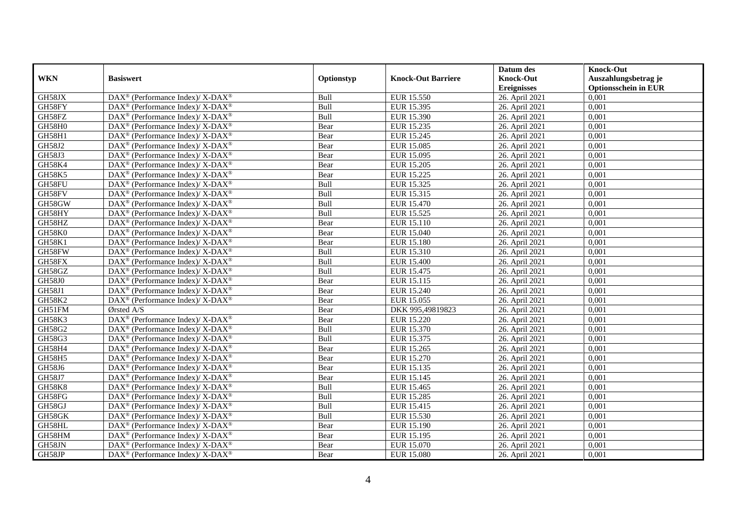| WKN | Basiswert | Optionstyp | Knock-Out Barriere | Datum des Knock-Out Ereignisses | Knock-Out Auszahlungsbetrag je Optionsschein in EUR |
|---|---|---|---|---|---|
| GH58JX | DAX® (Performance Index)/ X-DAX® | Bull | EUR 15.550 | 26. April 2021 | 0,001 |
| GH58FY | DAX® (Performance Index)/ X-DAX® | Bull | EUR 15.395 | 26. April 2021 | 0,001 |
| GH58FZ | DAX® (Performance Index)/ X-DAX® | Bull | EUR 15.390 | 26. April 2021 | 0,001 |
| GH58H0 | DAX® (Performance Index)/ X-DAX® | Bear | EUR 15.235 | 26. April 2021 | 0,001 |
| GH58H1 | DAX® (Performance Index)/ X-DAX® | Bear | EUR 15.245 | 26. April 2021 | 0,001 |
| GH58J2 | DAX® (Performance Index)/ X-DAX® | Bear | EUR 15.085 | 26. April 2021 | 0,001 |
| GH58J3 | DAX® (Performance Index)/ X-DAX® | Bear | EUR 15.095 | 26. April 2021 | 0,001 |
| GH58K4 | DAX® (Performance Index)/ X-DAX® | Bear | EUR 15.205 | 26. April 2021 | 0,001 |
| GH58K5 | DAX® (Performance Index)/ X-DAX® | Bear | EUR 15.225 | 26. April 2021 | 0,001 |
| GH58FU | DAX® (Performance Index)/ X-DAX® | Bull | EUR 15.325 | 26. April 2021 | 0,001 |
| GH58FV | DAX® (Performance Index)/ X-DAX® | Bull | EUR 15.315 | 26. April 2021 | 0,001 |
| GH58GW | DAX® (Performance Index)/ X-DAX® | Bull | EUR 15.470 | 26. April 2021 | 0,001 |
| GH58HY | DAX® (Performance Index)/ X-DAX® | Bull | EUR 15.525 | 26. April 2021 | 0,001 |
| GH58HZ | DAX® (Performance Index)/ X-DAX® | Bear | EUR 15.110 | 26. April 2021 | 0,001 |
| GH58K0 | DAX® (Performance Index)/ X-DAX® | Bear | EUR 15.040 | 26. April 2021 | 0,001 |
| GH58K1 | DAX® (Performance Index)/ X-DAX® | Bear | EUR 15.180 | 26. April 2021 | 0,001 |
| GH58FW | DAX® (Performance Index)/ X-DAX® | Bull | EUR 15.310 | 26. April 2021 | 0,001 |
| GH58FX | DAX® (Performance Index)/ X-DAX® | Bull | EUR 15.400 | 26. April 2021 | 0,001 |
| GH58GZ | DAX® (Performance Index)/ X-DAX® | Bull | EUR 15.475 | 26. April 2021 | 0,001 |
| GH58J0 | DAX® (Performance Index)/ X-DAX® | Bear | EUR 15.115 | 26. April 2021 | 0,001 |
| GH58J1 | DAX® (Performance Index)/ X-DAX® | Bear | EUR 15.240 | 26. April 2021 | 0,001 |
| GH58K2 | DAX® (Performance Index)/ X-DAX® | Bear | EUR 15.055 | 26. April 2021 | 0,001 |
| GH51FM | Ørsted A/S | Bear | DKK 995,49819823 | 26. April 2021 | 0,001 |
| GH58K3 | DAX® (Performance Index)/ X-DAX® | Bear | EUR 15.220 | 26. April 2021 | 0,001 |
| GH58G2 | DAX® (Performance Index)/ X-DAX® | Bull | EUR 15.370 | 26. April 2021 | 0,001 |
| GH58G3 | DAX® (Performance Index)/ X-DAX® | Bull | EUR 15.375 | 26. April 2021 | 0,001 |
| GH58H4 | DAX® (Performance Index)/ X-DAX® | Bear | EUR 15.265 | 26. April 2021 | 0,001 |
| GH58H5 | DAX® (Performance Index)/ X-DAX® | Bear | EUR 15.270 | 26. April 2021 | 0,001 |
| GH58J6 | DAX® (Performance Index)/ X-DAX® | Bear | EUR 15.135 | 26. April 2021 | 0,001 |
| GH58J7 | DAX® (Performance Index)/ X-DAX® | Bear | EUR 15.145 | 26. April 2021 | 0,001 |
| GH58K8 | DAX® (Performance Index)/ X-DAX® | Bull | EUR 15.465 | 26. April 2021 | 0,001 |
| GH58FG | DAX® (Performance Index)/ X-DAX® | Bull | EUR 15.285 | 26. April 2021 | 0,001 |
| GH58GJ | DAX® (Performance Index)/ X-DAX® | Bull | EUR 15.415 | 26. April 2021 | 0,001 |
| GH58GK | DAX® (Performance Index)/ X-DAX® | Bull | EUR 15.530 | 26. April 2021 | 0,001 |
| GH58HL | DAX® (Performance Index)/ X-DAX® | Bear | EUR 15.190 | 26. April 2021 | 0,001 |
| GH58HM | DAX® (Performance Index)/ X-DAX® | Bear | EUR 15.195 | 26. April 2021 | 0,001 |
| GH58JN | DAX® (Performance Index)/ X-DAX® | Bear | EUR 15.070 | 26. April 2021 | 0,001 |
| GH58JP | DAX® (Performance Index)/ X-DAX® | Bear | EUR 15.080 | 26. April 2021 | 0,001 |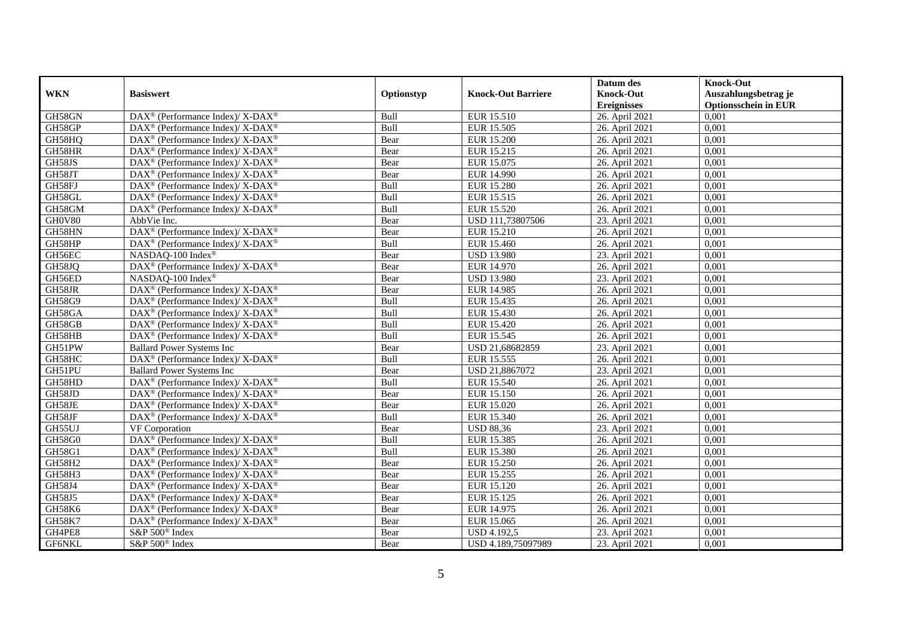| WKN | Basiswert | Optionstyp | Knock-Out Barriere | Datum des Knock-Out Ereignisses | Knock-Out Auszahlungsbetrag je Optionsschein in EUR |
|---|---|---|---|---|---|
| GH58GN | DAX® (Performance Index)/ X-DAX® | Bull | EUR 15.510 | 26. April 2021 | 0,001 |
| GH58GP | DAX® (Performance Index)/ X-DAX® | Bull | EUR 15.505 | 26. April 2021 | 0,001 |
| GH58HQ | DAX® (Performance Index)/ X-DAX® | Bear | EUR 15.200 | 26. April 2021 | 0,001 |
| GH58HR | DAX® (Performance Index)/ X-DAX® | Bear | EUR 15.215 | 26. April 2021 | 0,001 |
| GH58JS | DAX® (Performance Index)/ X-DAX® | Bear | EUR 15.075 | 26. April 2021 | 0,001 |
| GH58JT | DAX® (Performance Index)/ X-DAX® | Bear | EUR 14.990 | 26. April 2021 | 0,001 |
| GH58FJ | DAX® (Performance Index)/ X-DAX® | Bull | EUR 15.280 | 26. April 2021 | 0,001 |
| GH58GL | DAX® (Performance Index)/ X-DAX® | Bull | EUR 15.515 | 26. April 2021 | 0,001 |
| GH58GM | DAX® (Performance Index)/ X-DAX® | Bull | EUR 15.520 | 26. April 2021 | 0,001 |
| GH0V80 | AbbVie Inc. | Bear | USD 111,73807506 | 23. April 2021 | 0,001 |
| GH58HN | DAX® (Performance Index)/ X-DAX® | Bear | EUR 15.210 | 26. April 2021 | 0,001 |
| GH58HP | DAX® (Performance Index)/ X-DAX® | Bull | EUR 15.460 | 26. April 2021 | 0,001 |
| GH56EC | NASDAQ-100 Index® | Bear | USD 13.980 | 23. April 2021 | 0,001 |
| GH58JQ | DAX® (Performance Index)/ X-DAX® | Bear | EUR 14.970 | 26. April 2021 | 0,001 |
| GH56ED | NASDAQ-100 Index® | Bear | USD 13.980 | 23. April 2021 | 0,001 |
| GH58JR | DAX® (Performance Index)/ X-DAX® | Bear | EUR 14.985 | 26. April 2021 | 0,001 |
| GH58G9 | DAX® (Performance Index)/ X-DAX® | Bull | EUR 15.435 | 26. April 2021 | 0,001 |
| GH58GA | DAX® (Performance Index)/ X-DAX® | Bull | EUR 15.430 | 26. April 2021 | 0,001 |
| GH58GB | DAX® (Performance Index)/ X-DAX® | Bull | EUR 15.420 | 26. April 2021 | 0,001 |
| GH58HB | DAX® (Performance Index)/ X-DAX® | Bull | EUR 15.545 | 26. April 2021 | 0,001 |
| GH51PW | Ballard Power Systems Inc | Bear | USD 21,68682859 | 23. April 2021 | 0,001 |
| GH58HC | DAX® (Performance Index)/ X-DAX® | Bull | EUR 15.555 | 26. April 2021 | 0,001 |
| GH51PU | Ballard Power Systems Inc | Bear | USD 21,8867072 | 23. April 2021 | 0,001 |
| GH58HD | DAX® (Performance Index)/ X-DAX® | Bull | EUR 15.540 | 26. April 2021 | 0,001 |
| GH58JD | DAX® (Performance Index)/ X-DAX® | Bear | EUR 15.150 | 26. April 2021 | 0,001 |
| GH58JE | DAX® (Performance Index)/ X-DAX® | Bear | EUR 15.020 | 26. April 2021 | 0,001 |
| GH58JF | DAX® (Performance Index)/ X-DAX® | Bull | EUR 15.340 | 26. April 2021 | 0,001 |
| GH55UJ | VF Corporation | Bear | USD 88,36 | 23. April 2021 | 0,001 |
| GH58G0 | DAX® (Performance Index)/ X-DAX® | Bull | EUR 15.385 | 26. April 2021 | 0,001 |
| GH58G1 | DAX® (Performance Index)/ X-DAX® | Bull | EUR 15.380 | 26. April 2021 | 0,001 |
| GH58H2 | DAX® (Performance Index)/ X-DAX® | Bear | EUR 15.250 | 26. April 2021 | 0,001 |
| GH58H3 | DAX® (Performance Index)/ X-DAX® | Bear | EUR 15.255 | 26. April 2021 | 0,001 |
| GH58J4 | DAX® (Performance Index)/ X-DAX® | Bear | EUR 15.120 | 26. April 2021 | 0,001 |
| GH58J5 | DAX® (Performance Index)/ X-DAX® | Bear | EUR 15.125 | 26. April 2021 | 0,001 |
| GH58K6 | DAX® (Performance Index)/ X-DAX® | Bear | EUR 14.975 | 26. April 2021 | 0,001 |
| GH58K7 | DAX® (Performance Index)/ X-DAX® | Bear | EUR 15.065 | 26. April 2021 | 0,001 |
| GH4PE8 | S&P 500® Index | Bear | USD 4.192,5 | 23. April 2021 | 0,001 |
| GF6NKL | S&P 500® Index | Bear | USD 4.189,75097989 | 23. April 2021 | 0,001 |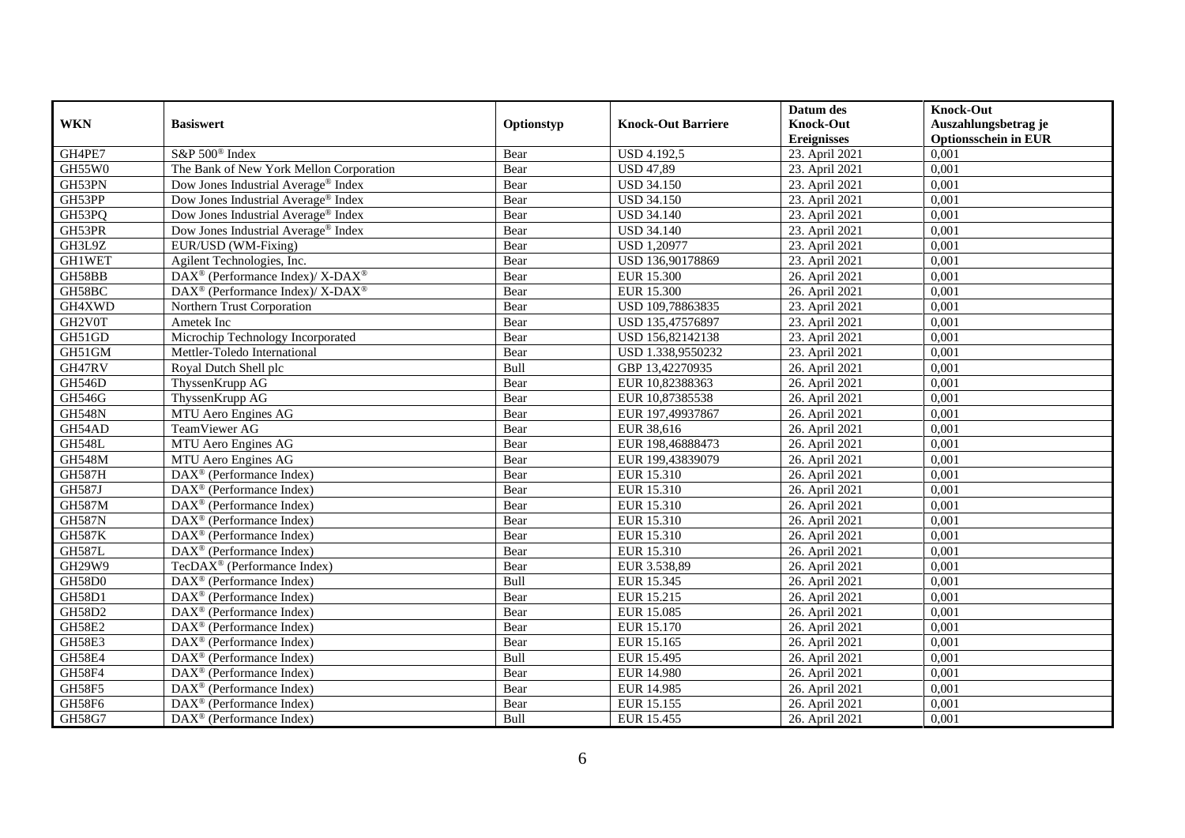| WKN | Basiswert | Optionstyp | Knock-Out Barriere | Datum des Knock-Out Ereignisses | Knock-Out Auszahlungsbetrag je Optionsschein in EUR |
|---|---|---|---|---|---|
| GH4PE7 | S&P 500® Index | Bear | USD 4.192,5 | 23. April 2021 | 0,001 |
| GH55W0 | The Bank of New York Mellon Corporation | Bear | USD 47,89 | 23. April 2021 | 0,001 |
| GH53PN | Dow Jones Industrial Average® Index | Bear | USD 34.150 | 23. April 2021 | 0,001 |
| GH53PP | Dow Jones Industrial Average® Index | Bear | USD 34.150 | 23. April 2021 | 0,001 |
| GH53PQ | Dow Jones Industrial Average® Index | Bear | USD 34.140 | 23. April 2021 | 0,001 |
| GH53PR | Dow Jones Industrial Average® Index | Bear | USD 34.140 | 23. April 2021 | 0,001 |
| GH3L9Z | EUR/USD (WM-Fixing) | Bear | USD 1,20977 | 23. April 2021 | 0,001 |
| GH1WET | Agilent Technologies, Inc. | Bear | USD 136,90178869 | 23. April 2021 | 0,001 |
| GH58BB | DAX® (Performance Index)/ X-DAX® | Bear | EUR 15.300 | 26. April 2021 | 0,001 |
| GH58BC | DAX® (Performance Index)/ X-DAX® | Bear | EUR 15.300 | 26. April 2021 | 0,001 |
| GH4XWD | Northern Trust Corporation | Bear | USD 109,78863835 | 23. April 2021 | 0,001 |
| GH2V0T | Ametek Inc | Bear | USD 135,47576897 | 23. April 2021 | 0,001 |
| GH51GD | Microchip Technology Incorporated | Bear | USD 156,82142138 | 23. April 2021 | 0,001 |
| GH51GM | Mettler-Toledo International | Bear | USD 1.338,9550232 | 23. April 2021 | 0,001 |
| GH47RV | Royal Dutch Shell plc | Bull | GBP 13,42270935 | 26. April 2021 | 0,001 |
| GH546D | ThyssenKrupp AG | Bear | EUR 10,82388363 | 26. April 2021 | 0,001 |
| GH546G | ThyssenKrupp AG | Bear | EUR 10,87385538 | 26. April 2021 | 0,001 |
| GH548N | MTU Aero Engines AG | Bear | EUR 197,49937867 | 26. April 2021 | 0,001 |
| GH54AD | TeamViewer AG | Bear | EUR 38,616 | 26. April 2021 | 0,001 |
| GH548L | MTU Aero Engines AG | Bear | EUR 198,46888473 | 26. April 2021 | 0,001 |
| GH548M | MTU Aero Engines AG | Bear | EUR 199,43839079 | 26. April 2021 | 0,001 |
| GH587H | DAX® (Performance Index) | Bear | EUR 15.310 | 26. April 2021 | 0,001 |
| GH587J | DAX® (Performance Index) | Bear | EUR 15.310 | 26. April 2021 | 0,001 |
| GH587M | DAX® (Performance Index) | Bear | EUR 15.310 | 26. April 2021 | 0,001 |
| GH587N | DAX® (Performance Index) | Bear | EUR 15.310 | 26. April 2021 | 0,001 |
| GH587K | DAX® (Performance Index) | Bear | EUR 15.310 | 26. April 2021 | 0,001 |
| GH587L | DAX® (Performance Index) | Bear | EUR 15.310 | 26. April 2021 | 0,001 |
| GH29W9 | TecDAX® (Performance Index) | Bear | EUR 3.538,89 | 26. April 2021 | 0,001 |
| GH58D0 | DAX® (Performance Index) | Bull | EUR 15.345 | 26. April 2021 | 0,001 |
| GH58D1 | DAX® (Performance Index) | Bear | EUR 15.215 | 26. April 2021 | 0,001 |
| GH58D2 | DAX® (Performance Index) | Bear | EUR 15.085 | 26. April 2021 | 0,001 |
| GH58E2 | DAX® (Performance Index) | Bear | EUR 15.170 | 26. April 2021 | 0,001 |
| GH58E3 | DAX® (Performance Index) | Bear | EUR 15.165 | 26. April 2021 | 0,001 |
| GH58E4 | DAX® (Performance Index) | Bull | EUR 15.495 | 26. April 2021 | 0,001 |
| GH58F4 | DAX® (Performance Index) | Bear | EUR 14.980 | 26. April 2021 | 0,001 |
| GH58F5 | DAX® (Performance Index) | Bear | EUR 14.985 | 26. April 2021 | 0,001 |
| GH58F6 | DAX® (Performance Index) | Bear | EUR 15.155 | 26. April 2021 | 0,001 |
| GH58G7 | DAX® (Performance Index) | Bull | EUR 15.455 | 26. April 2021 | 0,001 |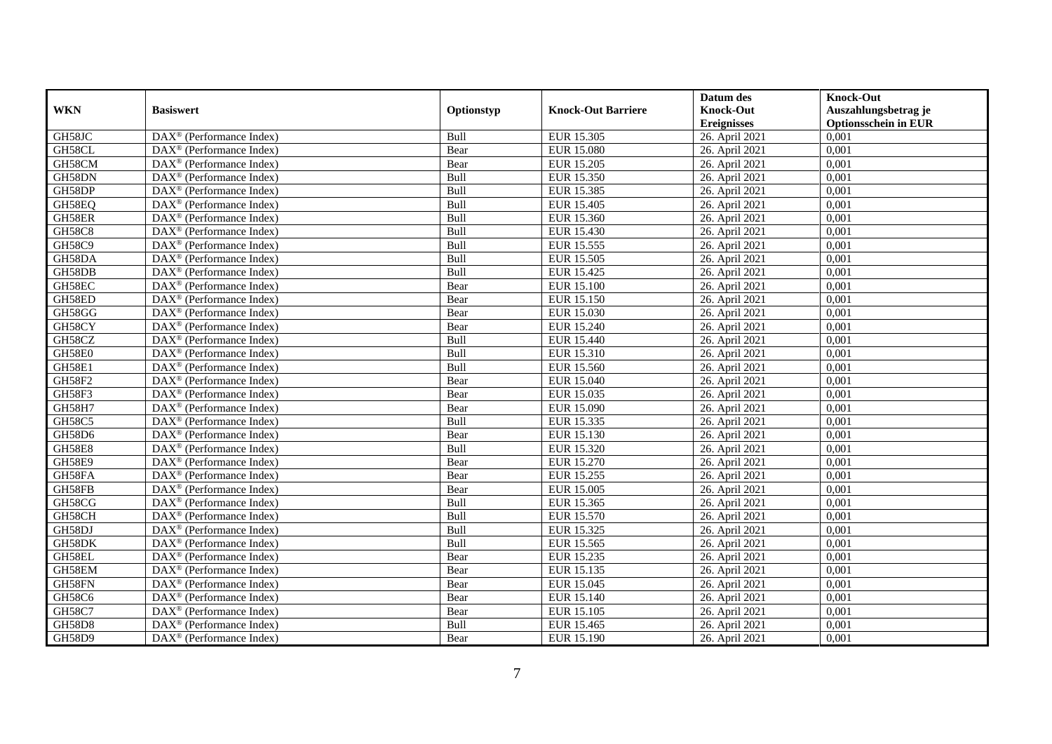| WKN | Basiswert | Optionstyp | Knock-Out Barriere | Datum des Knock-Out Ereignisses | Knock-Out Auszahlungsbetrag je Optionsschein in EUR |
|---|---|---|---|---|---|
| GH58JC | DAX® (Performance Index) | Bull | EUR 15.305 | 26. April 2021 | 0,001 |
| GH58CL | DAX® (Performance Index) | Bear | EUR 15.080 | 26. April 2021 | 0,001 |
| GH58CM | DAX® (Performance Index) | Bear | EUR 15.205 | 26. April 2021 | 0,001 |
| GH58DN | DAX® (Performance Index) | Bull | EUR 15.350 | 26. April 2021 | 0,001 |
| GH58DP | DAX® (Performance Index) | Bull | EUR 15.385 | 26. April 2021 | 0,001 |
| GH58EQ | DAX® (Performance Index) | Bull | EUR 15.405 | 26. April 2021 | 0,001 |
| GH58ER | DAX® (Performance Index) | Bull | EUR 15.360 | 26. April 2021 | 0,001 |
| GH58C8 | DAX® (Performance Index) | Bull | EUR 15.430 | 26. April 2021 | 0,001 |
| GH58C9 | DAX® (Performance Index) | Bull | EUR 15.555 | 26. April 2021 | 0,001 |
| GH58DA | DAX® (Performance Index) | Bull | EUR 15.505 | 26. April 2021 | 0,001 |
| GH58DB | DAX® (Performance Index) | Bull | EUR 15.425 | 26. April 2021 | 0,001 |
| GH58EC | DAX® (Performance Index) | Bear | EUR 15.100 | 26. April 2021 | 0,001 |
| GH58ED | DAX® (Performance Index) | Bear | EUR 15.150 | 26. April 2021 | 0,001 |
| GH58GG | DAX® (Performance Index) | Bear | EUR 15.030 | 26. April 2021 | 0,001 |
| GH58CY | DAX® (Performance Index) | Bear | EUR 15.240 | 26. April 2021 | 0,001 |
| GH58CZ | DAX® (Performance Index) | Bull | EUR 15.440 | 26. April 2021 | 0,001 |
| GH58E0 | DAX® (Performance Index) | Bull | EUR 15.310 | 26. April 2021 | 0,001 |
| GH58E1 | DAX® (Performance Index) | Bull | EUR 15.560 | 26. April 2021 | 0,001 |
| GH58F2 | DAX® (Performance Index) | Bear | EUR 15.040 | 26. April 2021 | 0,001 |
| GH58F3 | DAX® (Performance Index) | Bear | EUR 15.035 | 26. April 2021 | 0,001 |
| GH58H7 | DAX® (Performance Index) | Bear | EUR 15.090 | 26. April 2021 | 0,001 |
| GH58C5 | DAX® (Performance Index) | Bull | EUR 15.335 | 26. April 2021 | 0,001 |
| GH58D6 | DAX® (Performance Index) | Bear | EUR 15.130 | 26. April 2021 | 0,001 |
| GH58E8 | DAX® (Performance Index) | Bull | EUR 15.320 | 26. April 2021 | 0,001 |
| GH58E9 | DAX® (Performance Index) | Bear | EUR 15.270 | 26. April 2021 | 0,001 |
| GH58FA | DAX® (Performance Index) | Bear | EUR 15.255 | 26. April 2021 | 0,001 |
| GH58FB | DAX® (Performance Index) | Bear | EUR 15.005 | 26. April 2021 | 0,001 |
| GH58CG | DAX® (Performance Index) | Bull | EUR 15.365 | 26. April 2021 | 0,001 |
| GH58CH | DAX® (Performance Index) | Bull | EUR 15.570 | 26. April 2021 | 0,001 |
| GH58DJ | DAX® (Performance Index) | Bull | EUR 15.325 | 26. April 2021 | 0,001 |
| GH58DK | DAX® (Performance Index) | Bull | EUR 15.565 | 26. April 2021 | 0,001 |
| GH58EL | DAX® (Performance Index) | Bear | EUR 15.235 | 26. April 2021 | 0,001 |
| GH58EM | DAX® (Performance Index) | Bear | EUR 15.135 | 26. April 2021 | 0,001 |
| GH58FN | DAX® (Performance Index) | Bear | EUR 15.045 | 26. April 2021 | 0,001 |
| GH58C6 | DAX® (Performance Index) | Bear | EUR 15.140 | 26. April 2021 | 0,001 |
| GH58C7 | DAX® (Performance Index) | Bear | EUR 15.105 | 26. April 2021 | 0,001 |
| GH58D8 | DAX® (Performance Index) | Bull | EUR 15.465 | 26. April 2021 | 0,001 |
| GH58D9 | DAX® (Performance Index) | Bear | EUR 15.190 | 26. April 2021 | 0,001 |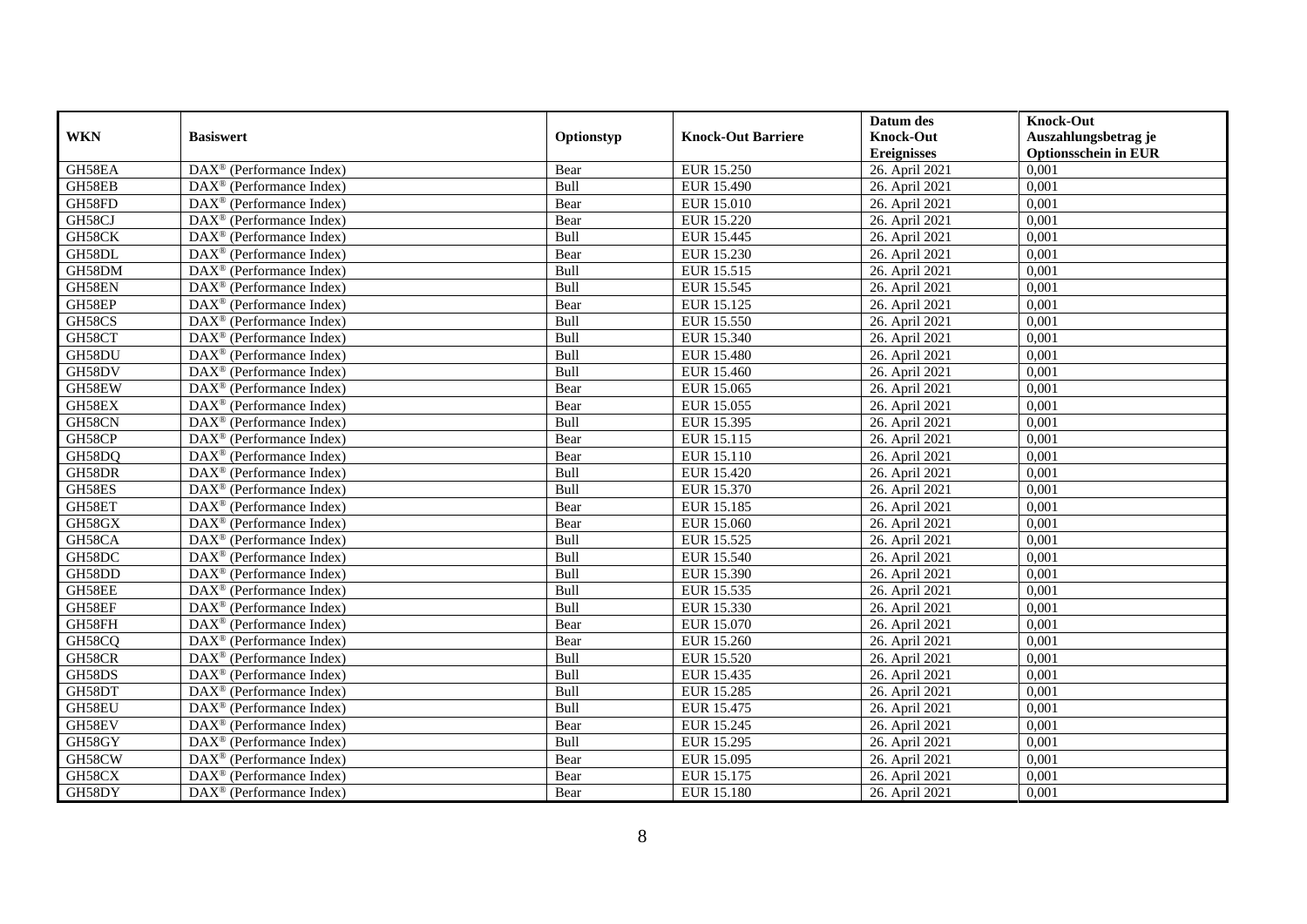| WKN | Basiswert | Optionstyp | Knock-Out Barriere | Datum des Knock-Out Ereignisses | Knock-Out Auszahlungsbetrag je Optionsschein in EUR |
|---|---|---|---|---|---|
| GH58EA | DAX® (Performance Index) | Bear | EUR 15.250 | 26. April 2021 | 0,001 |
| GH58EB | DAX® (Performance Index) | Bull | EUR 15.490 | 26. April 2021 | 0,001 |
| GH58FD | DAX® (Performance Index) | Bear | EUR 15.010 | 26. April 2021 | 0,001 |
| GH58CJ | DAX® (Performance Index) | Bear | EUR 15.220 | 26. April 2021 | 0,001 |
| GH58CK | DAX® (Performance Index) | Bull | EUR 15.445 | 26. April 2021 | 0,001 |
| GH58DL | DAX® (Performance Index) | Bear | EUR 15.230 | 26. April 2021 | 0,001 |
| GH58DM | DAX® (Performance Index) | Bull | EUR 15.515 | 26. April 2021 | 0,001 |
| GH58EN | DAX® (Performance Index) | Bull | EUR 15.545 | 26. April 2021 | 0,001 |
| GH58EP | DAX® (Performance Index) | Bear | EUR 15.125 | 26. April 2021 | 0,001 |
| GH58CS | DAX® (Performance Index) | Bull | EUR 15.550 | 26. April 2021 | 0,001 |
| GH58CT | DAX® (Performance Index) | Bull | EUR 15.340 | 26. April 2021 | 0,001 |
| GH58DU | DAX® (Performance Index) | Bull | EUR 15.480 | 26. April 2021 | 0,001 |
| GH58DV | DAX® (Performance Index) | Bull | EUR 15.460 | 26. April 2021 | 0,001 |
| GH58EW | DAX® (Performance Index) | Bear | EUR 15.065 | 26. April 2021 | 0,001 |
| GH58EX | DAX® (Performance Index) | Bear | EUR 15.055 | 26. April 2021 | 0,001 |
| GH58CN | DAX® (Performance Index) | Bull | EUR 15.395 | 26. April 2021 | 0,001 |
| GH58CP | DAX® (Performance Index) | Bear | EUR 15.115 | 26. April 2021 | 0,001 |
| GH58DQ | DAX® (Performance Index) | Bear | EUR 15.110 | 26. April 2021 | 0,001 |
| GH58DR | DAX® (Performance Index) | Bull | EUR 15.420 | 26. April 2021 | 0,001 |
| GH58ES | DAX® (Performance Index) | Bull | EUR 15.370 | 26. April 2021 | 0,001 |
| GH58ET | DAX® (Performance Index) | Bear | EUR 15.185 | 26. April 2021 | 0,001 |
| GH58GX | DAX® (Performance Index) | Bear | EUR 15.060 | 26. April 2021 | 0,001 |
| GH58CA | DAX® (Performance Index) | Bull | EUR 15.525 | 26. April 2021 | 0,001 |
| GH58DC | DAX® (Performance Index) | Bull | EUR 15.540 | 26. April 2021 | 0,001 |
| GH58DD | DAX® (Performance Index) | Bull | EUR 15.390 | 26. April 2021 | 0,001 |
| GH58EE | DAX® (Performance Index) | Bull | EUR 15.535 | 26. April 2021 | 0,001 |
| GH58EF | DAX® (Performance Index) | Bull | EUR 15.330 | 26. April 2021 | 0,001 |
| GH58FH | DAX® (Performance Index) | Bear | EUR 15.070 | 26. April 2021 | 0,001 |
| GH58CQ | DAX® (Performance Index) | Bear | EUR 15.260 | 26. April 2021 | 0,001 |
| GH58CR | DAX® (Performance Index) | Bull | EUR 15.520 | 26. April 2021 | 0,001 |
| GH58DS | DAX® (Performance Index) | Bull | EUR 15.435 | 26. April 2021 | 0,001 |
| GH58DT | DAX® (Performance Index) | Bull | EUR 15.285 | 26. April 2021 | 0,001 |
| GH58EU | DAX® (Performance Index) | Bull | EUR 15.475 | 26. April 2021 | 0,001 |
| GH58EV | DAX® (Performance Index) | Bear | EUR 15.245 | 26. April 2021 | 0,001 |
| GH58GY | DAX® (Performance Index) | Bull | EUR 15.295 | 26. April 2021 | 0,001 |
| GH58CW | DAX® (Performance Index) | Bear | EUR 15.095 | 26. April 2021 | 0,001 |
| GH58CX | DAX® (Performance Index) | Bear | EUR 15.175 | 26. April 2021 | 0,001 |
| GH58DY | DAX® (Performance Index) | Bear | EUR 15.180 | 26. April 2021 | 0,001 |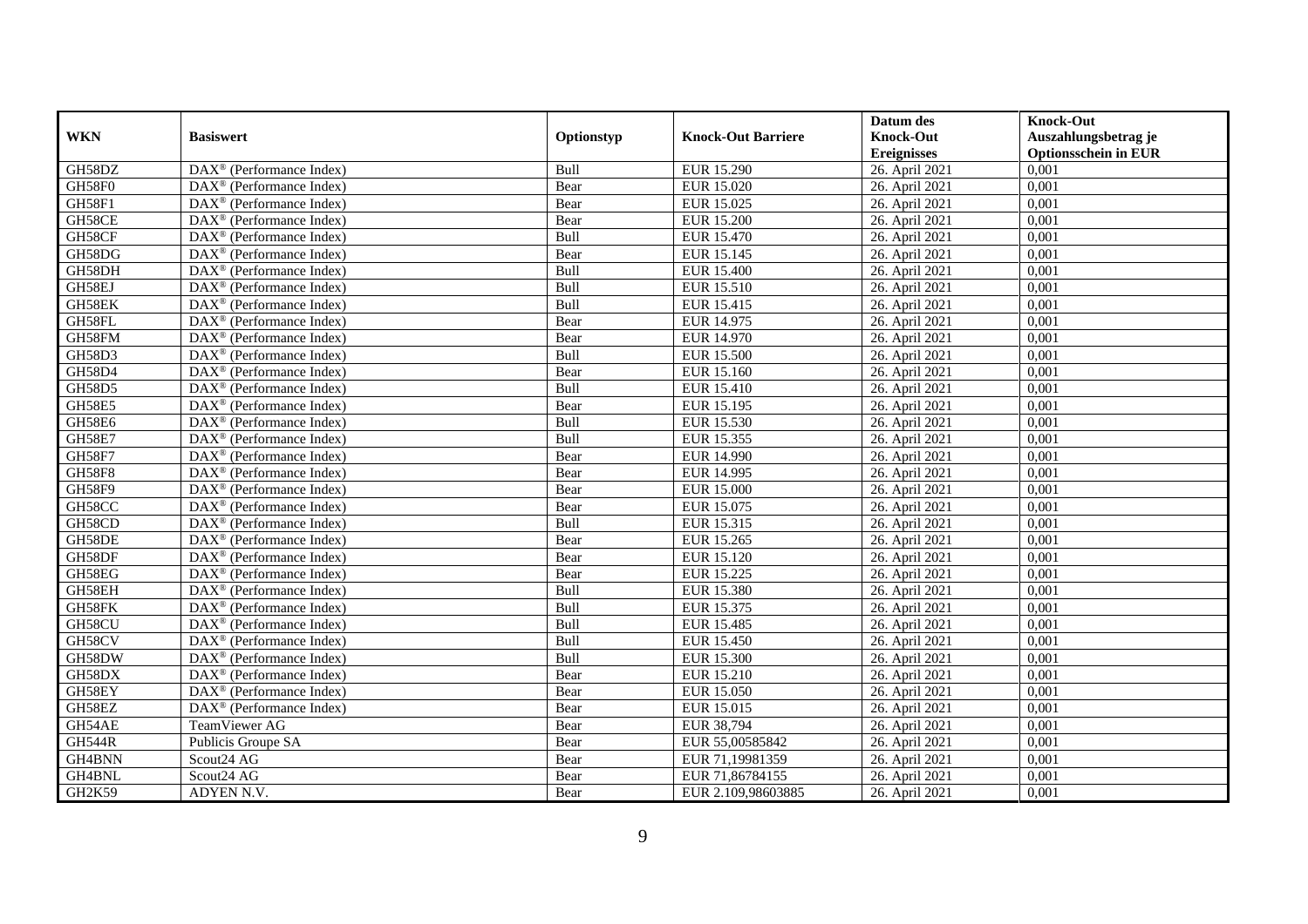| WKN | Basiswert | Optionstyp | Knock-Out Barriere | Datum des Knock-Out Ereignisses | Knock-Out Auszahlungsbetrag je Optionsschein in EUR |
|---|---|---|---|---|---|
| GH58DZ | DAX® (Performance Index) | Bull | EUR 15.290 | 26. April 2021 | 0,001 |
| GH58F0 | DAX® (Performance Index) | Bear | EUR 15.020 | 26. April 2021 | 0,001 |
| GH58F1 | DAX® (Performance Index) | Bear | EUR 15.025 | 26. April 2021 | 0,001 |
| GH58CE | DAX® (Performance Index) | Bear | EUR 15.200 | 26. April 2021 | 0,001 |
| GH58CF | DAX® (Performance Index) | Bull | EUR 15.470 | 26. April 2021 | 0,001 |
| GH58DG | DAX® (Performance Index) | Bear | EUR 15.145 | 26. April 2021 | 0,001 |
| GH58DH | DAX® (Performance Index) | Bull | EUR 15.400 | 26. April 2021 | 0,001 |
| GH58EJ | DAX® (Performance Index) | Bull | EUR 15.510 | 26. April 2021 | 0,001 |
| GH58EK | DAX® (Performance Index) | Bull | EUR 15.415 | 26. April 2021 | 0,001 |
| GH58FL | DAX® (Performance Index) | Bear | EUR 14.975 | 26. April 2021 | 0,001 |
| GH58FM | DAX® (Performance Index) | Bear | EUR 14.970 | 26. April 2021 | 0,001 |
| GH58D3 | DAX® (Performance Index) | Bull | EUR 15.500 | 26. April 2021 | 0,001 |
| GH58D4 | DAX® (Performance Index) | Bear | EUR 15.160 | 26. April 2021 | 0,001 |
| GH58D5 | DAX® (Performance Index) | Bull | EUR 15.410 | 26. April 2021 | 0,001 |
| GH58E5 | DAX® (Performance Index) | Bear | EUR 15.195 | 26. April 2021 | 0,001 |
| GH58E6 | DAX® (Performance Index) | Bull | EUR 15.530 | 26. April 2021 | 0,001 |
| GH58E7 | DAX® (Performance Index) | Bull | EUR 15.355 | 26. April 2021 | 0,001 |
| GH58F7 | DAX® (Performance Index) | Bear | EUR 14.990 | 26. April 2021 | 0,001 |
| GH58F8 | DAX® (Performance Index) | Bear | EUR 14.995 | 26. April 2021 | 0,001 |
| GH58F9 | DAX® (Performance Index) | Bear | EUR 15.000 | 26. April 2021 | 0,001 |
| GH58CC | DAX® (Performance Index) | Bear | EUR 15.075 | 26. April 2021 | 0,001 |
| GH58CD | DAX® (Performance Index) | Bull | EUR 15.315 | 26. April 2021 | 0,001 |
| GH58DE | DAX® (Performance Index) | Bear | EUR 15.265 | 26. April 2021 | 0,001 |
| GH58DF | DAX® (Performance Index) | Bear | EUR 15.120 | 26. April 2021 | 0,001 |
| GH58EG | DAX® (Performance Index) | Bear | EUR 15.225 | 26. April 2021 | 0,001 |
| GH58EH | DAX® (Performance Index) | Bull | EUR 15.380 | 26. April 2021 | 0,001 |
| GH58FK | DAX® (Performance Index) | Bull | EUR 15.375 | 26. April 2021 | 0,001 |
| GH58CU | DAX® (Performance Index) | Bull | EUR 15.485 | 26. April 2021 | 0,001 |
| GH58CV | DAX® (Performance Index) | Bull | EUR 15.450 | 26. April 2021 | 0,001 |
| GH58DW | DAX® (Performance Index) | Bull | EUR 15.300 | 26. April 2021 | 0,001 |
| GH58DX | DAX® (Performance Index) | Bear | EUR 15.210 | 26. April 2021 | 0,001 |
| GH58EY | DAX® (Performance Index) | Bear | EUR 15.050 | 26. April 2021 | 0,001 |
| GH58EZ | DAX® (Performance Index) | Bear | EUR 15.015 | 26. April 2021 | 0,001 |
| GH54AE | TeamViewer AG | Bear | EUR 38,794 | 26. April 2021 | 0,001 |
| GH544R | Publicis Groupe SA | Bear | EUR 55,00585842 | 26. April 2021 | 0,001 |
| GH4BNN | Scout24 AG | Bear | EUR 71,19981359 | 26. April 2021 | 0,001 |
| GH4BNL | Scout24 AG | Bear | EUR 71,86784155 | 26. April 2021 | 0,001 |
| GH2K59 | ADYEN N.V. | Bear | EUR 2.109,98603885 | 26. April 2021 | 0,001 |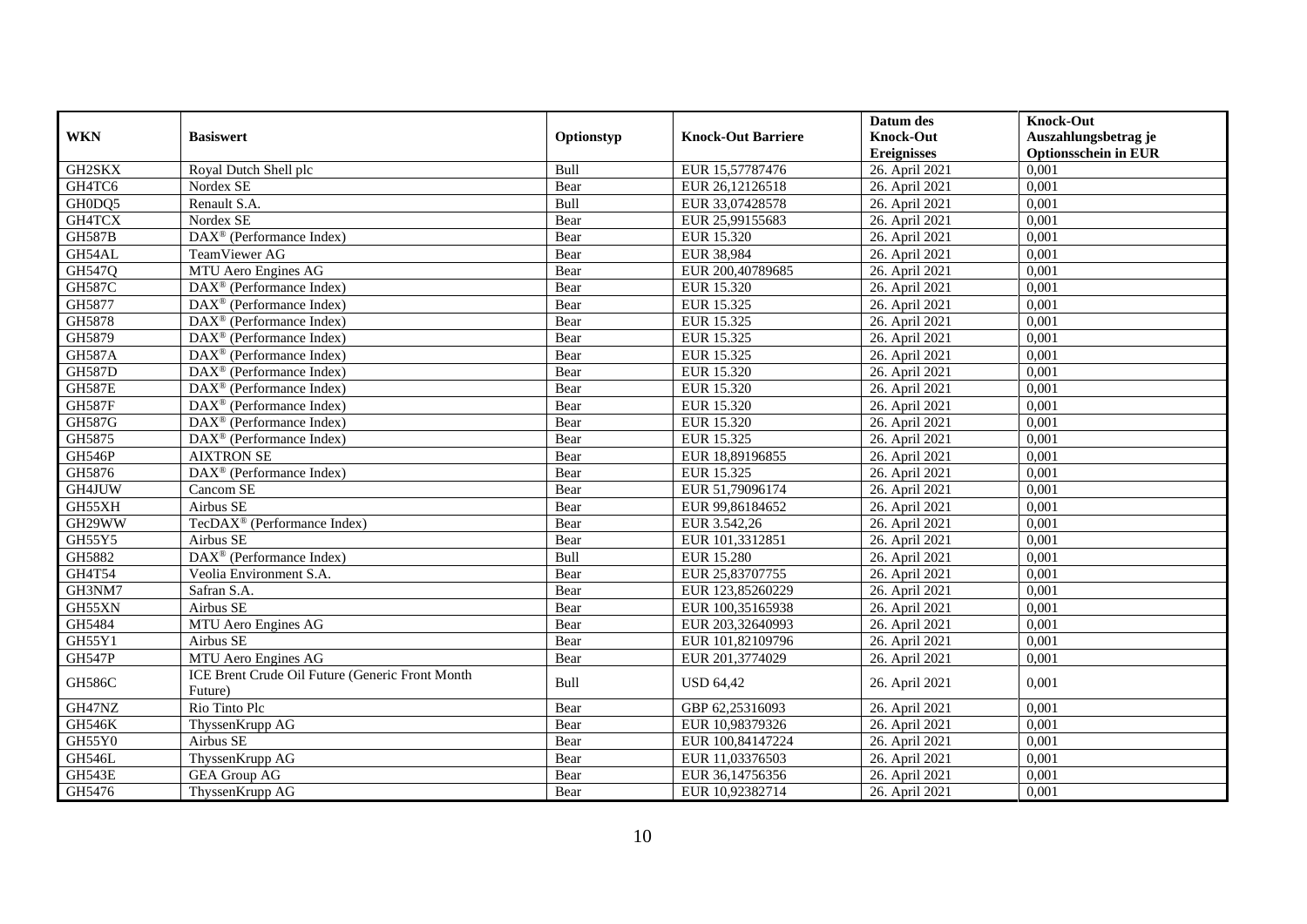| WKN | Basiswert | Optionstyp | Knock-Out Barriere | Datum des Knock-Out Ereignisses | Knock-Out Auszahlungsbetrag je Optionsschein in EUR |
|---|---|---|---|---|---|
| GH2SKX | Royal Dutch Shell plc | Bull | EUR 15,57787476 | 26. April 2021 | 0,001 |
| GH4TC6 | Nordex SE | Bear | EUR 26,12126518 | 26. April 2021 | 0,001 |
| GH0DQ5 | Renault S.A. | Bull | EUR 33,07428578 | 26. April 2021 | 0,001 |
| GH4TCX | Nordex SE | Bear | EUR 25,99155683 | 26. April 2021 | 0,001 |
| GH587B | DAX® (Performance Index) | Bear | EUR 15.320 | 26. April 2021 | 0,001 |
| GH54AL | TeamViewer AG | Bear | EUR 38,984 | 26. April 2021 | 0,001 |
| GH547Q | MTU Aero Engines AG | Bear | EUR 200,40789685 | 26. April 2021 | 0,001 |
| GH587C | DAX® (Performance Index) | Bear | EUR 15.320 | 26. April 2021 | 0,001 |
| GH5877 | DAX® (Performance Index) | Bear | EUR 15.325 | 26. April 2021 | 0,001 |
| GH5878 | DAX® (Performance Index) | Bear | EUR 15.325 | 26. April 2021 | 0,001 |
| GH5879 | DAX® (Performance Index) | Bear | EUR 15.325 | 26. April 2021 | 0,001 |
| GH587A | DAX® (Performance Index) | Bear | EUR 15.325 | 26. April 2021 | 0,001 |
| GH587D | DAX® (Performance Index) | Bear | EUR 15.320 | 26. April 2021 | 0,001 |
| GH587E | DAX® (Performance Index) | Bear | EUR 15.320 | 26. April 2021 | 0,001 |
| GH587F | DAX® (Performance Index) | Bear | EUR 15.320 | 26. April 2021 | 0,001 |
| GH587G | DAX® (Performance Index) | Bear | EUR 15.320 | 26. April 2021 | 0,001 |
| GH5875 | DAX® (Performance Index) | Bear | EUR 15.325 | 26. April 2021 | 0,001 |
| GH546P | AIXTRON SE | Bear | EUR 18,89196855 | 26. April 2021 | 0,001 |
| GH5876 | DAX® (Performance Index) | Bear | EUR 15.325 | 26. April 2021 | 0,001 |
| GH4JUW | Cancom SE | Bear | EUR 51,79096174 | 26. April 2021 | 0,001 |
| GH55XH | Airbus SE | Bear | EUR 99,86184652 | 26. April 2021 | 0,001 |
| GH29WW | TecDAX® (Performance Index) | Bear | EUR 3.542,26 | 26. April 2021 | 0,001 |
| GH55Y5 | Airbus SE | Bear | EUR 101,3312851 | 26. April 2021 | 0,001 |
| GH5882 | DAX® (Performance Index) | Bull | EUR 15.280 | 26. April 2021 | 0,001 |
| GH4T54 | Veolia Environment S.A. | Bear | EUR 25,83707755 | 26. April 2021 | 0,001 |
| GH3NM7 | Safran S.A. | Bear | EUR 123,85260229 | 26. April 2021 | 0,001 |
| GH55XN | Airbus SE | Bear | EUR 100,35165938 | 26. April 2021 | 0,001 |
| GH5484 | MTU Aero Engines AG | Bear | EUR 203,32640993 | 26. April 2021 | 0,001 |
| GH55Y1 | Airbus SE | Bear | EUR 101,82109796 | 26. April 2021 | 0,001 |
| GH547P | MTU Aero Engines AG | Bear | EUR 201,3774029 | 26. April 2021 | 0,001 |
| GH586C | ICE Brent Crude Oil Future (Generic Front Month Future) | Bull | USD 64,42 | 26. April 2021 | 0,001 |
| GH47NZ | Rio Tinto Plc | Bear | GBP 62,25316093 | 26. April 2021 | 0,001 |
| GH546K | ThyssenKrupp AG | Bear | EUR 10,98379326 | 26. April 2021 | 0,001 |
| GH55Y0 | Airbus SE | Bear | EUR 100,84147224 | 26. April 2021 | 0,001 |
| GH546L | ThyssenKrupp AG | Bear | EUR 11,03376503 | 26. April 2021 | 0,001 |
| GH543E | GEA Group AG | Bear | EUR 36,14756356 | 26. April 2021 | 0,001 |
| GH5476 | ThyssenKrupp AG | Bear | EUR 10,92382714 | 26. April 2021 | 0,001 |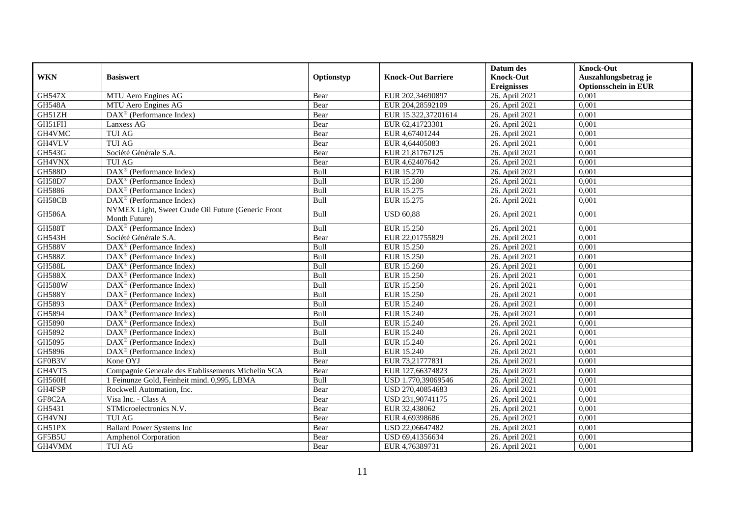| WKN | Basiswert | Optionstyp | Knock-Out Barriere | Datum des Knock-Out Ereignisses | Knock-Out Auszahlungsbetrag je Optionsschein in EUR |
|---|---|---|---|---|---|
| GH547X | MTU Aero Engines AG | Bear | EUR 202,34690897 | 26. April 2021 | 0,001 |
| GH548A | MTU Aero Engines AG | Bear | EUR 204,28592109 | 26. April 2021 | 0,001 |
| GH51ZH | DAX® (Performance Index) | Bear | EUR 15.322,37201614 | 26. April 2021 | 0,001 |
| GH51FH | Lanxess AG | Bear | EUR 62,41723301 | 26. April 2021 | 0,001 |
| GH4VMC | TUI AG | Bear | EUR 4,67401244 | 26. April 2021 | 0,001 |
| GH4VLV | TUI AG | Bear | EUR 4,64405083 | 26. April 2021 | 0,001 |
| GH543G | Société Générale S.A. | Bear | EUR 21,81767125 | 26. April 2021 | 0,001 |
| GH4VNX | TUI AG | Bear | EUR 4,62407642 | 26. April 2021 | 0,001 |
| GH588D | DAX® (Performance Index) | Bull | EUR 15.270 | 26. April 2021 | 0,001 |
| GH58D7 | DAX® (Performance Index) | Bull | EUR 15.280 | 26. April 2021 | 0,001 |
| GH5886 | DAX® (Performance Index) | Bull | EUR 15.275 | 26. April 2021 | 0,001 |
| GH58CB | DAX® (Performance Index) | Bull | EUR 15.275 | 26. April 2021 | 0,001 |
| GH586A | NYMEX Light, Sweet Crude Oil Future (Generic Front Month Future) | Bull | USD 60,88 | 26. April 2021 | 0,001 |
| GH588T | DAX® (Performance Index) | Bull | EUR 15.250 | 26. April 2021 | 0,001 |
| GH543H | Société Générale S.A. | Bear | EUR 22,01755829 | 26. April 2021 | 0,001 |
| GH588V | DAX® (Performance Index) | Bull | EUR 15.250 | 26. April 2021 | 0,001 |
| GH588Z | DAX® (Performance Index) | Bull | EUR 15.250 | 26. April 2021 | 0,001 |
| GH588L | DAX® (Performance Index) | Bull | EUR 15.260 | 26. April 2021 | 0,001 |
| GH588X | DAX® (Performance Index) | Bull | EUR 15.250 | 26. April 2021 | 0,001 |
| GH588W | DAX® (Performance Index) | Bull | EUR 15.250 | 26. April 2021 | 0,001 |
| GH588Y | DAX® (Performance Index) | Bull | EUR 15.250 | 26. April 2021 | 0,001 |
| GH5893 | DAX® (Performance Index) | Bull | EUR 15.240 | 26. April 2021 | 0,001 |
| GH5894 | DAX® (Performance Index) | Bull | EUR 15.240 | 26. April 2021 | 0,001 |
| GH5890 | DAX® (Performance Index) | Bull | EUR 15.240 | 26. April 2021 | 0,001 |
| GH5892 | DAX® (Performance Index) | Bull | EUR 15.240 | 26. April 2021 | 0,001 |
| GH5895 | DAX® (Performance Index) | Bull | EUR 15.240 | 26. April 2021 | 0,001 |
| GH5896 | DAX® (Performance Index) | Bull | EUR 15.240 | 26. April 2021 | 0,001 |
| GF0B3V | Kone OYJ | Bear | EUR 73,21777831 | 26. April 2021 | 0,001 |
| GH4VT5 | Compagnie Generale des Etablissements Michelin SCA | Bear | EUR 127,66374823 | 26. April 2021 | 0,001 |
| GH560H | 1 Feinunze Gold, Feinheit mind. 0,995, LBMA | Bull | USD 1.770,39069546 | 26. April 2021 | 0,001 |
| GH4FSP | Rockwell Automation, Inc. | Bear | USD 270,40854683 | 26. April 2021 | 0,001 |
| GF8C2A | Visa Inc. - Class A | Bear | USD 231,90741175 | 26. April 2021 | 0,001 |
| GH5431 | STMicroelectronics N.V. | Bear | EUR 32,438062 | 26. April 2021 | 0,001 |
| GH4VNJ | TUI AG | Bear | EUR 4,69398686 | 26. April 2021 | 0,001 |
| GH51PX | Ballard Power Systems Inc | Bear | USD 22,06647482 | 26. April 2021 | 0,001 |
| GF5B5U | Amphenol Corporation | Bear | USD 69,41356634 | 26. April 2021 | 0,001 |
| GH4VMM | TUI AG | Bear | EUR 4,76389731 | 26. April 2021 | 0,001 |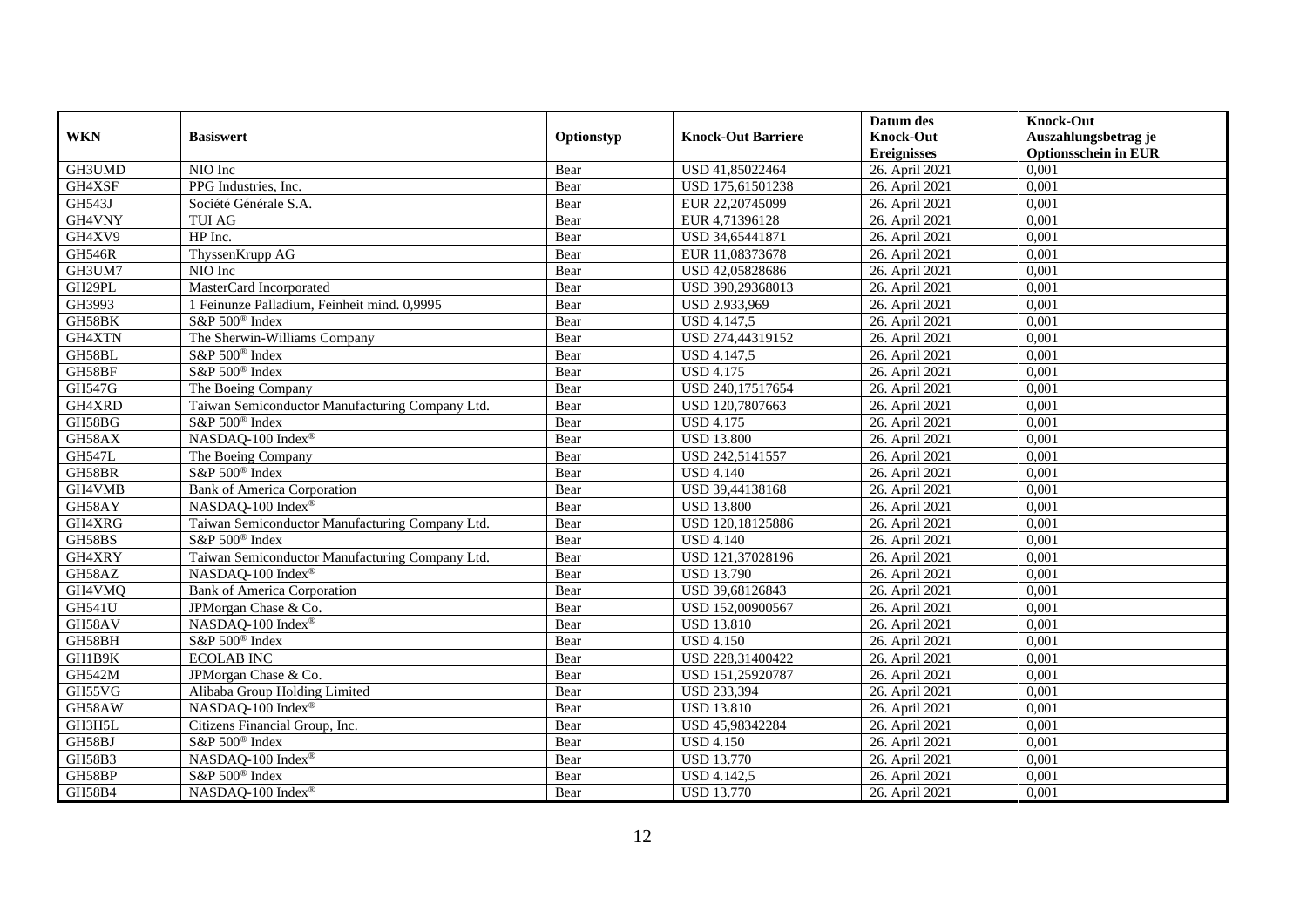| WKN | Basiswert | Optionstyp | Knock-Out Barriere | Datum des Knock-Out Ereignisses | Knock-Out Auszahlungsbetrag je Optionsschein in EUR |
|---|---|---|---|---|---|
| GH3UMD | NIO Inc | Bear | USD 41,85022464 | 26. April 2021 | 0,001 |
| GH4XSF | PPG Industries, Inc. | Bear | USD 175,61501238 | 26. April 2021 | 0,001 |
| GH543J | Société Générale S.A. | Bear | EUR 22,20745099 | 26. April 2021 | 0,001 |
| GH4VNY | TUI AG | Bear | EUR 4,71396128 | 26. April 2021 | 0,001 |
| GH4XV9 | HP Inc. | Bear | USD 34,65441871 | 26. April 2021 | 0,001 |
| GH546R | ThyssenKrupp AG | Bear | EUR 11,08373678 | 26. April 2021 | 0,001 |
| GH3UM7 | NIO Inc | Bear | USD 42,05828686 | 26. April 2021 | 0,001 |
| GH29PL | MasterCard Incorporated | Bear | USD 390,29368013 | 26. April 2021 | 0,001 |
| GH3993 | 1 Feinunze Palladium, Feinheit mind. 0,9995 | Bear | USD 2.933,969 | 26. April 2021 | 0,001 |
| GH58BK | S&P 500® Index | Bear | USD 4.147,5 | 26. April 2021 | 0,001 |
| GH4XTN | The Sherwin-Williams Company | Bear | USD 274,44319152 | 26. April 2021 | 0,001 |
| GH58BL | S&P 500® Index | Bear | USD 4.147,5 | 26. April 2021 | 0,001 |
| GH58BF | S&P 500® Index | Bear | USD 4.175 | 26. April 2021 | 0,001 |
| GH547G | The Boeing Company | Bear | USD 240,17517654 | 26. April 2021 | 0,001 |
| GH4XRD | Taiwan Semiconductor Manufacturing Company Ltd. | Bear | USD 120,7807663 | 26. April 2021 | 0,001 |
| GH58BG | S&P 500® Index | Bear | USD 4.175 | 26. April 2021 | 0,001 |
| GH58AX | NASDAQ-100 Index® | Bear | USD 13.800 | 26. April 2021 | 0,001 |
| GH547L | The Boeing Company | Bear | USD 242,5141557 | 26. April 2021 | 0,001 |
| GH58BR | S&P 500® Index | Bear | USD 4.140 | 26. April 2021 | 0,001 |
| GH4VMB | Bank of America Corporation | Bear | USD 39,44138168 | 26. April 2021 | 0,001 |
| GH58AY | NASDAQ-100 Index® | Bear | USD 13.800 | 26. April 2021 | 0,001 |
| GH4XRG | Taiwan Semiconductor Manufacturing Company Ltd. | Bear | USD 120,18125886 | 26. April 2021 | 0,001 |
| GH58BS | S&P 500® Index | Bear | USD 4.140 | 26. April 2021 | 0,001 |
| GH4XRY | Taiwan Semiconductor Manufacturing Company Ltd. | Bear | USD 121,37028196 | 26. April 2021 | 0,001 |
| GH58AZ | NASDAQ-100 Index® | Bear | USD 13.790 | 26. April 2021 | 0,001 |
| GH4VMQ | Bank of America Corporation | Bear | USD 39,68126843 | 26. April 2021 | 0,001 |
| GH541U | JPMorgan Chase & Co. | Bear | USD 152,00900567 | 26. April 2021 | 0,001 |
| GH58AV | NASDAQ-100 Index® | Bear | USD 13.810 | 26. April 2021 | 0,001 |
| GH58BH | S&P 500® Index | Bear | USD 4.150 | 26. April 2021 | 0,001 |
| GH1B9K | ECOLAB INC | Bear | USD 228,31400422 | 26. April 2021 | 0,001 |
| GH542M | JPMorgan Chase & Co. | Bear | USD 151,25920787 | 26. April 2021 | 0,001 |
| GH55VG | Alibaba Group Holding Limited | Bear | USD 233,394 | 26. April 2021 | 0,001 |
| GH58AW | NASDAQ-100 Index® | Bear | USD 13.810 | 26. April 2021 | 0,001 |
| GH3H5L | Citizens Financial Group, Inc. | Bear | USD 45,98342284 | 26. April 2021 | 0,001 |
| GH58BJ | S&P 500® Index | Bear | USD 4.150 | 26. April 2021 | 0,001 |
| GH58B3 | NASDAQ-100 Index® | Bear | USD 13.770 | 26. April 2021 | 0,001 |
| GH58BP | S&P 500® Index | Bear | USD 4.142,5 | 26. April 2021 | 0,001 |
| GH58B4 | NASDAQ-100 Index® | Bear | USD 13.770 | 26. April 2021 | 0,001 |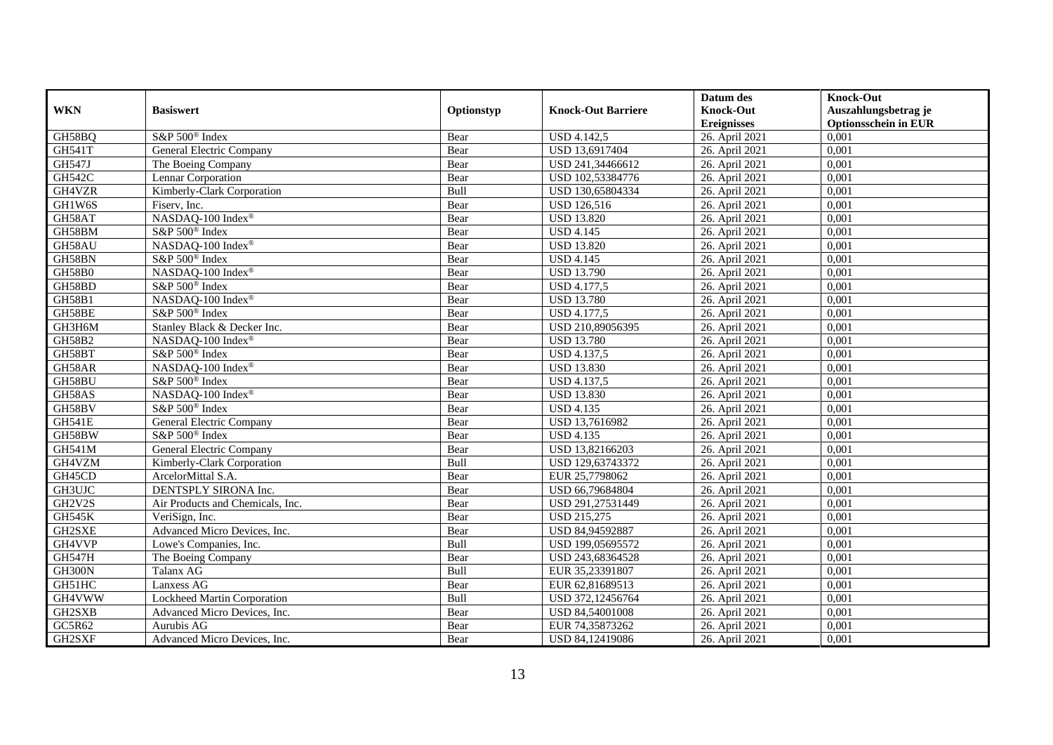| WKN | Basiswert | Optionstyp | Knock-Out Barriere | Datum des Knock-Out Ereignisses | Knock-Out Auszahlungsbetrag je Optionsschein in EUR |
|---|---|---|---|---|---|
| GH58BQ | S&P 500® Index | Bear | USD 4.142,5 | 26. April 2021 | 0,001 |
| GH541T | General Electric Company | Bear | USD 13,6917404 | 26. April 2021 | 0,001 |
| GH547J | The Boeing Company | Bear | USD 241,34466612 | 26. April 2021 | 0,001 |
| GH542C | Lennar Corporation | Bear | USD 102,53384776 | 26. April 2021 | 0,001 |
| GH4VZR | Kimberly-Clark Corporation | Bull | USD 130,65804334 | 26. April 2021 | 0,001 |
| GH1W6S | Fiserv, Inc. | Bear | USD 126,516 | 26. April 2021 | 0,001 |
| GH58AT | NASDAQ-100 Index® | Bear | USD 13.820 | 26. April 2021 | 0,001 |
| GH58BM | S&P 500® Index | Bear | USD 4.145 | 26. April 2021 | 0,001 |
| GH58AU | NASDAQ-100 Index® | Bear | USD 13.820 | 26. April 2021 | 0,001 |
| GH58BN | S&P 500® Index | Bear | USD 4.145 | 26. April 2021 | 0,001 |
| GH58B0 | NASDAQ-100 Index® | Bear | USD 13.790 | 26. April 2021 | 0,001 |
| GH58BD | S&P 500® Index | Bear | USD 4.177,5 | 26. April 2021 | 0,001 |
| GH58B1 | NASDAQ-100 Index® | Bear | USD 13.780 | 26. April 2021 | 0,001 |
| GH58BE | S&P 500® Index | Bear | USD 4.177,5 | 26. April 2021 | 0,001 |
| GH3H6M | Stanley Black & Decker Inc. | Bear | USD 210,89056395 | 26. April 2021 | 0,001 |
| GH58B2 | NASDAQ-100 Index® | Bear | USD 13.780 | 26. April 2021 | 0,001 |
| GH58BT | S&P 500® Index | Bear | USD 4.137,5 | 26. April 2021 | 0,001 |
| GH58AR | NASDAQ-100 Index® | Bear | USD 13.830 | 26. April 2021 | 0,001 |
| GH58BU | S&P 500® Index | Bear | USD 4.137,5 | 26. April 2021 | 0,001 |
| GH58AS | NASDAQ-100 Index® | Bear | USD 13.830 | 26. April 2021 | 0,001 |
| GH58BV | S&P 500® Index | Bear | USD 4.135 | 26. April 2021 | 0,001 |
| GH541E | General Electric Company | Bear | USD 13,7616982 | 26. April 2021 | 0,001 |
| GH58BW | S&P 500® Index | Bear | USD 4.135 | 26. April 2021 | 0,001 |
| GH541M | General Electric Company | Bear | USD 13,82166203 | 26. April 2021 | 0,001 |
| GH4VZM | Kimberly-Clark Corporation | Bull | USD 129,63743372 | 26. April 2021 | 0,001 |
| GH45CD | ArcelorMittal S.A. | Bear | EUR 25,7798062 | 26. April 2021 | 0,001 |
| GH3UJC | DENTSPLY SIRONA Inc. | Bear | USD 66,79684804 | 26. April 2021 | 0,001 |
| GH2V2S | Air Products and Chemicals, Inc. | Bear | USD 291,27531449 | 26. April 2021 | 0,001 |
| GH545K | VeriSign, Inc. | Bear | USD 215,275 | 26. April 2021 | 0,001 |
| GH2SXE | Advanced Micro Devices, Inc. | Bear | USD 84,94592887 | 26. April 2021 | 0,001 |
| GH4VVP | Lowe's Companies, Inc. | Bull | USD 199,05695572 | 26. April 2021 | 0,001 |
| GH547H | The Boeing Company | Bear | USD 243,68364528 | 26. April 2021 | 0,001 |
| GH300N | Talanx AG | Bull | EUR 35,23391807 | 26. April 2021 | 0,001 |
| GH51HC | Lanxess AG | Bear | EUR 62,81689513 | 26. April 2021 | 0,001 |
| GH4VWW | Lockheed Martin Corporation | Bull | USD 372,12456764 | 26. April 2021 | 0,001 |
| GH2SXB | Advanced Micro Devices, Inc. | Bear | USD 84,54001008 | 26. April 2021 | 0,001 |
| GC5R62 | Aurubis AG | Bear | EUR 74,35873262 | 26. April 2021 | 0,001 |
| GH2SXF | Advanced Micro Devices, Inc. | Bear | USD 84,12419086 | 26. April 2021 | 0,001 |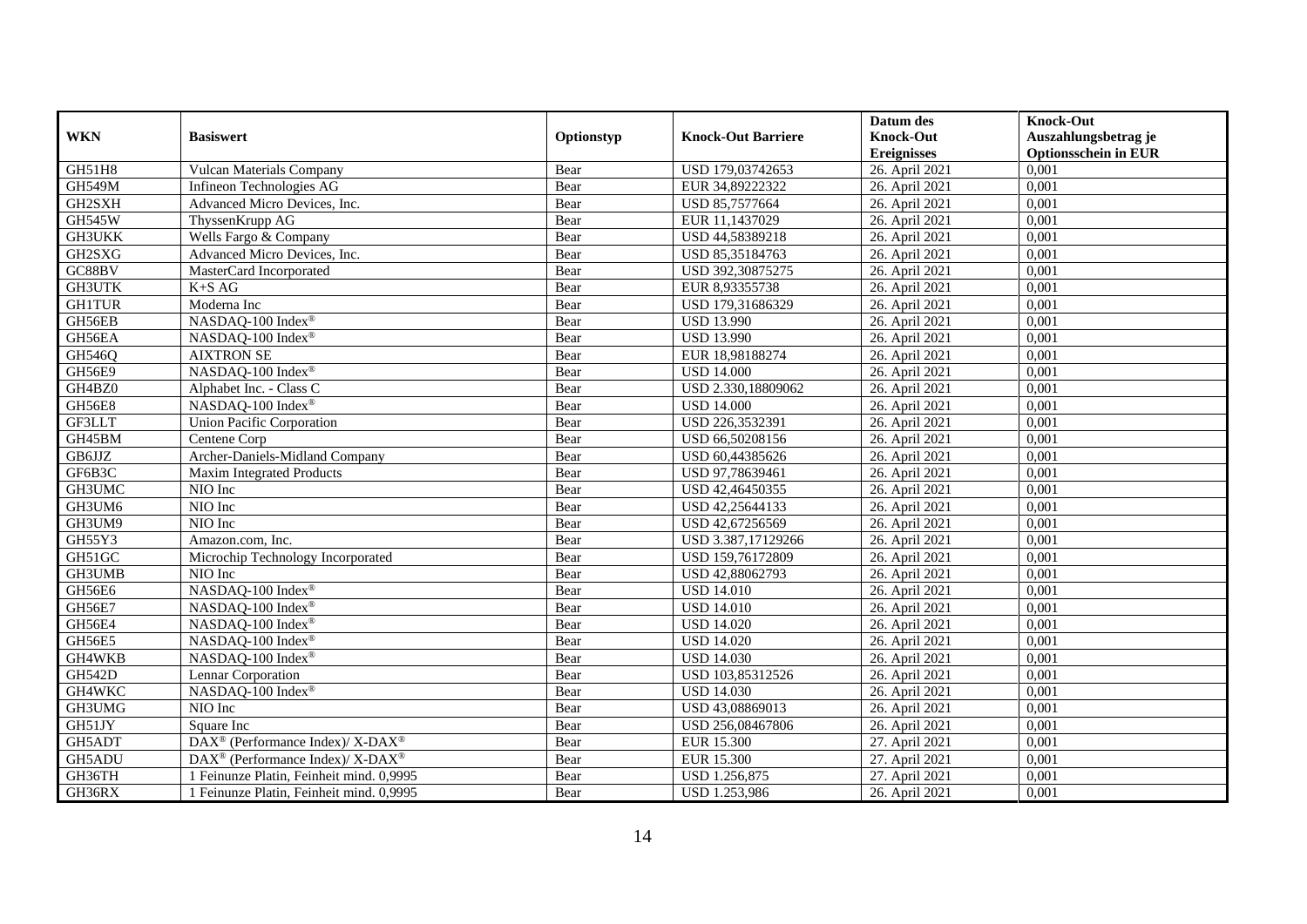| WKN | Basiswert | Optionstyp | Knock-Out Barriere | Datum des Knock-Out Ereignisses | Knock-Out Auszahlungsbetrag je Optionsschein in EUR |
|---|---|---|---|---|---|
| GH51H8 | Vulcan Materials Company | Bear | USD 179,03742653 | 26. April 2021 | 0,001 |
| GH549M | Infineon Technologies AG | Bear | EUR 34,89222322 | 26. April 2021 | 0,001 |
| GH2SXH | Advanced Micro Devices, Inc. | Bear | USD 85,7577664 | 26. April 2021 | 0,001 |
| GH545W | ThyssenKrupp AG | Bear | EUR 11,1437029 | 26. April 2021 | 0,001 |
| GH3UKK | Wells Fargo & Company | Bear | USD 44,58389218 | 26. April 2021 | 0,001 |
| GH2SXG | Advanced Micro Devices, Inc. | Bear | USD 85,35184763 | 26. April 2021 | 0,001 |
| GC88BV | MasterCard Incorporated | Bear | USD 392,30875275 | 26. April 2021 | 0,001 |
| GH3UTK | K+S AG | Bear | EUR 8,93355738 | 26. April 2021 | 0,001 |
| GH1TUR | Moderna Inc | Bear | USD 179,31686329 | 26. April 2021 | 0,001 |
| GH56EB | NASDAQ-100 Index® | Bear | USD 13.990 | 26. April 2021 | 0,001 |
| GH56EA | NASDAQ-100 Index® | Bear | USD 13.990 | 26. April 2021 | 0,001 |
| GH546Q | AIXTRON SE | Bear | EUR 18,98188274 | 26. April 2021 | 0,001 |
| GH56E9 | NASDAQ-100 Index® | Bear | USD 14.000 | 26. April 2021 | 0,001 |
| GH4BZ0 | Alphabet Inc. - Class C | Bear | USD 2.330,18809062 | 26. April 2021 | 0,001 |
| GH56E8 | NASDAQ-100 Index® | Bear | USD 14.000 | 26. April 2021 | 0,001 |
| GF3LLT | Union Pacific Corporation | Bear | USD 226,3532391 | 26. April 2021 | 0,001 |
| GH45BM | Centene Corp | Bear | USD 66,50208156 | 26. April 2021 | 0,001 |
| GB6JJZ | Archer-Daniels-Midland Company | Bear | USD 60,44385626 | 26. April 2021 | 0,001 |
| GF6B3C | Maxim Integrated Products | Bear | USD 97,78639461 | 26. April 2021 | 0,001 |
| GH3UMC | NIO Inc | Bear | USD 42,46450355 | 26. April 2021 | 0,001 |
| GH3UM6 | NIO Inc | Bear | USD 42,25644133 | 26. April 2021 | 0,001 |
| GH3UM9 | NIO Inc | Bear | USD 42,67256569 | 26. April 2021 | 0,001 |
| GH55Y3 | Amazon.com, Inc. | Bear | USD 3.387,17129266 | 26. April 2021 | 0,001 |
| GH51GC | Microchip Technology Incorporated | Bear | USD 159,76172809 | 26. April 2021 | 0,001 |
| GH3UMB | NIO Inc | Bear | USD 42,88062793 | 26. April 2021 | 0,001 |
| GH56E6 | NASDAQ-100 Index® | Bear | USD 14.010 | 26. April 2021 | 0,001 |
| GH56E7 | NASDAQ-100 Index® | Bear | USD 14.010 | 26. April 2021 | 0,001 |
| GH56E4 | NASDAQ-100 Index® | Bear | USD 14.020 | 26. April 2021 | 0,001 |
| GH56E5 | NASDAQ-100 Index® | Bear | USD 14.020 | 26. April 2021 | 0,001 |
| GH4WKB | NASDAQ-100 Index® | Bear | USD 14.030 | 26. April 2021 | 0,001 |
| GH542D | Lennar Corporation | Bear | USD 103,85312526 | 26. April 2021 | 0,001 |
| GH4WKC | NASDAQ-100 Index® | Bear | USD 14.030 | 26. April 2021 | 0,001 |
| GH3UMG | NIO Inc | Bear | USD 43,08869013 | 26. April 2021 | 0,001 |
| GH51JY | Square Inc | Bear | USD 256,08467806 | 26. April 2021 | 0,001 |
| GH5ADT | DAX® (Performance Index)/ X-DAX® | Bear | EUR 15.300 | 27. April 2021 | 0,001 |
| GH5ADU | DAX® (Performance Index)/ X-DAX® | Bear | EUR 15.300 | 27. April 2021 | 0,001 |
| GH36TH | 1 Feinunze Platin, Feinheit mind. 0,9995 | Bear | USD 1.256,875 | 27. April 2021 | 0,001 |
| GH36RX | 1 Feinunze Platin, Feinheit mind. 0,9995 | Bear | USD 1.253,986 | 26. April 2021 | 0,001 |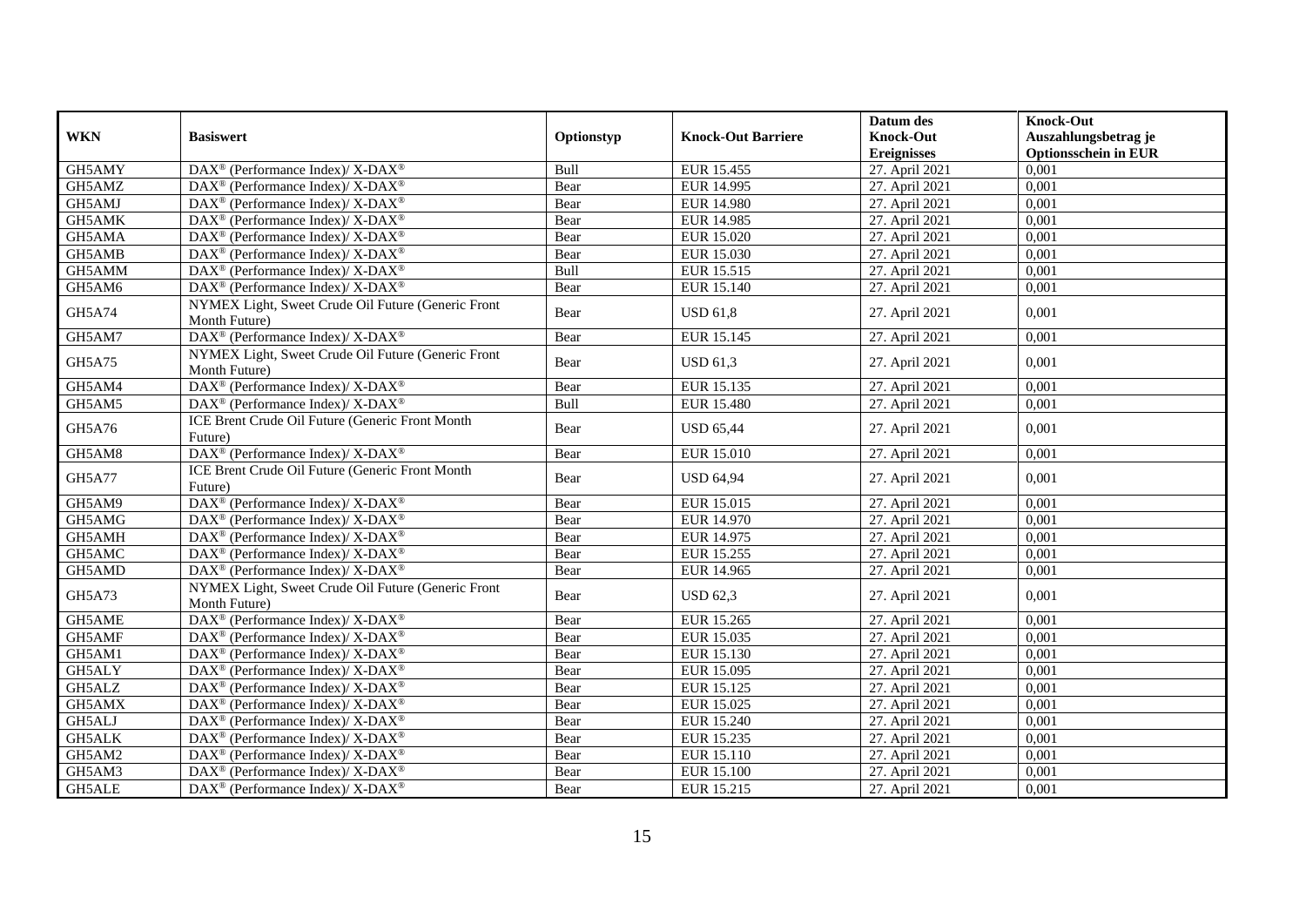| WKN | Basiswert | Optionstyp | Knock-Out Barriere | Datum des Knock-Out Ereignisses | Knock-Out Auszahlungsbetrag je Optionsschein in EUR |
|---|---|---|---|---|---|
| GH5AMY | DAX® (Performance Index)/ X-DAX® | Bull | EUR 15.455 | 27. April 2021 | 0,001 |
| GH5AMZ | DAX® (Performance Index)/ X-DAX® | Bear | EUR 14.995 | 27. April 2021 | 0,001 |
| GH5AMJ | DAX® (Performance Index)/ X-DAX® | Bear | EUR 14.980 | 27. April 2021 | 0,001 |
| GH5AMK | DAX® (Performance Index)/ X-DAX® | Bear | EUR 14.985 | 27. April 2021 | 0,001 |
| GH5AMA | DAX® (Performance Index)/ X-DAX® | Bear | EUR 15.020 | 27. April 2021 | 0,001 |
| GH5AMB | DAX® (Performance Index)/ X-DAX® | Bear | EUR 15.030 | 27. April 2021 | 0,001 |
| GH5AMM | DAX® (Performance Index)/ X-DAX® | Bull | EUR 15.515 | 27. April 2021 | 0,001 |
| GH5AM6 | DAX® (Performance Index)/ X-DAX® | Bear | EUR 15.140 | 27. April 2021 | 0,001 |
| GH5A74 | NYMEX Light, Sweet Crude Oil Future (Generic Front Month Future) | Bear | USD 61,8 | 27. April 2021 | 0,001 |
| GH5AM7 | DAX® (Performance Index)/ X-DAX® | Bear | EUR 15.145 | 27. April 2021 | 0,001 |
| GH5A75 | NYMEX Light, Sweet Crude Oil Future (Generic Front Month Future) | Bear | USD 61,3 | 27. April 2021 | 0,001 |
| GH5AM4 | DAX® (Performance Index)/ X-DAX® | Bear | EUR 15.135 | 27. April 2021 | 0,001 |
| GH5AM5 | DAX® (Performance Index)/ X-DAX® | Bull | EUR 15.480 | 27. April 2021 | 0,001 |
| GH5A76 | ICE Brent Crude Oil Future (Generic Front Month Future) | Bear | USD 65,44 | 27. April 2021 | 0,001 |
| GH5AM8 | DAX® (Performance Index)/ X-DAX® | Bear | EUR 15.010 | 27. April 2021 | 0,001 |
| GH5A77 | ICE Brent Crude Oil Future (Generic Front Month Future) | Bear | USD 64,94 | 27. April 2021 | 0,001 |
| GH5AM9 | DAX® (Performance Index)/ X-DAX® | Bear | EUR 15.015 | 27. April 2021 | 0,001 |
| GH5AMG | DAX® (Performance Index)/ X-DAX® | Bear | EUR 14.970 | 27. April 2021 | 0,001 |
| GH5AMH | DAX® (Performance Index)/ X-DAX® | Bear | EUR 14.975 | 27. April 2021 | 0,001 |
| GH5AMC | DAX® (Performance Index)/ X-DAX® | Bear | EUR 15.255 | 27. April 2021 | 0,001 |
| GH5AMD | DAX® (Performance Index)/ X-DAX® | Bear | EUR 14.965 | 27. April 2021 | 0,001 |
| GH5A73 | NYMEX Light, Sweet Crude Oil Future (Generic Front Month Future) | Bear | USD 62,3 | 27. April 2021 | 0,001 |
| GH5AME | DAX® (Performance Index)/ X-DAX® | Bear | EUR 15.265 | 27. April 2021 | 0,001 |
| GH5AMF | DAX® (Performance Index)/ X-DAX® | Bear | EUR 15.035 | 27. April 2021 | 0,001 |
| GH5AM1 | DAX® (Performance Index)/ X-DAX® | Bear | EUR 15.130 | 27. April 2021 | 0,001 |
| GH5ALY | DAX® (Performance Index)/ X-DAX® | Bear | EUR 15.095 | 27. April 2021 | 0,001 |
| GH5ALZ | DAX® (Performance Index)/ X-DAX® | Bear | EUR 15.125 | 27. April 2021 | 0,001 |
| GH5AMX | DAX® (Performance Index)/ X-DAX® | Bear | EUR 15.025 | 27. April 2021 | 0,001 |
| GH5ALJ | DAX® (Performance Index)/ X-DAX® | Bear | EUR 15.240 | 27. April 2021 | 0,001 |
| GH5ALK | DAX® (Performance Index)/ X-DAX® | Bear | EUR 15.235 | 27. April 2021 | 0,001 |
| GH5AM2 | DAX® (Performance Index)/ X-DAX® | Bear | EUR 15.110 | 27. April 2021 | 0,001 |
| GH5AM3 | DAX® (Performance Index)/ X-DAX® | Bear | EUR 15.100 | 27. April 2021 | 0,001 |
| GH5ALE | DAX® (Performance Index)/ X-DAX® | Bear | EUR 15.215 | 27. April 2021 | 0,001 |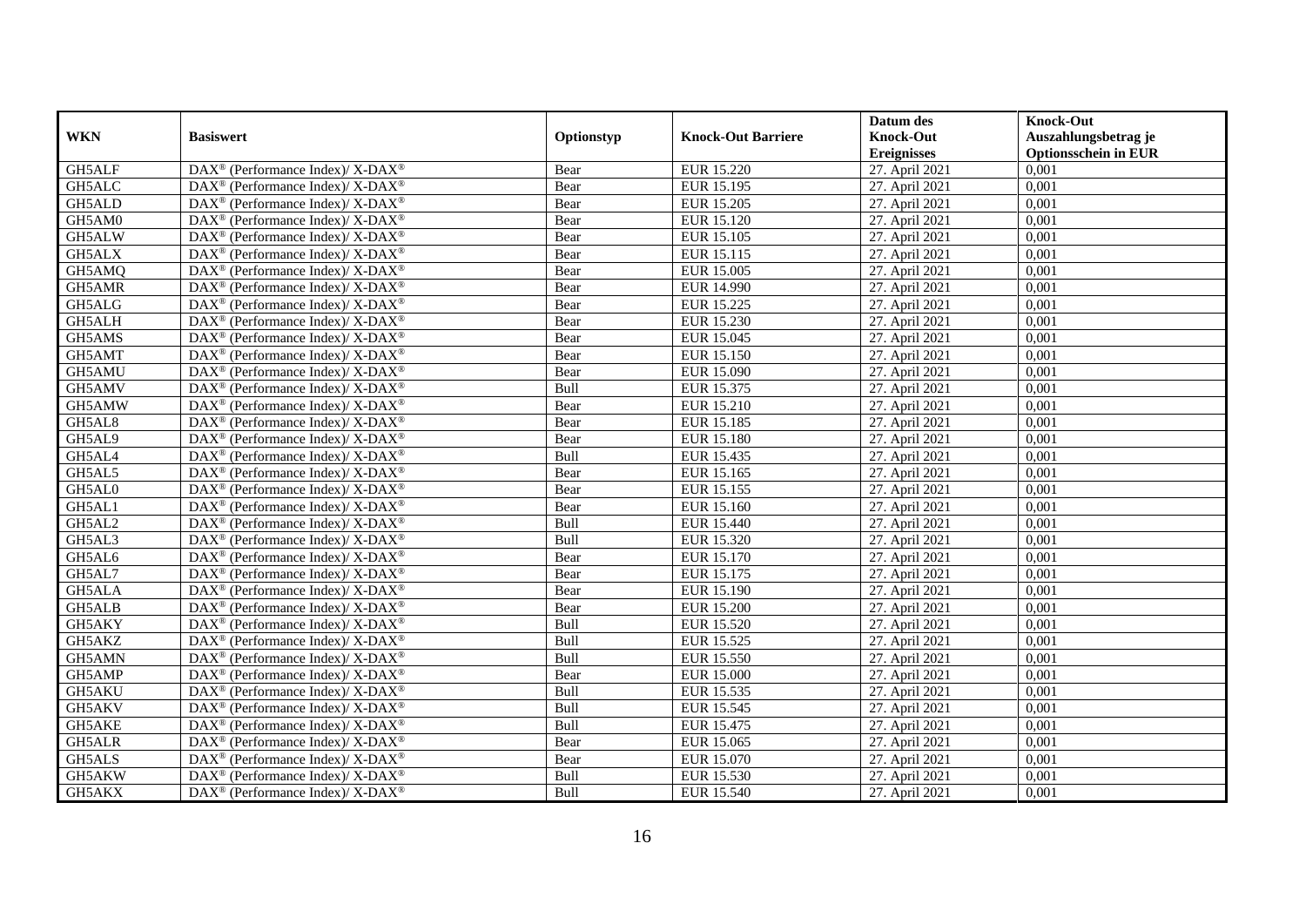| WKN | Basiswert | Optionstyp | Knock-Out Barriere | Datum des Knock-Out Ereignisses | Knock-Out Auszahlungsbetrag je Optionsschein in EUR |
|---|---|---|---|---|---|
| GH5ALF | DAX® (Performance Index)/ X-DAX® | Bear | EUR 15.220 | 27. April 2021 | 0,001 |
| GH5ALC | DAX® (Performance Index)/ X-DAX® | Bear | EUR 15.195 | 27. April 2021 | 0,001 |
| GH5ALD | DAX® (Performance Index)/ X-DAX® | Bear | EUR 15.205 | 27. April 2021 | 0,001 |
| GH5AM0 | DAX® (Performance Index)/ X-DAX® | Bear | EUR 15.120 | 27. April 2021 | 0,001 |
| GH5ALW | DAX® (Performance Index)/ X-DAX® | Bear | EUR 15.105 | 27. April 2021 | 0,001 |
| GH5ALX | DAX® (Performance Index)/ X-DAX® | Bear | EUR 15.115 | 27. April 2021 | 0,001 |
| GH5AMQ | DAX® (Performance Index)/ X-DAX® | Bear | EUR 15.005 | 27. April 2021 | 0,001 |
| GH5AMR | DAX® (Performance Index)/ X-DAX® | Bear | EUR 14.990 | 27. April 2021 | 0,001 |
| GH5ALG | DAX® (Performance Index)/ X-DAX® | Bear | EUR 15.225 | 27. April 2021 | 0,001 |
| GH5ALH | DAX® (Performance Index)/ X-DAX® | Bear | EUR 15.230 | 27. April 2021 | 0,001 |
| GH5AMS | DAX® (Performance Index)/ X-DAX® | Bear | EUR 15.045 | 27. April 2021 | 0,001 |
| GH5AMT | DAX® (Performance Index)/ X-DAX® | Bear | EUR 15.150 | 27. April 2021 | 0,001 |
| GH5AMU | DAX® (Performance Index)/ X-DAX® | Bear | EUR 15.090 | 27. April 2021 | 0,001 |
| GH5AMV | DAX® (Performance Index)/ X-DAX® | Bull | EUR 15.375 | 27. April 2021 | 0,001 |
| GH5AMW | DAX® (Performance Index)/ X-DAX® | Bear | EUR 15.210 | 27. April 2021 | 0,001 |
| GH5AL8 | DAX® (Performance Index)/ X-DAX® | Bear | EUR 15.185 | 27. April 2021 | 0,001 |
| GH5AL9 | DAX® (Performance Index)/ X-DAX® | Bear | EUR 15.180 | 27. April 2021 | 0,001 |
| GH5AL4 | DAX® (Performance Index)/ X-DAX® | Bull | EUR 15.435 | 27. April 2021 | 0,001 |
| GH5AL5 | DAX® (Performance Index)/ X-DAX® | Bear | EUR 15.165 | 27. April 2021 | 0,001 |
| GH5AL0 | DAX® (Performance Index)/ X-DAX® | Bear | EUR 15.155 | 27. April 2021 | 0,001 |
| GH5AL1 | DAX® (Performance Index)/ X-DAX® | Bear | EUR 15.160 | 27. April 2021 | 0,001 |
| GH5AL2 | DAX® (Performance Index)/ X-DAX® | Bull | EUR 15.440 | 27. April 2021 | 0,001 |
| GH5AL3 | DAX® (Performance Index)/ X-DAX® | Bull | EUR 15.320 | 27. April 2021 | 0,001 |
| GH5AL6 | DAX® (Performance Index)/ X-DAX® | Bear | EUR 15.170 | 27. April 2021 | 0,001 |
| GH5AL7 | DAX® (Performance Index)/ X-DAX® | Bear | EUR 15.175 | 27. April 2021 | 0,001 |
| GH5ALA | DAX® (Performance Index)/ X-DAX® | Bear | EUR 15.190 | 27. April 2021 | 0,001 |
| GH5ALB | DAX® (Performance Index)/ X-DAX® | Bear | EUR 15.200 | 27. April 2021 | 0,001 |
| GH5AKY | DAX® (Performance Index)/ X-DAX® | Bull | EUR 15.520 | 27. April 2021 | 0,001 |
| GH5AKZ | DAX® (Performance Index)/ X-DAX® | Bull | EUR 15.525 | 27. April 2021 | 0,001 |
| GH5AMN | DAX® (Performance Index)/ X-DAX® | Bull | EUR 15.550 | 27. April 2021 | 0,001 |
| GH5AMP | DAX® (Performance Index)/ X-DAX® | Bear | EUR 15.000 | 27. April 2021 | 0,001 |
| GH5AKU | DAX® (Performance Index)/ X-DAX® | Bull | EUR 15.535 | 27. April 2021 | 0,001 |
| GH5AKV | DAX® (Performance Index)/ X-DAX® | Bull | EUR 15.545 | 27. April 2021 | 0,001 |
| GH5AKE | DAX® (Performance Index)/ X-DAX® | Bull | EUR 15.475 | 27. April 2021 | 0,001 |
| GH5ALR | DAX® (Performance Index)/ X-DAX® | Bear | EUR 15.065 | 27. April 2021 | 0,001 |
| GH5ALS | DAX® (Performance Index)/ X-DAX® | Bear | EUR 15.070 | 27. April 2021 | 0,001 |
| GH5AKW | DAX® (Performance Index)/ X-DAX® | Bull | EUR 15.530 | 27. April 2021 | 0,001 |
| GH5AKX | DAX® (Performance Index)/ X-DAX® | Bull | EUR 15.540 | 27. April 2021 | 0,001 |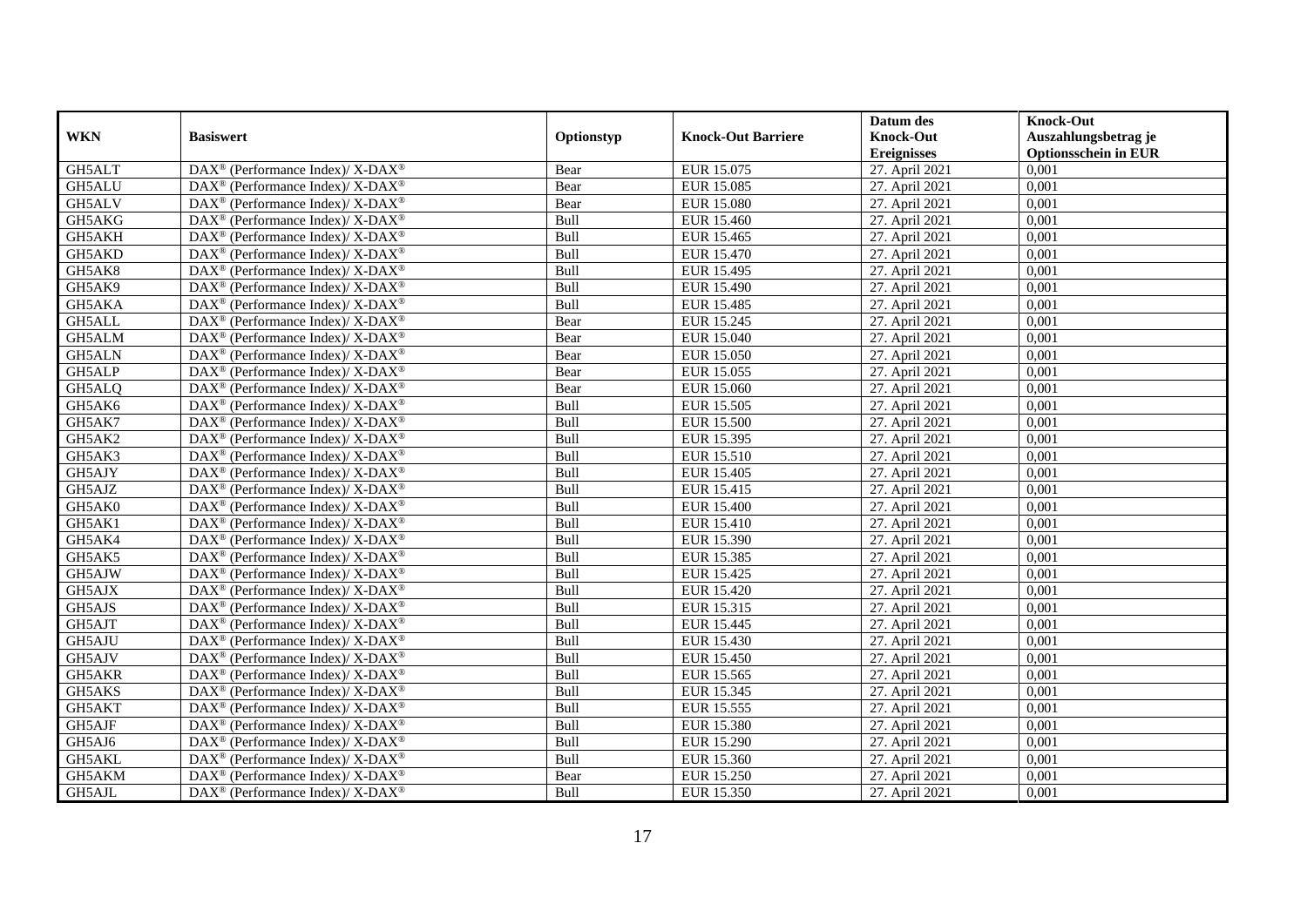| WKN | Basiswert | Optionstyp | Knock-Out Barriere | Datum des Knock-Out Ereignisses | Knock-Out Auszahlungsbetrag je Optionsschein in EUR |
|---|---|---|---|---|---|
| GH5ALT | DAX® (Performance Index)/ X-DAX® | Bear | EUR 15.075 | 27. April 2021 | 0,001 |
| GH5ALU | DAX® (Performance Index)/ X-DAX® | Bear | EUR 15.085 | 27. April 2021 | 0,001 |
| GH5ALV | DAX® (Performance Index)/ X-DAX® | Bear | EUR 15.080 | 27. April 2021 | 0,001 |
| GH5AKG | DAX® (Performance Index)/ X-DAX® | Bull | EUR 15.460 | 27. April 2021 | 0,001 |
| GH5AKH | DAX® (Performance Index)/ X-DAX® | Bull | EUR 15.465 | 27. April 2021 | 0,001 |
| GH5AKD | DAX® (Performance Index)/ X-DAX® | Bull | EUR 15.470 | 27. April 2021 | 0,001 |
| GH5AK8 | DAX® (Performance Index)/ X-DAX® | Bull | EUR 15.495 | 27. April 2021 | 0,001 |
| GH5AK9 | DAX® (Performance Index)/ X-DAX® | Bull | EUR 15.490 | 27. April 2021 | 0,001 |
| GH5AKA | DAX® (Performance Index)/ X-DAX® | Bull | EUR 15.485 | 27. April 2021 | 0,001 |
| GH5ALL | DAX® (Performance Index)/ X-DAX® | Bear | EUR 15.245 | 27. April 2021 | 0,001 |
| GH5ALM | DAX® (Performance Index)/ X-DAX® | Bear | EUR 15.040 | 27. April 2021 | 0,001 |
| GH5ALN | DAX® (Performance Index)/ X-DAX® | Bear | EUR 15.050 | 27. April 2021 | 0,001 |
| GH5ALP | DAX® (Performance Index)/ X-DAX® | Bear | EUR 15.055 | 27. April 2021 | 0,001 |
| GH5ALQ | DAX® (Performance Index)/ X-DAX® | Bear | EUR 15.060 | 27. April 2021 | 0,001 |
| GH5AK6 | DAX® (Performance Index)/ X-DAX® | Bull | EUR 15.505 | 27. April 2021 | 0,001 |
| GH5AK7 | DAX® (Performance Index)/ X-DAX® | Bull | EUR 15.500 | 27. April 2021 | 0,001 |
| GH5AK2 | DAX® (Performance Index)/ X-DAX® | Bull | EUR 15.395 | 27. April 2021 | 0,001 |
| GH5AK3 | DAX® (Performance Index)/ X-DAX® | Bull | EUR 15.510 | 27. April 2021 | 0,001 |
| GH5AJY | DAX® (Performance Index)/ X-DAX® | Bull | EUR 15.405 | 27. April 2021 | 0,001 |
| GH5AJZ | DAX® (Performance Index)/ X-DAX® | Bull | EUR 15.415 | 27. April 2021 | 0,001 |
| GH5AK0 | DAX® (Performance Index)/ X-DAX® | Bull | EUR 15.400 | 27. April 2021 | 0,001 |
| GH5AK1 | DAX® (Performance Index)/ X-DAX® | Bull | EUR 15.410 | 27. April 2021 | 0,001 |
| GH5AK4 | DAX® (Performance Index)/ X-DAX® | Bull | EUR 15.390 | 27. April 2021 | 0,001 |
| GH5AK5 | DAX® (Performance Index)/ X-DAX® | Bull | EUR 15.385 | 27. April 2021 | 0,001 |
| GH5AJW | DAX® (Performance Index)/ X-DAX® | Bull | EUR 15.425 | 27. April 2021 | 0,001 |
| GH5AJX | DAX® (Performance Index)/ X-DAX® | Bull | EUR 15.420 | 27. April 2021 | 0,001 |
| GH5AJS | DAX® (Performance Index)/ X-DAX® | Bull | EUR 15.315 | 27. April 2021 | 0,001 |
| GH5AJT | DAX® (Performance Index)/ X-DAX® | Bull | EUR 15.445 | 27. April 2021 | 0,001 |
| GH5AJU | DAX® (Performance Index)/ X-DAX® | Bull | EUR 15.430 | 27. April 2021 | 0,001 |
| GH5AJV | DAX® (Performance Index)/ X-DAX® | Bull | EUR 15.450 | 27. April 2021 | 0,001 |
| GH5AKR | DAX® (Performance Index)/ X-DAX® | Bull | EUR 15.565 | 27. April 2021 | 0,001 |
| GH5AKS | DAX® (Performance Index)/ X-DAX® | Bull | EUR 15.345 | 27. April 2021 | 0,001 |
| GH5AKT | DAX® (Performance Index)/ X-DAX® | Bull | EUR 15.555 | 27. April 2021 | 0,001 |
| GH5AJF | DAX® (Performance Index)/ X-DAX® | Bull | EUR 15.380 | 27. April 2021 | 0,001 |
| GH5AJ6 | DAX® (Performance Index)/ X-DAX® | Bull | EUR 15.290 | 27. April 2021 | 0,001 |
| GH5AKL | DAX® (Performance Index)/ X-DAX® | Bull | EUR 15.360 | 27. April 2021 | 0,001 |
| GH5AKM | DAX® (Performance Index)/ X-DAX® | Bear | EUR 15.250 | 27. April 2021 | 0,001 |
| GH5AJL | DAX® (Performance Index)/ X-DAX® | Bull | EUR 15.350 | 27. April 2021 | 0,001 |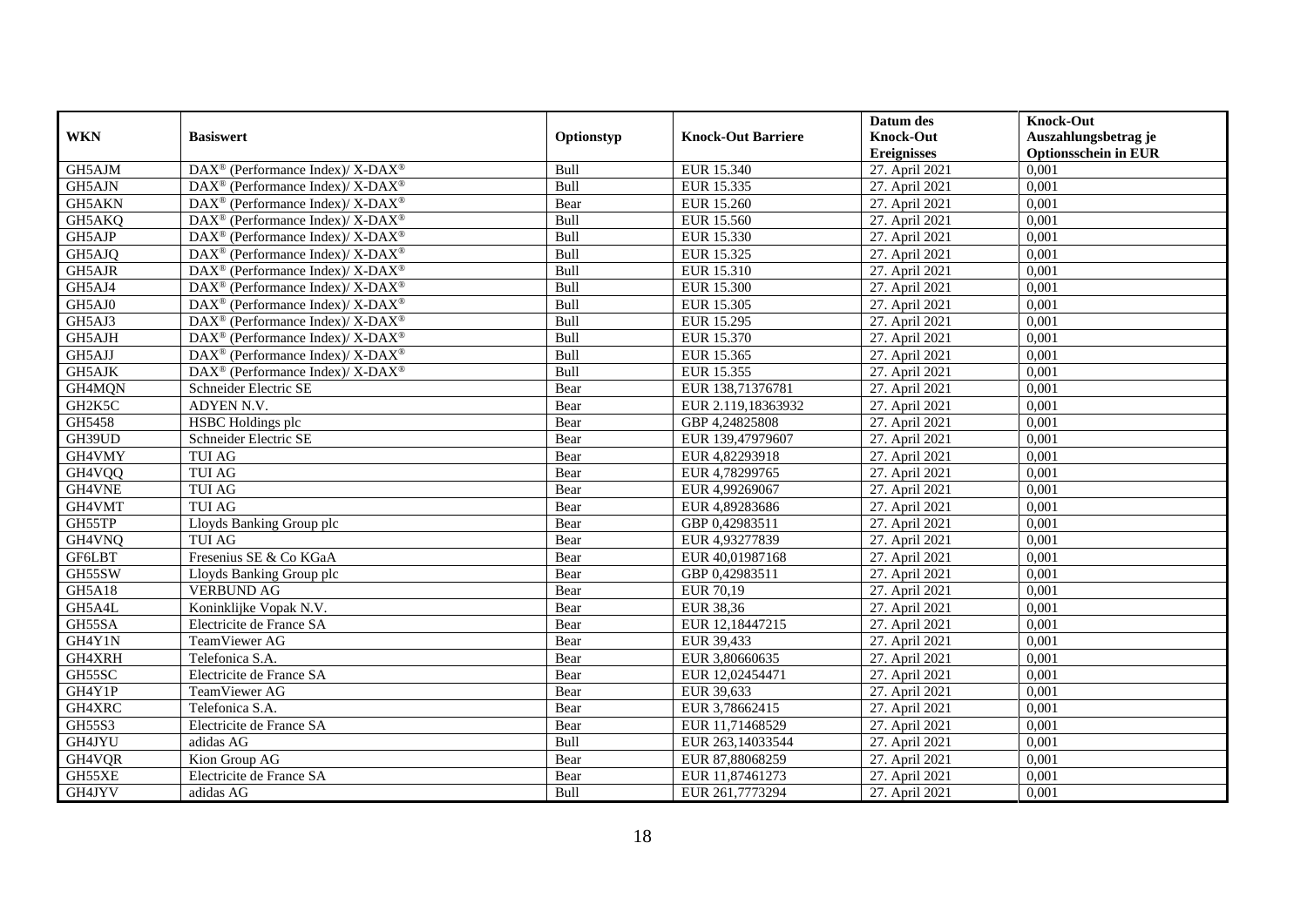| WKN | Basiswert | Optionstyp | Knock-Out Barriere | Datum des Knock-Out Ereignisses | Knock-Out Auszahlungsbetrag je Optionsschein in EUR |
|---|---|---|---|---|---|
| GH5AJM | DAX® (Performance Index)/ X-DAX® | Bull | EUR 15.340 | 27. April 2021 | 0,001 |
| GH5AJN | DAX® (Performance Index)/ X-DAX® | Bull | EUR 15.335 | 27. April 2021 | 0,001 |
| GH5AKN | DAX® (Performance Index)/ X-DAX® | Bear | EUR 15.260 | 27. April 2021 | 0,001 |
| GH5AKQ | DAX® (Performance Index)/ X-DAX® | Bull | EUR 15.560 | 27. April 2021 | 0,001 |
| GH5AJP | DAX® (Performance Index)/ X-DAX® | Bull | EUR 15.330 | 27. April 2021 | 0,001 |
| GH5AJQ | DAX® (Performance Index)/ X-DAX® | Bull | EUR 15.325 | 27. April 2021 | 0,001 |
| GH5AJR | DAX® (Performance Index)/ X-DAX® | Bull | EUR 15.310 | 27. April 2021 | 0,001 |
| GH5AJ4 | DAX® (Performance Index)/ X-DAX® | Bull | EUR 15.300 | 27. April 2021 | 0,001 |
| GH5AJ0 | DAX® (Performance Index)/ X-DAX® | Bull | EUR 15.305 | 27. April 2021 | 0,001 |
| GH5AJ3 | DAX® (Performance Index)/ X-DAX® | Bull | EUR 15.295 | 27. April 2021 | 0,001 |
| GH5AJH | DAX® (Performance Index)/ X-DAX® | Bull | EUR 15.370 | 27. April 2021 | 0,001 |
| GH5AJJ | DAX® (Performance Index)/ X-DAX® | Bull | EUR 15.365 | 27. April 2021 | 0,001 |
| GH5AJK | DAX® (Performance Index)/ X-DAX® | Bull | EUR 15.355 | 27. April 2021 | 0,001 |
| GH4MQN | Schneider Electric SE | Bear | EUR 138,71376781 | 27. April 2021 | 0,001 |
| GH2K5C | ADYEN N.V. | Bear | EUR 2.119,18363932 | 27. April 2021 | 0,001 |
| GH5458 | HSBC Holdings plc | Bear | GBP 4,24825808 | 27. April 2021 | 0,001 |
| GH39UD | Schneider Electric SE | Bear | EUR 139,47979607 | 27. April 2021 | 0,001 |
| GH4VMY | TUI AG | Bear | EUR 4,82293918 | 27. April 2021 | 0,001 |
| GH4VQQ | TUI AG | Bear | EUR 4,78299765 | 27. April 2021 | 0,001 |
| GH4VNE | TUI AG | Bear | EUR 4,99269067 | 27. April 2021 | 0,001 |
| GH4VMT | TUI AG | Bear | EUR 4,89283686 | 27. April 2021 | 0,001 |
| GH55TP | Lloyds Banking Group plc | Bear | GBP 0,42983511 | 27. April 2021 | 0,001 |
| GH4VNQ | TUI AG | Bear | EUR 4,93277839 | 27. April 2021 | 0,001 |
| GF6LBT | Fresenius SE & Co KGaA | Bear | EUR 40,01987168 | 27. April 2021 | 0,001 |
| GH55SW | Lloyds Banking Group plc | Bear | GBP 0,42983511 | 27. April 2021 | 0,001 |
| GH5A18 | VERBUND AG | Bear | EUR 70,19 | 27. April 2021 | 0,001 |
| GH5A4L | Koninklijke Vopak N.V. | Bear | EUR 38,36 | 27. April 2021 | 0,001 |
| GH55SA | Electricite de France SA | Bear | EUR 12,18447215 | 27. April 2021 | 0,001 |
| GH4Y1N | TeamViewer AG | Bear | EUR 39,433 | 27. April 2021 | 0,001 |
| GH4XRH | Telefonica S.A. | Bear | EUR 3,80660635 | 27. April 2021 | 0,001 |
| GH55SC | Electricite de France SA | Bear | EUR 12,02454471 | 27. April 2021 | 0,001 |
| GH4Y1P | TeamViewer AG | Bear | EUR 39,633 | 27. April 2021 | 0,001 |
| GH4XRC | Telefonica S.A. | Bear | EUR 3,78662415 | 27. April 2021 | 0,001 |
| GH55S3 | Electricite de France SA | Bear | EUR 11,71468529 | 27. April 2021 | 0,001 |
| GH4JYU | adidas AG | Bull | EUR 263,14033544 | 27. April 2021 | 0,001 |
| GH4VQR | Kion Group AG | Bear | EUR 87,88068259 | 27. April 2021 | 0,001 |
| GH55XE | Electricite de France SA | Bear | EUR 11,87461273 | 27. April 2021 | 0,001 |
| GH4JYV | adidas AG | Bull | EUR 261,7773294 | 27. April 2021 | 0,001 |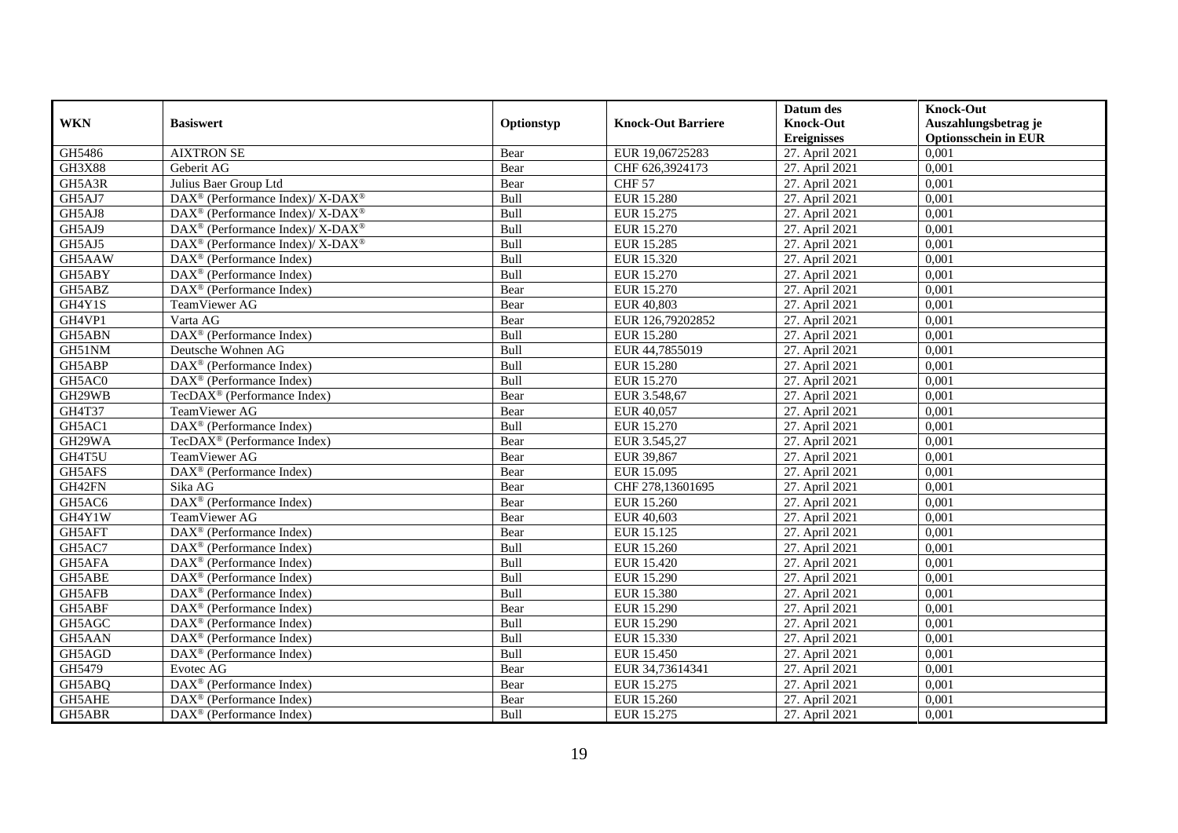| WKN | Basiswert | Optionstyp | Knock-Out Barriere | Datum des Knock-Out Ereignisses | Knock-Out Auszahlungsbetrag je Optionsschein in EUR |
|---|---|---|---|---|---|
| GH5486 | AIXTRON SE | Bear | EUR 19,06725283 | 27. April 2021 | 0,001 |
| GH3X88 | Geberit AG | Bear | CHF 626,3924173 | 27. April 2021 | 0,001 |
| GH5A3R | Julius Baer Group Ltd | Bear | CHF 57 | 27. April 2021 | 0,001 |
| GH5AJ7 | DAX® (Performance Index)/ X-DAX® | Bull | EUR 15.280 | 27. April 2021 | 0,001 |
| GH5AJ8 | DAX® (Performance Index)/ X-DAX® | Bull | EUR 15.275 | 27. April 2021 | 0,001 |
| GH5AJ9 | DAX® (Performance Index)/ X-DAX® | Bull | EUR 15.270 | 27. April 2021 | 0,001 |
| GH5AJ5 | DAX® (Performance Index)/ X-DAX® | Bull | EUR 15.285 | 27. April 2021 | 0,001 |
| GH5AAW | DAX® (Performance Index) | Bull | EUR 15.320 | 27. April 2021 | 0,001 |
| GH5ABY | DAX® (Performance Index) | Bull | EUR 15.270 | 27. April 2021 | 0,001 |
| GH5ABZ | DAX® (Performance Index) | Bear | EUR 15.270 | 27. April 2021 | 0,001 |
| GH4Y1S | TeamViewer AG | Bear | EUR 40,803 | 27. April 2021 | 0,001 |
| GH4VP1 | Varta AG | Bear | EUR 126,79202852 | 27. April 2021 | 0,001 |
| GH5ABN | DAX® (Performance Index) | Bull | EUR 15.280 | 27. April 2021 | 0,001 |
| GH51NM | Deutsche Wohnen AG | Bull | EUR 44,7855019 | 27. April 2021 | 0,001 |
| GH5ABP | DAX® (Performance Index) | Bull | EUR 15.280 | 27. April 2021 | 0,001 |
| GH5AC0 | DAX® (Performance Index) | Bull | EUR 15.270 | 27. April 2021 | 0,001 |
| GH29WB | TecDAX® (Performance Index) | Bear | EUR 3.548,67 | 27. April 2021 | 0,001 |
| GH4T37 | TeamViewer AG | Bear | EUR 40,057 | 27. April 2021 | 0,001 |
| GH5AC1 | DAX® (Performance Index) | Bull | EUR 15.270 | 27. April 2021 | 0,001 |
| GH29WA | TecDAX® (Performance Index) | Bear | EUR 3.545,27 | 27. April 2021 | 0,001 |
| GH4T5U | TeamViewer AG | Bear | EUR 39,867 | 27. April 2021 | 0,001 |
| GH5AFS | DAX® (Performance Index) | Bear | EUR 15.095 | 27. April 2021 | 0,001 |
| GH42FN | Sika AG | Bear | CHF 278,13601695 | 27. April 2021 | 0,001 |
| GH5AC6 | DAX® (Performance Index) | Bear | EUR 15.260 | 27. April 2021 | 0,001 |
| GH4Y1W | TeamViewer AG | Bear | EUR 40,603 | 27. April 2021 | 0,001 |
| GH5AFT | DAX® (Performance Index) | Bear | EUR 15.125 | 27. April 2021 | 0,001 |
| GH5AC7 | DAX® (Performance Index) | Bull | EUR 15.260 | 27. April 2021 | 0,001 |
| GH5AFA | DAX® (Performance Index) | Bull | EUR 15.420 | 27. April 2021 | 0,001 |
| GH5ABE | DAX® (Performance Index) | Bull | EUR 15.290 | 27. April 2021 | 0,001 |
| GH5AFB | DAX® (Performance Index) | Bull | EUR 15.380 | 27. April 2021 | 0,001 |
| GH5ABF | DAX® (Performance Index) | Bear | EUR 15.290 | 27. April 2021 | 0,001 |
| GH5AGC | DAX® (Performance Index) | Bull | EUR 15.290 | 27. April 2021 | 0,001 |
| GH5AAN | DAX® (Performance Index) | Bull | EUR 15.330 | 27. April 2021 | 0,001 |
| GH5AGD | DAX® (Performance Index) | Bull | EUR 15.450 | 27. April 2021 | 0,001 |
| GH5479 | Evotec AG | Bear | EUR 34,73614341 | 27. April 2021 | 0,001 |
| GH5ABQ | DAX® (Performance Index) | Bear | EUR 15.275 | 27. April 2021 | 0,001 |
| GH5AHE | DAX® (Performance Index) | Bear | EUR 15.260 | 27. April 2021 | 0,001 |
| GH5ABR | DAX® (Performance Index) | Bull | EUR 15.275 | 27. April 2021 | 0,001 |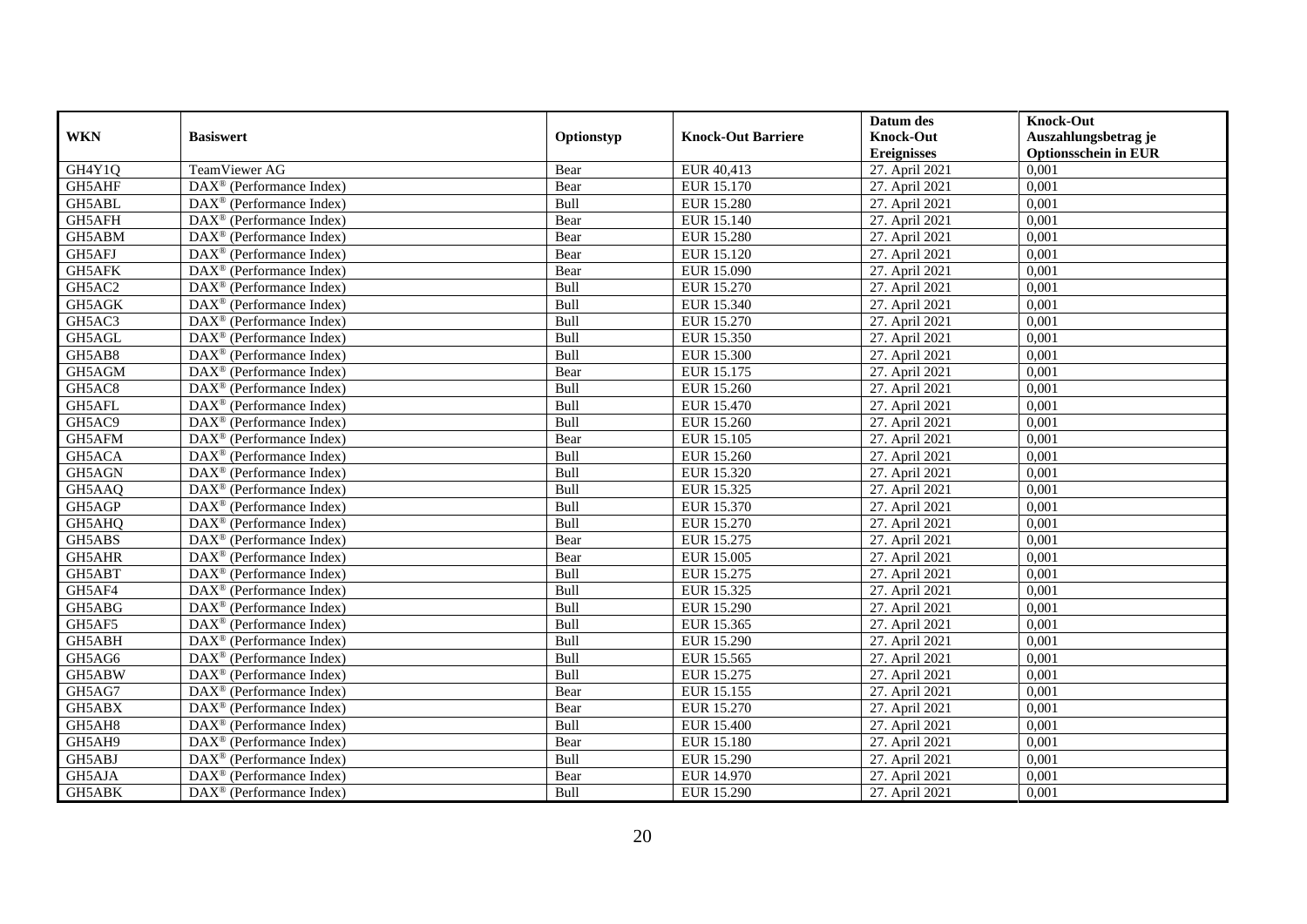| WKN | Basiswert | Optionstyp | Knock-Out Barriere | Datum des Knock-Out Ereignisses | Knock-Out Auszahlungsbetrag je Optionsschein in EUR |
|---|---|---|---|---|---|
| GH4Y1Q | TeamViewer AG | Bear | EUR 40,413 | 27. April 2021 | 0,001 |
| GH5AHF | DAX® (Performance Index) | Bear | EUR 15.170 | 27. April 2021 | 0,001 |
| GH5ABL | DAX® (Performance Index) | Bull | EUR 15.280 | 27. April 2021 | 0,001 |
| GH5AFH | DAX® (Performance Index) | Bear | EUR 15.140 | 27. April 2021 | 0,001 |
| GH5ABM | DAX® (Performance Index) | Bear | EUR 15.280 | 27. April 2021 | 0,001 |
| GH5AFJ | DAX® (Performance Index) | Bear | EUR 15.120 | 27. April 2021 | 0,001 |
| GH5AFK | DAX® (Performance Index) | Bear | EUR 15.090 | 27. April 2021 | 0,001 |
| GH5AC2 | DAX® (Performance Index) | Bull | EUR 15.270 | 27. April 2021 | 0,001 |
| GH5AGK | DAX® (Performance Index) | Bull | EUR 15.340 | 27. April 2021 | 0,001 |
| GH5AC3 | DAX® (Performance Index) | Bull | EUR 15.270 | 27. April 2021 | 0,001 |
| GH5AGL | DAX® (Performance Index) | Bull | EUR 15.350 | 27. April 2021 | 0,001 |
| GH5AB8 | DAX® (Performance Index) | Bull | EUR 15.300 | 27. April 2021 | 0,001 |
| GH5AGM | DAX® (Performance Index) | Bear | EUR 15.175 | 27. April 2021 | 0,001 |
| GH5AC8 | DAX® (Performance Index) | Bull | EUR 15.260 | 27. April 2021 | 0,001 |
| GH5AFL | DAX® (Performance Index) | Bull | EUR 15.470 | 27. April 2021 | 0,001 |
| GH5AC9 | DAX® (Performance Index) | Bull | EUR 15.260 | 27. April 2021 | 0,001 |
| GH5AFM | DAX® (Performance Index) | Bear | EUR 15.105 | 27. April 2021 | 0,001 |
| GH5ACA | DAX® (Performance Index) | Bull | EUR 15.260 | 27. April 2021 | 0,001 |
| GH5AGN | DAX® (Performance Index) | Bull | EUR 15.320 | 27. April 2021 | 0,001 |
| GH5AAQ | DAX® (Performance Index) | Bull | EUR 15.325 | 27. April 2021 | 0,001 |
| GH5AGP | DAX® (Performance Index) | Bull | EUR 15.370 | 27. April 2021 | 0,001 |
| GH5AHQ | DAX® (Performance Index) | Bull | EUR 15.270 | 27. April 2021 | 0,001 |
| GH5ABS | DAX® (Performance Index) | Bear | EUR 15.275 | 27. April 2021 | 0,001 |
| GH5AHR | DAX® (Performance Index) | Bear | EUR 15.005 | 27. April 2021 | 0,001 |
| GH5ABT | DAX® (Performance Index) | Bull | EUR 15.275 | 27. April 2021 | 0,001 |
| GH5AF4 | DAX® (Performance Index) | Bull | EUR 15.325 | 27. April 2021 | 0,001 |
| GH5ABG | DAX® (Performance Index) | Bull | EUR 15.290 | 27. April 2021 | 0,001 |
| GH5AF5 | DAX® (Performance Index) | Bull | EUR 15.365 | 27. April 2021 | 0,001 |
| GH5ABH | DAX® (Performance Index) | Bull | EUR 15.290 | 27. April 2021 | 0,001 |
| GH5AG6 | DAX® (Performance Index) | Bull | EUR 15.565 | 27. April 2021 | 0,001 |
| GH5ABW | DAX® (Performance Index) | Bull | EUR 15.275 | 27. April 2021 | 0,001 |
| GH5AG7 | DAX® (Performance Index) | Bear | EUR 15.155 | 27. April 2021 | 0,001 |
| GH5ABX | DAX® (Performance Index) | Bear | EUR 15.270 | 27. April 2021 | 0,001 |
| GH5AH8 | DAX® (Performance Index) | Bull | EUR 15.400 | 27. April 2021 | 0,001 |
| GH5AH9 | DAX® (Performance Index) | Bear | EUR 15.180 | 27. April 2021 | 0,001 |
| GH5ABJ | DAX® (Performance Index) | Bull | EUR 15.290 | 27. April 2021 | 0,001 |
| GH5AJA | DAX® (Performance Index) | Bear | EUR 14.970 | 27. April 2021 | 0,001 |
| GH5ABK | DAX® (Performance Index) | Bull | EUR 15.290 | 27. April 2021 | 0,001 |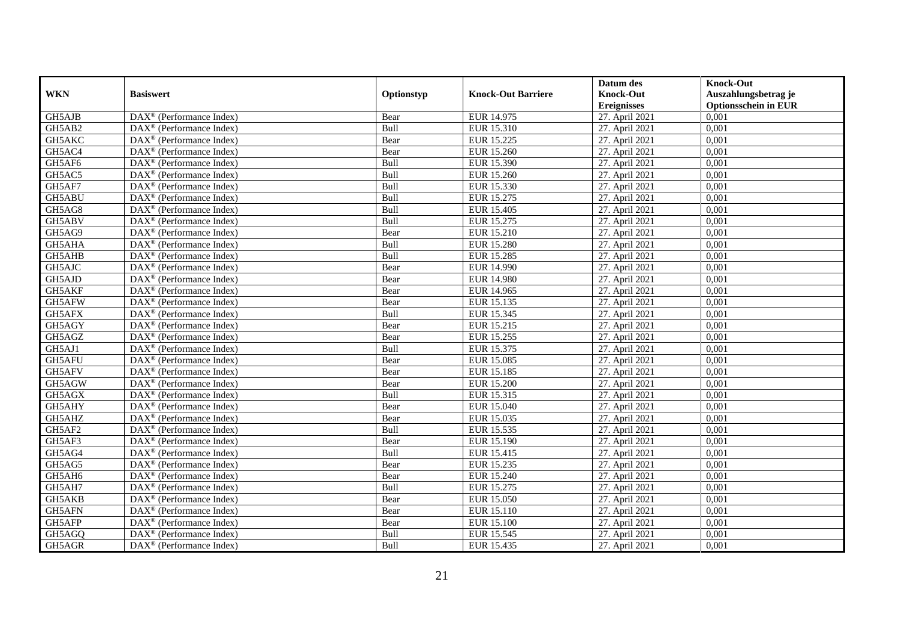| WKN | Basiswert | Optionstyp | Knock-Out Barriere | Datum des Knock-Out Ereignisses | Knock-Out Auszahlungsbetrag je Optionsschein in EUR |
|---|---|---|---|---|---|
| GH5AJB | DAX® (Performance Index) | Bear | EUR 14.975 | 27. April 2021 | 0,001 |
| GH5AB2 | DAX® (Performance Index) | Bull | EUR 15.310 | 27. April 2021 | 0,001 |
| GH5AKC | DAX® (Performance Index) | Bear | EUR 15.225 | 27. April 2021 | 0,001 |
| GH5AC4 | DAX® (Performance Index) | Bear | EUR 15.260 | 27. April 2021 | 0,001 |
| GH5AF6 | DAX® (Performance Index) | Bull | EUR 15.390 | 27. April 2021 | 0,001 |
| GH5AC5 | DAX® (Performance Index) | Bull | EUR 15.260 | 27. April 2021 | 0,001 |
| GH5AF7 | DAX® (Performance Index) | Bull | EUR 15.330 | 27. April 2021 | 0,001 |
| GH5ABU | DAX® (Performance Index) | Bull | EUR 15.275 | 27. April 2021 | 0,001 |
| GH5AG8 | DAX® (Performance Index) | Bull | EUR 15.405 | 27. April 2021 | 0,001 |
| GH5ABV | DAX® (Performance Index) | Bull | EUR 15.275 | 27. April 2021 | 0,001 |
| GH5AG9 | DAX® (Performance Index) | Bear | EUR 15.210 | 27. April 2021 | 0,001 |
| GH5AHA | DAX® (Performance Index) | Bull | EUR 15.280 | 27. April 2021 | 0,001 |
| GH5AHB | DAX® (Performance Index) | Bull | EUR 15.285 | 27. April 2021 | 0,001 |
| GH5AJC | DAX® (Performance Index) | Bear | EUR 14.990 | 27. April 2021 | 0,001 |
| GH5AJD | DAX® (Performance Index) | Bear | EUR 14.980 | 27. April 2021 | 0,001 |
| GH5AKF | DAX® (Performance Index) | Bear | EUR 14.965 | 27. April 2021 | 0,001 |
| GH5AFW | DAX® (Performance Index) | Bear | EUR 15.135 | 27. April 2021 | 0,001 |
| GH5AFX | DAX® (Performance Index) | Bull | EUR 15.345 | 27. April 2021 | 0,001 |
| GH5AGY | DAX® (Performance Index) | Bear | EUR 15.215 | 27. April 2021 | 0,001 |
| GH5AGZ | DAX® (Performance Index) | Bear | EUR 15.255 | 27. April 2021 | 0,001 |
| GH5AJ1 | DAX® (Performance Index) | Bull | EUR 15.375 | 27. April 2021 | 0,001 |
| GH5AFU | DAX® (Performance Index) | Bear | EUR 15.085 | 27. April 2021 | 0,001 |
| GH5AFV | DAX® (Performance Index) | Bear | EUR 15.185 | 27. April 2021 | 0,001 |
| GH5AGW | DAX® (Performance Index) | Bear | EUR 15.200 | 27. April 2021 | 0,001 |
| GH5AGX | DAX® (Performance Index) | Bull | EUR 15.315 | 27. April 2021 | 0,001 |
| GH5AHY | DAX® (Performance Index) | Bear | EUR 15.040 | 27. April 2021 | 0,001 |
| GH5AHZ | DAX® (Performance Index) | Bear | EUR 15.035 | 27. April 2021 | 0,001 |
| GH5AF2 | DAX® (Performance Index) | Bull | EUR 15.535 | 27. April 2021 | 0,001 |
| GH5AF3 | DAX® (Performance Index) | Bear | EUR 15.190 | 27. April 2021 | 0,001 |
| GH5AG4 | DAX® (Performance Index) | Bull | EUR 15.415 | 27. April 2021 | 0,001 |
| GH5AG5 | DAX® (Performance Index) | Bear | EUR 15.235 | 27. April 2021 | 0,001 |
| GH5AH6 | DAX® (Performance Index) | Bear | EUR 15.240 | 27. April 2021 | 0,001 |
| GH5AH7 | DAX® (Performance Index) | Bull | EUR 15.275 | 27. April 2021 | 0,001 |
| GH5AKB | DAX® (Performance Index) | Bear | EUR 15.050 | 27. April 2021 | 0,001 |
| GH5AFN | DAX® (Performance Index) | Bear | EUR 15.110 | 27. April 2021 | 0,001 |
| GH5AFP | DAX® (Performance Index) | Bear | EUR 15.100 | 27. April 2021 | 0,001 |
| GH5AGQ | DAX® (Performance Index) | Bull | EUR 15.545 | 27. April 2021 | 0,001 |
| GH5AGR | DAX® (Performance Index) | Bull | EUR 15.435 | 27. April 2021 | 0,001 |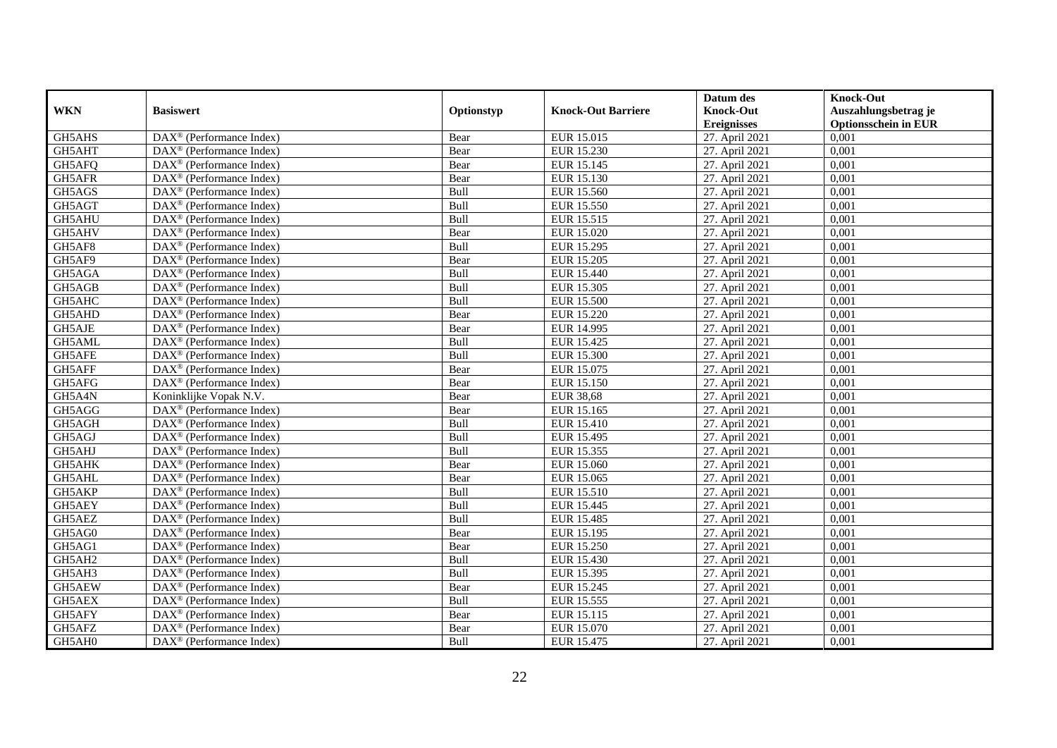| WKN | Basiswert | Optionstyp | Knock-Out Barriere | Datum des Knock-Out Ereignisses | Knock-Out Auszahlungsbetrag je Optionsschein in EUR |
|---|---|---|---|---|---|
| GH5AHS | DAX® (Performance Index) | Bear | EUR 15.015 | 27. April 2021 | 0,001 |
| GH5AHT | DAX® (Performance Index) | Bear | EUR 15.230 | 27. April 2021 | 0,001 |
| GH5AFQ | DAX® (Performance Index) | Bear | EUR 15.145 | 27. April 2021 | 0,001 |
| GH5AFR | DAX® (Performance Index) | Bear | EUR 15.130 | 27. April 2021 | 0,001 |
| GH5AGS | DAX® (Performance Index) | Bull | EUR 15.560 | 27. April 2021 | 0,001 |
| GH5AGT | DAX® (Performance Index) | Bull | EUR 15.550 | 27. April 2021 | 0,001 |
| GH5AHU | DAX® (Performance Index) | Bull | EUR 15.515 | 27. April 2021 | 0,001 |
| GH5AHV | DAX® (Performance Index) | Bear | EUR 15.020 | 27. April 2021 | 0,001 |
| GH5AF8 | DAX® (Performance Index) | Bull | EUR 15.295 | 27. April 2021 | 0,001 |
| GH5AF9 | DAX® (Performance Index) | Bear | EUR 15.205 | 27. April 2021 | 0,001 |
| GH5AGA | DAX® (Performance Index) | Bull | EUR 15.440 | 27. April 2021 | 0,001 |
| GH5AGB | DAX® (Performance Index) | Bull | EUR 15.305 | 27. April 2021 | 0,001 |
| GH5AHC | DAX® (Performance Index) | Bull | EUR 15.500 | 27. April 2021 | 0,001 |
| GH5AHD | DAX® (Performance Index) | Bear | EUR 15.220 | 27. April 2021 | 0,001 |
| GH5AJE | DAX® (Performance Index) | Bear | EUR 14.995 | 27. April 2021 | 0,001 |
| GH5AML | DAX® (Performance Index) | Bull | EUR 15.425 | 27. April 2021 | 0,001 |
| GH5AFE | DAX® (Performance Index) | Bull | EUR 15.300 | 27. April 2021 | 0,001 |
| GH5AFF | DAX® (Performance Index) | Bear | EUR 15.075 | 27. April 2021 | 0,001 |
| GH5AFG | DAX® (Performance Index) | Bear | EUR 15.150 | 27. April 2021 | 0,001 |
| GH5A4N | Koninklijke Vopak N.V. | Bear | EUR 38,68 | 27. April 2021 | 0,001 |
| GH5AGG | DAX® (Performance Index) | Bear | EUR 15.165 | 27. April 2021 | 0,001 |
| GH5AGH | DAX® (Performance Index) | Bull | EUR 15.410 | 27. April 2021 | 0,001 |
| GH5AGJ | DAX® (Performance Index) | Bull | EUR 15.495 | 27. April 2021 | 0,001 |
| GH5AHJ | DAX® (Performance Index) | Bull | EUR 15.355 | 27. April 2021 | 0,001 |
| GH5AHK | DAX® (Performance Index) | Bear | EUR 15.060 | 27. April 2021 | 0,001 |
| GH5AHL | DAX® (Performance Index) | Bear | EUR 15.065 | 27. April 2021 | 0,001 |
| GH5AKP | DAX® (Performance Index) | Bull | EUR 15.510 | 27. April 2021 | 0,001 |
| GH5AEY | DAX® (Performance Index) | Bull | EUR 15.445 | 27. April 2021 | 0,001 |
| GH5AEZ | DAX® (Performance Index) | Bull | EUR 15.485 | 27. April 2021 | 0,001 |
| GH5AG0 | DAX® (Performance Index) | Bear | EUR 15.195 | 27. April 2021 | 0,001 |
| GH5AG1 | DAX® (Performance Index) | Bear | EUR 15.250 | 27. April 2021 | 0,001 |
| GH5AH2 | DAX® (Performance Index) | Bull | EUR 15.430 | 27. April 2021 | 0,001 |
| GH5AH3 | DAX® (Performance Index) | Bull | EUR 15.395 | 27. April 2021 | 0,001 |
| GH5AEW | DAX® (Performance Index) | Bear | EUR 15.245 | 27. April 2021 | 0,001 |
| GH5AEX | DAX® (Performance Index) | Bull | EUR 15.555 | 27. April 2021 | 0,001 |
| GH5AFY | DAX® (Performance Index) | Bear | EUR 15.115 | 27. April 2021 | 0,001 |
| GH5AFZ | DAX® (Performance Index) | Bear | EUR 15.070 | 27. April 2021 | 0,001 |
| GH5AH0 | DAX® (Performance Index) | Bull | EUR 15.475 | 27. April 2021 | 0,001 |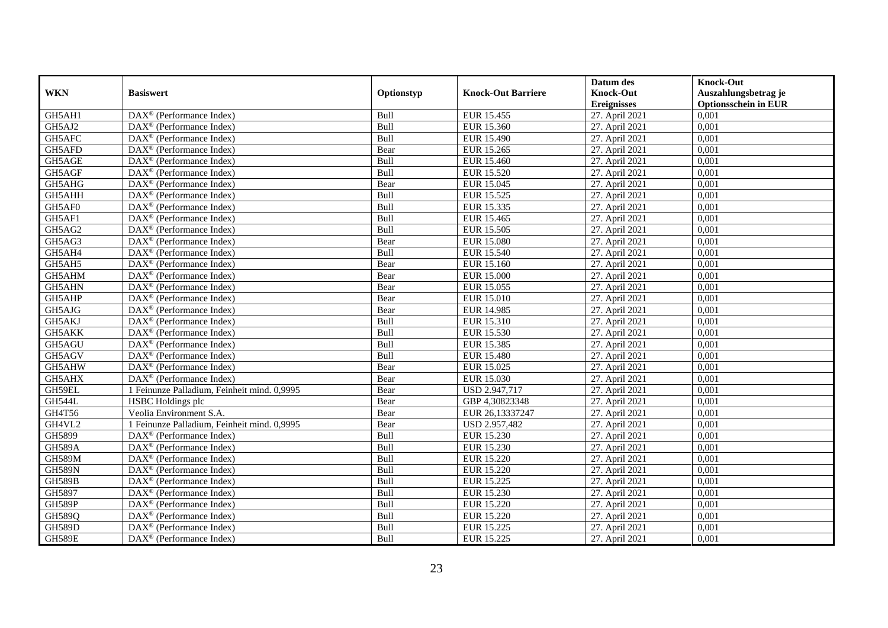| WKN | Basiswert | Optionstyp | Knock-Out Barriere | Datum des Knock-Out Ereignisses | Knock-Out Auszahlungsbetrag je Optionsschein in EUR |
|---|---|---|---|---|---|
| GH5AH1 | DAX® (Performance Index) | Bull | EUR 15.455 | 27. April 2021 | 0,001 |
| GH5AJ2 | DAX® (Performance Index) | Bull | EUR 15.360 | 27. April 2021 | 0,001 |
| GH5AFC | DAX® (Performance Index) | Bull | EUR 15.490 | 27. April 2021 | 0,001 |
| GH5AFD | DAX® (Performance Index) | Bear | EUR 15.265 | 27. April 2021 | 0,001 |
| GH5AGE | DAX® (Performance Index) | Bull | EUR 15.460 | 27. April 2021 | 0,001 |
| GH5AGF | DAX® (Performance Index) | Bull | EUR 15.520 | 27. April 2021 | 0,001 |
| GH5AHG | DAX® (Performance Index) | Bear | EUR 15.045 | 27. April 2021 | 0,001 |
| GH5AHH | DAX® (Performance Index) | Bull | EUR 15.525 | 27. April 2021 | 0,001 |
| GH5AF0 | DAX® (Performance Index) | Bull | EUR 15.335 | 27. April 2021 | 0,001 |
| GH5AF1 | DAX® (Performance Index) | Bull | EUR 15.465 | 27. April 2021 | 0,001 |
| GH5AG2 | DAX® (Performance Index) | Bull | EUR 15.505 | 27. April 2021 | 0,001 |
| GH5AG3 | DAX® (Performance Index) | Bear | EUR 15.080 | 27. April 2021 | 0,001 |
| GH5AH4 | DAX® (Performance Index) | Bull | EUR 15.540 | 27. April 2021 | 0,001 |
| GH5AH5 | DAX® (Performance Index) | Bear | EUR 15.160 | 27. April 2021 | 0,001 |
| GH5AHM | DAX® (Performance Index) | Bear | EUR 15.000 | 27. April 2021 | 0,001 |
| GH5AHN | DAX® (Performance Index) | Bear | EUR 15.055 | 27. April 2021 | 0,001 |
| GH5AHP | DAX® (Performance Index) | Bear | EUR 15.010 | 27. April 2021 | 0,001 |
| GH5AJG | DAX® (Performance Index) | Bear | EUR 14.985 | 27. April 2021 | 0,001 |
| GH5AKJ | DAX® (Performance Index) | Bull | EUR 15.310 | 27. April 2021 | 0,001 |
| GH5AKK | DAX® (Performance Index) | Bull | EUR 15.530 | 27. April 2021 | 0,001 |
| GH5AGU | DAX® (Performance Index) | Bull | EUR 15.385 | 27. April 2021 | 0,001 |
| GH5AGV | DAX® (Performance Index) | Bull | EUR 15.480 | 27. April 2021 | 0,001 |
| GH5AHW | DAX® (Performance Index) | Bear | EUR 15.025 | 27. April 2021 | 0,001 |
| GH5AHX | DAX® (Performance Index) | Bear | EUR 15.030 | 27. April 2021 | 0,001 |
| GH59EL | 1 Feinunze Palladium, Feinheit mind. 0,9995 | Bear | USD 2.947,717 | 27. April 2021 | 0,001 |
| GH544L | HSBC Holdings plc | Bear | GBP 4,30823348 | 27. April 2021 | 0,001 |
| GH4T56 | Veolia Environment S.A. | Bear | EUR 26,13337247 | 27. April 2021 | 0,001 |
| GH4VL2 | 1 Feinunze Palladium, Feinheit mind. 0,9995 | Bear | USD 2.957,482 | 27. April 2021 | 0,001 |
| GH5899 | DAX® (Performance Index) | Bull | EUR 15.230 | 27. April 2021 | 0,001 |
| GH589A | DAX® (Performance Index) | Bull | EUR 15.230 | 27. April 2021 | 0,001 |
| GH589M | DAX® (Performance Index) | Bull | EUR 15.220 | 27. April 2021 | 0,001 |
| GH589N | DAX® (Performance Index) | Bull | EUR 15.220 | 27. April 2021 | 0,001 |
| GH589B | DAX® (Performance Index) | Bull | EUR 15.225 | 27. April 2021 | 0,001 |
| GH5897 | DAX® (Performance Index) | Bull | EUR 15.230 | 27. April 2021 | 0,001 |
| GH589P | DAX® (Performance Index) | Bull | EUR 15.220 | 27. April 2021 | 0,001 |
| GH589Q | DAX® (Performance Index) | Bull | EUR 15.220 | 27. April 2021 | 0,001 |
| GH589D | DAX® (Performance Index) | Bull | EUR 15.225 | 27. April 2021 | 0,001 |
| GH589E | DAX® (Performance Index) | Bull | EUR 15.225 | 27. April 2021 | 0,001 |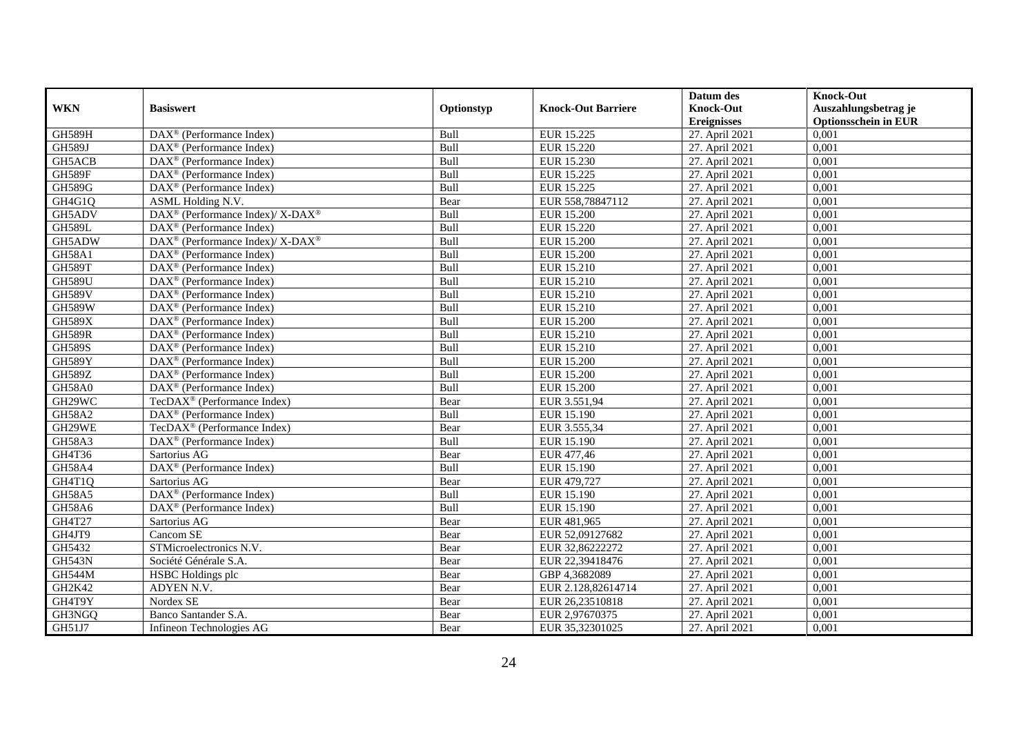| WKN | Basiswert | Optionstyp | Knock-Out Barriere | Datum des Knock-Out Ereignisses | Knock-Out Auszahlungsbetrag je Optionsschein in EUR |
|---|---|---|---|---|---|
| GH589H | DAX® (Performance Index) | Bull | EUR 15.225 | 27. April 2021 | 0,001 |
| GH589J | DAX® (Performance Index) | Bull | EUR 15.220 | 27. April 2021 | 0,001 |
| GH5ACB | DAX® (Performance Index) | Bull | EUR 15.230 | 27. April 2021 | 0,001 |
| GH589F | DAX® (Performance Index) | Bull | EUR 15.225 | 27. April 2021 | 0,001 |
| GH589G | DAX® (Performance Index) | Bull | EUR 15.225 | 27. April 2021 | 0,001 |
| GH4G1Q | ASML Holding N.V. | Bear | EUR 558,78847112 | 27. April 2021 | 0,001 |
| GH5ADV | DAX® (Performance Index)/ X-DAX® | Bull | EUR 15.200 | 27. April 2021 | 0,001 |
| GH589L | DAX® (Performance Index) | Bull | EUR 15.220 | 27. April 2021 | 0,001 |
| GH5ADW | DAX® (Performance Index)/ X-DAX® | Bull | EUR 15.200 | 27. April 2021 | 0,001 |
| GH58A1 | DAX® (Performance Index) | Bull | EUR 15.200 | 27. April 2021 | 0,001 |
| GH589T | DAX® (Performance Index) | Bull | EUR 15.210 | 27. April 2021 | 0,001 |
| GH589U | DAX® (Performance Index) | Bull | EUR 15.210 | 27. April 2021 | 0,001 |
| GH589V | DAX® (Performance Index) | Bull | EUR 15.210 | 27. April 2021 | 0,001 |
| GH589W | DAX® (Performance Index) | Bull | EUR 15.210 | 27. April 2021 | 0,001 |
| GH589X | DAX® (Performance Index) | Bull | EUR 15.200 | 27. April 2021 | 0,001 |
| GH589R | DAX® (Performance Index) | Bull | EUR 15.210 | 27. April 2021 | 0,001 |
| GH589S | DAX® (Performance Index) | Bull | EUR 15.210 | 27. April 2021 | 0,001 |
| GH589Y | DAX® (Performance Index) | Bull | EUR 15.200 | 27. April 2021 | 0,001 |
| GH589Z | DAX® (Performance Index) | Bull | EUR 15.200 | 27. April 2021 | 0,001 |
| GH58A0 | DAX® (Performance Index) | Bull | EUR 15.200 | 27. April 2021 | 0,001 |
| GH29WC | TecDAX® (Performance Index) | Bear | EUR 3.551,94 | 27. April 2021 | 0,001 |
| GH58A2 | DAX® (Performance Index) | Bull | EUR 15.190 | 27. April 2021 | 0,001 |
| GH29WE | TecDAX® (Performance Index) | Bear | EUR 3.555,34 | 27. April 2021 | 0,001 |
| GH58A3 | DAX® (Performance Index) | Bull | EUR 15.190 | 27. April 2021 | 0,001 |
| GH4T36 | Sartorius AG | Bear | EUR 477,46 | 27. April 2021 | 0,001 |
| GH58A4 | DAX® (Performance Index) | Bull | EUR 15.190 | 27. April 2021 | 0,001 |
| GH4T1Q | Sartorius AG | Bear | EUR 479,727 | 27. April 2021 | 0,001 |
| GH58A5 | DAX® (Performance Index) | Bull | EUR 15.190 | 27. April 2021 | 0,001 |
| GH58A6 | DAX® (Performance Index) | Bull | EUR 15.190 | 27. April 2021 | 0,001 |
| GH4T27 | Sartorius AG | Bear | EUR 481,965 | 27. April 2021 | 0,001 |
| GH4JT9 | Cancom SE | Bear | EUR 52,09127682 | 27. April 2021 | 0,001 |
| GH5432 | STMicroelectronics N.V. | Bear | EUR 32,86222272 | 27. April 2021 | 0,001 |
| GH543N | Société Générale S.A. | Bear | EUR 22,39418476 | 27. April 2021 | 0,001 |
| GH544M | HSBC Holdings plc | Bear | GBP 4,3682089 | 27. April 2021 | 0,001 |
| GH2K42 | ADYEN N.V. | Bear | EUR 2.128,82614714 | 27. April 2021 | 0,001 |
| GH4T9Y | Nordex SE | Bear | EUR 26,23510818 | 27. April 2021 | 0,001 |
| GH3NGQ | Banco Santander S.A. | Bear | EUR 2,97670375 | 27. April 2021 | 0,001 |
| GH51J7 | Infineon Technologies AG | Bear | EUR 35,32301025 | 27. April 2021 | 0,001 |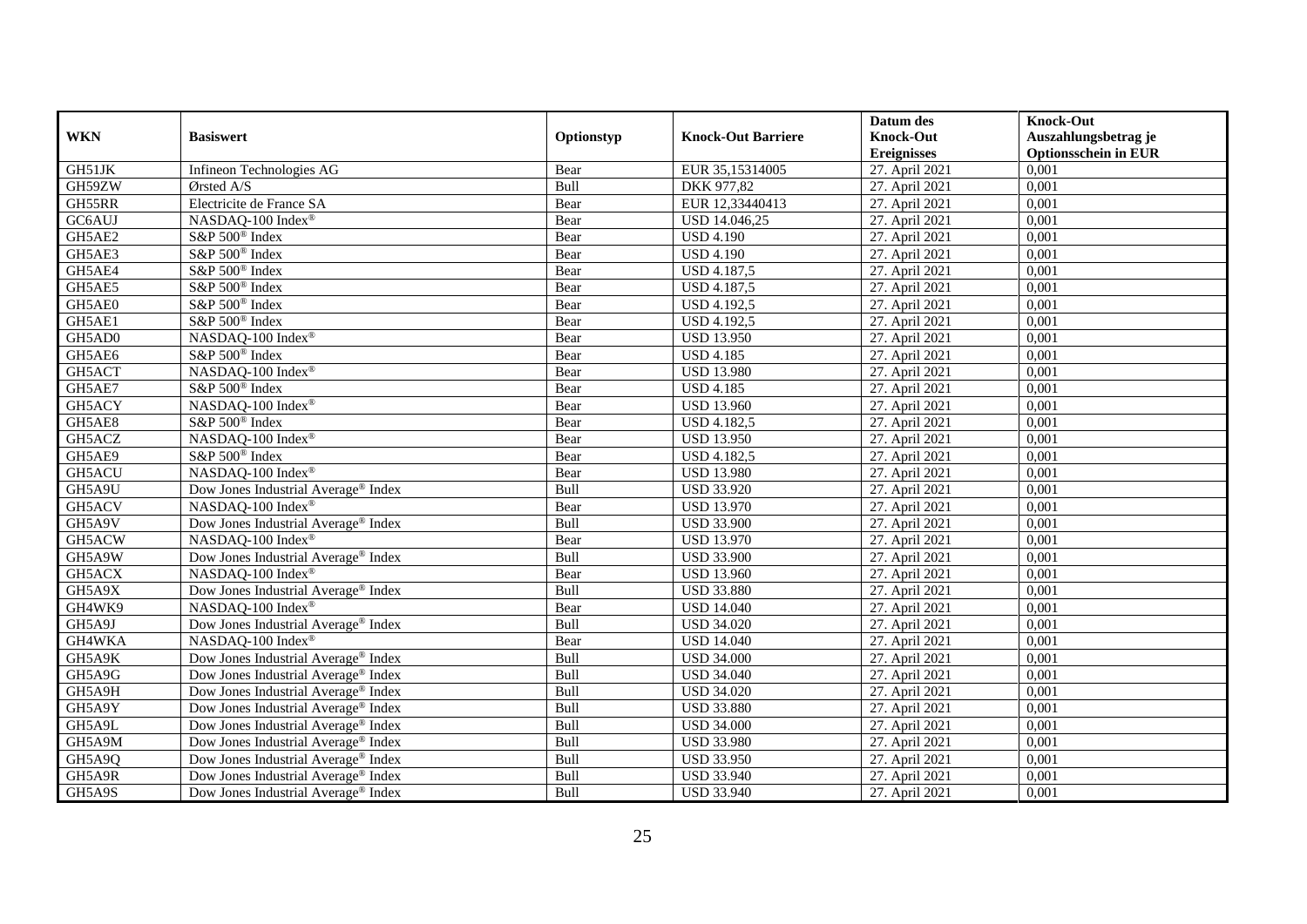| WKN | Basiswert | Optionstyp | Knock-Out Barriere | Datum des Knock-Out Ereignisses | Knock-Out Auszahlungsbetrag je Optionsschein in EUR |
|---|---|---|---|---|---|
| GH51JK | Infineon Technologies AG | Bear | EUR 35,15314005 | 27. April 2021 | 0,001 |
| GH59ZW | Ørsted A/S | Bull | DKK 977,82 | 27. April 2021 | 0,001 |
| GH55RR | Electricite de France SA | Bear | EUR 12,33440413 | 27. April 2021 | 0,001 |
| GC6AUJ | NASDAQ-100 Index® | Bear | USD 14.046,25 | 27. April 2021 | 0,001 |
| GH5AE2 | S&P 500® Index | Bear | USD 4.190 | 27. April 2021 | 0,001 |
| GH5AE3 | S&P 500® Index | Bear | USD 4.190 | 27. April 2021 | 0,001 |
| GH5AE4 | S&P 500® Index | Bear | USD 4.187,5 | 27. April 2021 | 0,001 |
| GH5AE5 | S&P 500® Index | Bear | USD 4.187,5 | 27. April 2021 | 0,001 |
| GH5AE0 | S&P 500® Index | Bear | USD 4.192,5 | 27. April 2021 | 0,001 |
| GH5AE1 | S&P 500® Index | Bear | USD 4.192,5 | 27. April 2021 | 0,001 |
| GH5AD0 | NASDAQ-100 Index® | Bear | USD 13.950 | 27. April 2021 | 0,001 |
| GH5AE6 | S&P 500® Index | Bear | USD 4.185 | 27. April 2021 | 0,001 |
| GH5ACT | NASDAQ-100 Index® | Bear | USD 13.980 | 27. April 2021 | 0,001 |
| GH5AE7 | S&P 500® Index | Bear | USD 4.185 | 27. April 2021 | 0,001 |
| GH5ACY | NASDAQ-100 Index® | Bear | USD 13.960 | 27. April 2021 | 0,001 |
| GH5AE8 | S&P 500® Index | Bear | USD 4.182,5 | 27. April 2021 | 0,001 |
| GH5ACZ | NASDAQ-100 Index® | Bear | USD 13.950 | 27. April 2021 | 0,001 |
| GH5AE9 | S&P 500® Index | Bear | USD 4.182,5 | 27. April 2021 | 0,001 |
| GH5ACU | NASDAQ-100 Index® | Bear | USD 13.980 | 27. April 2021 | 0,001 |
| GH5A9U | Dow Jones Industrial Average® Index | Bull | USD 33.920 | 27. April 2021 | 0,001 |
| GH5ACV | NASDAQ-100 Index® | Bear | USD 13.970 | 27. April 2021 | 0,001 |
| GH5A9V | Dow Jones Industrial Average® Index | Bull | USD 33.900 | 27. April 2021 | 0,001 |
| GH5ACW | NASDAQ-100 Index® | Bear | USD 13.970 | 27. April 2021 | 0,001 |
| GH5A9W | Dow Jones Industrial Average® Index | Bull | USD 33.900 | 27. April 2021 | 0,001 |
| GH5ACX | NASDAQ-100 Index® | Bear | USD 13.960 | 27. April 2021 | 0,001 |
| GH5A9X | Dow Jones Industrial Average® Index | Bull | USD 33.880 | 27. April 2021 | 0,001 |
| GH4WK9 | NASDAQ-100 Index® | Bear | USD 14.040 | 27. April 2021 | 0,001 |
| GH5A9J | Dow Jones Industrial Average® Index | Bull | USD 34.020 | 27. April 2021 | 0,001 |
| GH4WKA | NASDAQ-100 Index® | Bear | USD 14.040 | 27. April 2021 | 0,001 |
| GH5A9K | Dow Jones Industrial Average® Index | Bull | USD 34.000 | 27. April 2021 | 0,001 |
| GH5A9G | Dow Jones Industrial Average® Index | Bull | USD 34.040 | 27. April 2021 | 0,001 |
| GH5A9H | Dow Jones Industrial Average® Index | Bull | USD 34.020 | 27. April 2021 | 0,001 |
| GH5A9Y | Dow Jones Industrial Average® Index | Bull | USD 33.880 | 27. April 2021 | 0,001 |
| GH5A9L | Dow Jones Industrial Average® Index | Bull | USD 34.000 | 27. April 2021 | 0,001 |
| GH5A9M | Dow Jones Industrial Average® Index | Bull | USD 33.980 | 27. April 2021 | 0,001 |
| GH5A9Q | Dow Jones Industrial Average® Index | Bull | USD 33.950 | 27. April 2021 | 0,001 |
| GH5A9R | Dow Jones Industrial Average® Index | Bull | USD 33.940 | 27. April 2021 | 0,001 |
| GH5A9S | Dow Jones Industrial Average® Index | Bull | USD 33.940 | 27. April 2021 | 0,001 |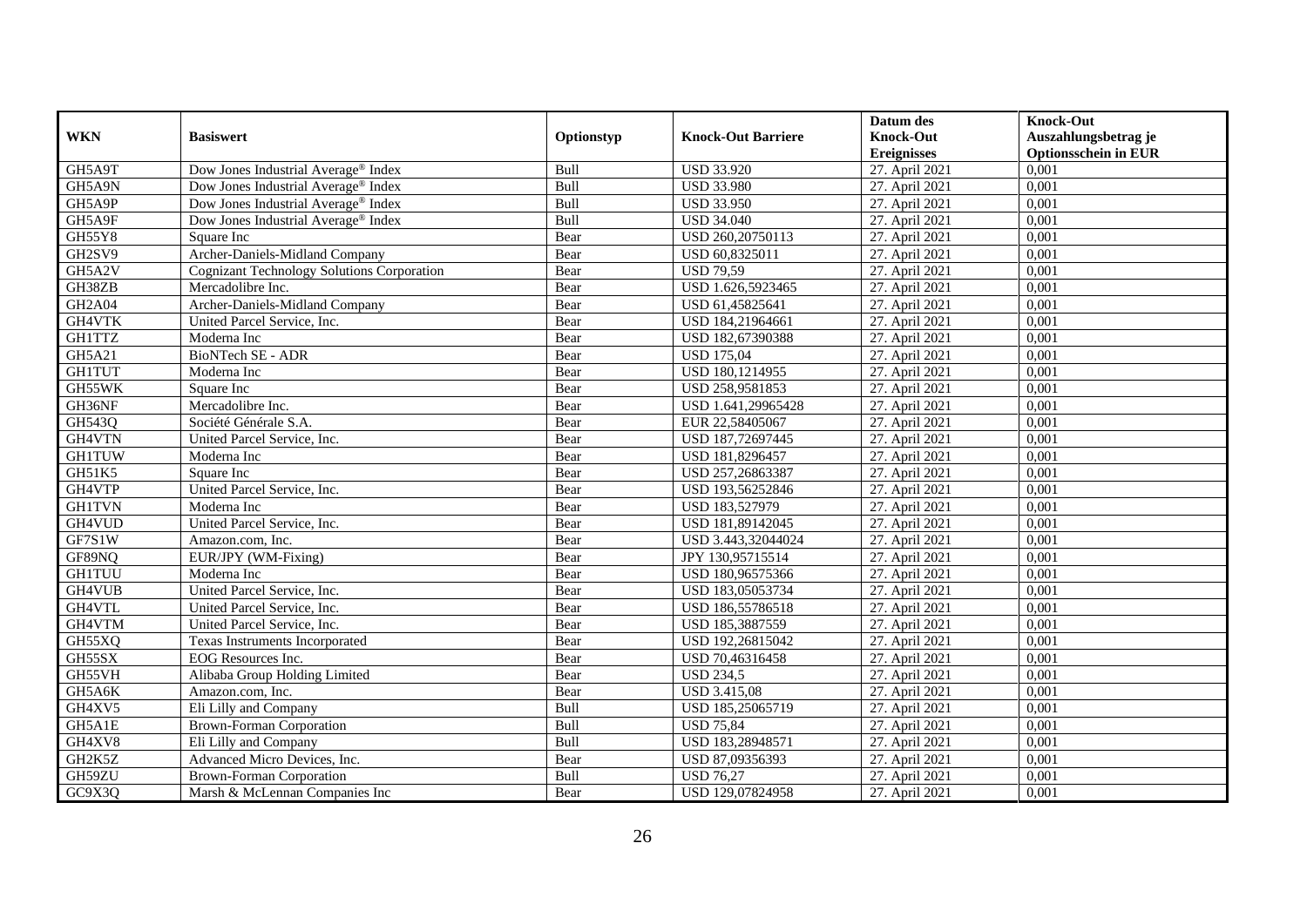| WKN | Basiswert | Optionstyp | Knock-Out Barriere | Datum des Knock-Out Ereignisses | Knock-Out Auszahlungsbetrag je Optionsschein in EUR |
|---|---|---|---|---|---|
| GH5A9T | Dow Jones Industrial Average® Index | Bull | USD 33.920 | 27. April 2021 | 0,001 |
| GH5A9N | Dow Jones Industrial Average® Index | Bull | USD 33.980 | 27. April 2021 | 0,001 |
| GH5A9P | Dow Jones Industrial Average® Index | Bull | USD 33.950 | 27. April 2021 | 0,001 |
| GH5A9F | Dow Jones Industrial Average® Index | Bull | USD 34.040 | 27. April 2021 | 0,001 |
| GH55Y8 | Square Inc | Bear | USD 260,20750113 | 27. April 2021 | 0,001 |
| GH2SV9 | Archer-Daniels-Midland Company | Bear | USD 60,8325011 | 27. April 2021 | 0,001 |
| GH5A2V | Cognizant Technology Solutions Corporation | Bear | USD 79,59 | 27. April 2021 | 0,001 |
| GH38ZB | Mercadolibre Inc. | Bear | USD 1.626,5923465 | 27. April 2021 | 0,001 |
| GH2A04 | Archer-Daniels-Midland Company | Bear | USD 61,45825641 | 27. April 2021 | 0,001 |
| GH4VTK | United Parcel Service, Inc. | Bear | USD 184,21964661 | 27. April 2021 | 0,001 |
| GH1TTZ | Moderna Inc | Bear | USD 182,67390388 | 27. April 2021 | 0,001 |
| GH5A21 | BioNTech SE - ADR | Bear | USD 175,04 | 27. April 2021 | 0,001 |
| GH1TUT | Moderna Inc | Bear | USD 180,1214955 | 27. April 2021 | 0,001 |
| GH55WK | Square Inc | Bear | USD 258,9581853 | 27. April 2021 | 0,001 |
| GH36NF | Mercadolibre Inc. | Bear | USD 1.641,29965428 | 27. April 2021 | 0,001 |
| GH543Q | Société Générale S.A. | Bear | EUR 22,58405067 | 27. April 2021 | 0,001 |
| GH4VTN | United Parcel Service, Inc. | Bear | USD 187,72697445 | 27. April 2021 | 0,001 |
| GH1TUW | Moderna Inc | Bear | USD 181,8296457 | 27. April 2021 | 0,001 |
| GH51K5 | Square Inc | Bear | USD 257,26863387 | 27. April 2021 | 0,001 |
| GH4VTP | United Parcel Service, Inc. | Bear | USD 193,56252846 | 27. April 2021 | 0,001 |
| GH1TVN | Moderna Inc | Bear | USD 183,527979 | 27. April 2021 | 0,001 |
| GH4VUD | United Parcel Service, Inc. | Bear | USD 181,89142045 | 27. April 2021 | 0,001 |
| GF7S1W | Amazon.com, Inc. | Bear | USD 3.443,32044024 | 27. April 2021 | 0,001 |
| GF89NQ | EUR/JPY (WM-Fixing) | Bear | JPY 130,95715514 | 27. April 2021 | 0,001 |
| GH1TUU | Moderna Inc | Bear | USD 180,96575366 | 27. April 2021 | 0,001 |
| GH4VUB | United Parcel Service, Inc. | Bear | USD 183,05053734 | 27. April 2021 | 0,001 |
| GH4VTL | United Parcel Service, Inc. | Bear | USD 186,55786518 | 27. April 2021 | 0,001 |
| GH4VTM | United Parcel Service, Inc. | Bear | USD 185,3887559 | 27. April 2021 | 0,001 |
| GH55XQ | Texas Instruments Incorporated | Bear | USD 192,26815042 | 27. April 2021 | 0,001 |
| GH55SX | EOG Resources Inc. | Bear | USD 70,46316458 | 27. April 2021 | 0,001 |
| GH55VH | Alibaba Group Holding Limited | Bear | USD 234,5 | 27. April 2021 | 0,001 |
| GH5A6K | Amazon.com, Inc. | Bear | USD 3.415,08 | 27. April 2021 | 0,001 |
| GH4XV5 | Eli Lilly and Company | Bull | USD 185,25065719 | 27. April 2021 | 0,001 |
| GH5A1E | Brown-Forman Corporation | Bull | USD 75,84 | 27. April 2021 | 0,001 |
| GH4XV8 | Eli Lilly and Company | Bull | USD 183,28948571 | 27. April 2021 | 0,001 |
| GH2K5Z | Advanced Micro Devices, Inc. | Bear | USD 87,09356393 | 27. April 2021 | 0,001 |
| GH59ZU | Brown-Forman Corporation | Bull | USD 76,27 | 27. April 2021 | 0,001 |
| GC9X3Q | Marsh & McLennan Companies Inc | Bear | USD 129,07824958 | 27. April 2021 | 0,001 |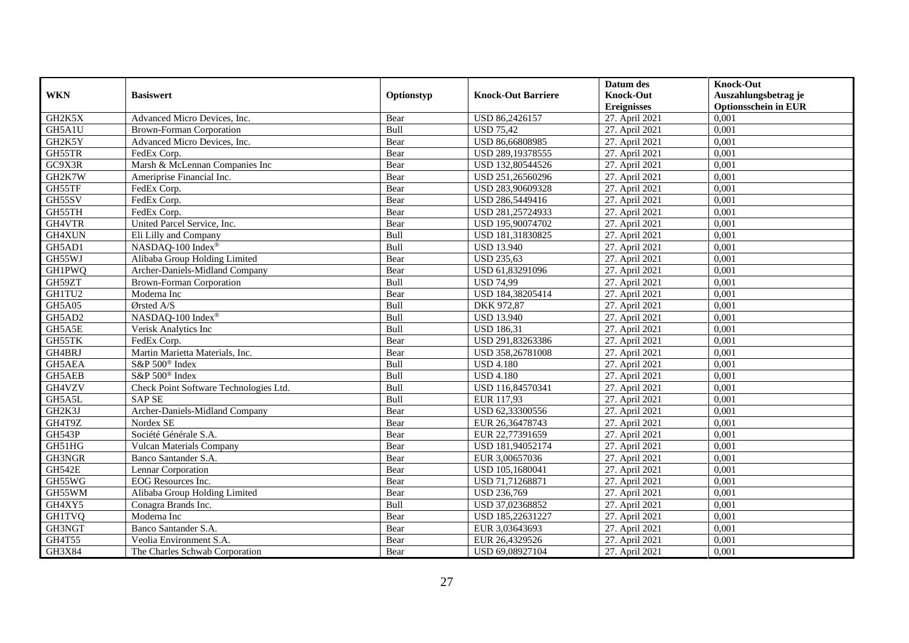| WKN | Basiswert | Optionstyp | Knock-Out Barriere | Datum des Knock-Out Ereignisses | Knock-Out Auszahlungsbetrag je Optionsschein in EUR |
|---|---|---|---|---|---|
| GH2K5X | Advanced Micro Devices, Inc. | Bear | USD 86,2426157 | 27. April 2021 | 0,001 |
| GH5A1U | Brown-Forman Corporation | Bull | USD 75,42 | 27. April 2021 | 0,001 |
| GH2K5Y | Advanced Micro Devices, Inc. | Bear | USD 86,66808985 | 27. April 2021 | 0,001 |
| GH55TR | FedEx Corp. | Bear | USD 289,19378555 | 27. April 2021 | 0,001 |
| GC9X3R | Marsh & McLennan Companies Inc | Bear | USD 132,80544526 | 27. April 2021 | 0,001 |
| GH2K7W | Ameriprise Financial Inc. | Bear | USD 251,26560296 | 27. April 2021 | 0,001 |
| GH55TF | FedEx Corp. | Bear | USD 283,90609328 | 27. April 2021 | 0,001 |
| GH55SV | FedEx Corp. | Bear | USD 286,5449416 | 27. April 2021 | 0,001 |
| GH55TH | FedEx Corp. | Bear | USD 281,25724933 | 27. April 2021 | 0,001 |
| GH4VTR | United Parcel Service, Inc. | Bear | USD 195,90074702 | 27. April 2021 | 0,001 |
| GH4XUN | Eli Lilly and Company | Bull | USD 181,31830825 | 27. April 2021 | 0,001 |
| GH5AD1 | NASDAQ-100 Index® | Bull | USD 13.940 | 27. April 2021 | 0,001 |
| GH55WJ | Alibaba Group Holding Limited | Bear | USD 235,63 | 27. April 2021 | 0,001 |
| GH1PWQ | Archer-Daniels-Midland Company | Bear | USD 61,83291096 | 27. April 2021 | 0,001 |
| GH59ZT | Brown-Forman Corporation | Bull | USD 74,99 | 27. April 2021 | 0,001 |
| GH1TU2 | Moderna Inc | Bear | USD 184,38205414 | 27. April 2021 | 0,001 |
| GH5A05 | Ørsted A/S | Bull | DKK 972,87 | 27. April 2021 | 0,001 |
| GH5AD2 | NASDAQ-100 Index® | Bull | USD 13.940 | 27. April 2021 | 0,001 |
| GH5A5E | Verisk Analytics Inc | Bull | USD 186,31 | 27. April 2021 | 0,001 |
| GH55TK | FedEx Corp. | Bear | USD 291,83263386 | 27. April 2021 | 0,001 |
| GH4BRJ | Martin Marietta Materials, Inc. | Bear | USD 358,26781008 | 27. April 2021 | 0,001 |
| GH5AEA | S&P 500® Index | Bull | USD 4.180 | 27. April 2021 | 0,001 |
| GH5AEB | S&P 500® Index | Bull | USD 4.180 | 27. April 2021 | 0,001 |
| GH4VZV | Check Point Software Technologies Ltd. | Bull | USD 116,84570341 | 27. April 2021 | 0,001 |
| GH5A5L | SAP SE | Bull | EUR 117,93 | 27. April 2021 | 0,001 |
| GH2K3J | Archer-Daniels-Midland Company | Bear | USD 62,33300556 | 27. April 2021 | 0,001 |
| GH4T9Z | Nordex SE | Bear | EUR 26,36478743 | 27. April 2021 | 0,001 |
| GH543P | Société Générale S.A. | Bear | EUR 22,77391659 | 27. April 2021 | 0,001 |
| GH51HG | Vulcan Materials Company | Bear | USD 181,94052174 | 27. April 2021 | 0,001 |
| GH3NGR | Banco Santander S.A. | Bear | EUR 3,00657036 | 27. April 2021 | 0,001 |
| GH542E | Lennar Corporation | Bear | USD 105,1680041 | 27. April 2021 | 0,001 |
| GH55WG | EOG Resources Inc. | Bear | USD 71,71268871 | 27. April 2021 | 0,001 |
| GH55WM | Alibaba Group Holding Limited | Bear | USD 236,769 | 27. April 2021 | 0,001 |
| GH4XY5 | Conagra Brands Inc. | Bull | USD 37,02368852 | 27. April 2021 | 0,001 |
| GH1TVQ | Moderna Inc | Bear | USD 185,22631227 | 27. April 2021 | 0,001 |
| GH3NGT | Banco Santander S.A. | Bear | EUR 3,03643693 | 27. April 2021 | 0,001 |
| GH4T55 | Veolia Environment S.A. | Bear | EUR 26,4329526 | 27. April 2021 | 0,001 |
| GH3X84 | The Charles Schwab Corporation | Bear | USD 69,08927104 | 27. April 2021 | 0,001 |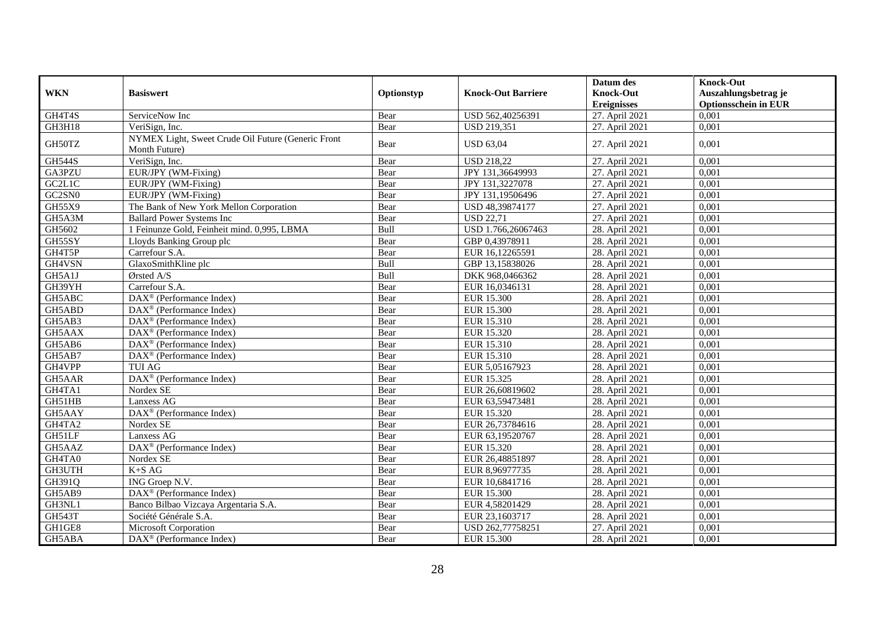| WKN | Basiswert | Optionstyp | Knock-Out Barriere | Datum des Knock-Out Ereignisses | Knock-Out Auszahlungsbetrag je Optionsschein in EUR |
|---|---|---|---|---|---|
| GH4T4S | ServiceNow Inc | Bear | USD 562,40256391 | 27. April 2021 | 0,001 |
| GH3H18 | VeriSign, Inc. | Bear | USD 219,351 | 27. April 2021 | 0,001 |
| GH50TZ | NYMEX Light, Sweet Crude Oil Future (Generic Front Month Future) | Bear | USD 63,04 | 27. April 2021 | 0,001 |
| GH544S | VeriSign, Inc. | Bear | USD 218,22 | 27. April 2021 | 0,001 |
| GA3PZU | EUR/JPY (WM-Fixing) | Bear | JPY 131,36649993 | 27. April 2021 | 0,001 |
| GC2L1C | EUR/JPY (WM-Fixing) | Bear | JPY 131,3227078 | 27. April 2021 | 0,001 |
| GC2SN0 | EUR/JPY (WM-Fixing) | Bear | JPY 131,19506496 | 27. April 2021 | 0,001 |
| GH55X9 | The Bank of New York Mellon Corporation | Bear | USD 48,39874177 | 27. April 2021 | 0,001 |
| GH5A3M | Ballard Power Systems Inc | Bear | USD 22,71 | 27. April 2021 | 0,001 |
| GH5602 | 1 Feinunze Gold, Feinheit mind. 0,995, LBMA | Bull | USD 1.766,26067463 | 28. April 2021 | 0,001 |
| GH55SY | Lloyds Banking Group plc | Bear | GBP 0,43978911 | 28. April 2021 | 0,001 |
| GH4T5P | Carrefour S.A. | Bear | EUR 16,12265591 | 28. April 2021 | 0,001 |
| GH4VSN | GlaxoSmithKline plc | Bull | GBP 13,15838026 | 28. April 2021 | 0,001 |
| GH5A1J | Ørsted A/S | Bull | DKK 968,0466362 | 28. April 2021 | 0,001 |
| GH39YH | Carrefour S.A. | Bear | EUR 16,0346131 | 28. April 2021 | 0,001 |
| GH5ABC | DAX® (Performance Index) | Bear | EUR 15.300 | 28. April 2021 | 0,001 |
| GH5ABD | DAX® (Performance Index) | Bear | EUR 15.300 | 28. April 2021 | 0,001 |
| GH5AB3 | DAX® (Performance Index) | Bear | EUR 15.310 | 28. April 2021 | 0,001 |
| GH5AAX | DAX® (Performance Index) | Bear | EUR 15.320 | 28. April 2021 | 0,001 |
| GH5AB6 | DAX® (Performance Index) | Bear | EUR 15.310 | 28. April 2021 | 0,001 |
| GH5AB7 | DAX® (Performance Index) | Bear | EUR 15.310 | 28. April 2021 | 0,001 |
| GH4VPP | TUI AG | Bear | EUR 5,05167923 | 28. April 2021 | 0,001 |
| GH5AAR | DAX® (Performance Index) | Bear | EUR 15.325 | 28. April 2021 | 0,001 |
| GH4TA1 | Nordex SE | Bear | EUR 26,60819602 | 28. April 2021 | 0,001 |
| GH51HB | Lanxess AG | Bear | EUR 63,59473481 | 28. April 2021 | 0,001 |
| GH5AAY | DAX® (Performance Index) | Bear | EUR 15.320 | 28. April 2021 | 0,001 |
| GH4TA2 | Nordex SE | Bear | EUR 26,73784616 | 28. April 2021 | 0,001 |
| GH51LF | Lanxess AG | Bear | EUR 63,19520767 | 28. April 2021 | 0,001 |
| GH5AAZ | DAX® (Performance Index) | Bear | EUR 15.320 | 28. April 2021 | 0,001 |
| GH4TA0 | Nordex SE | Bear | EUR 26,48851897 | 28. April 2021 | 0,001 |
| GH3UTH | K+S AG | Bear | EUR 8,96977735 | 28. April 2021 | 0,001 |
| GH391Q | ING Groep N.V. | Bear | EUR 10,6841716 | 28. April 2021 | 0,001 |
| GH5AB9 | DAX® (Performance Index) | Bear | EUR 15.300 | 28. April 2021 | 0,001 |
| GH3NL1 | Banco Bilbao Vizcaya Argentaria S.A. | Bear | EUR 4,58201429 | 28. April 2021 | 0,001 |
| GH543T | Société Générale S.A. | Bear | EUR 23,1603717 | 28. April 2021 | 0,001 |
| GH1GE8 | Microsoft Corporation | Bear | USD 262,77758251 | 27. April 2021 | 0,001 |
| GH5ABA | DAX® (Performance Index) | Bear | EUR 15.300 | 28. April 2021 | 0,001 |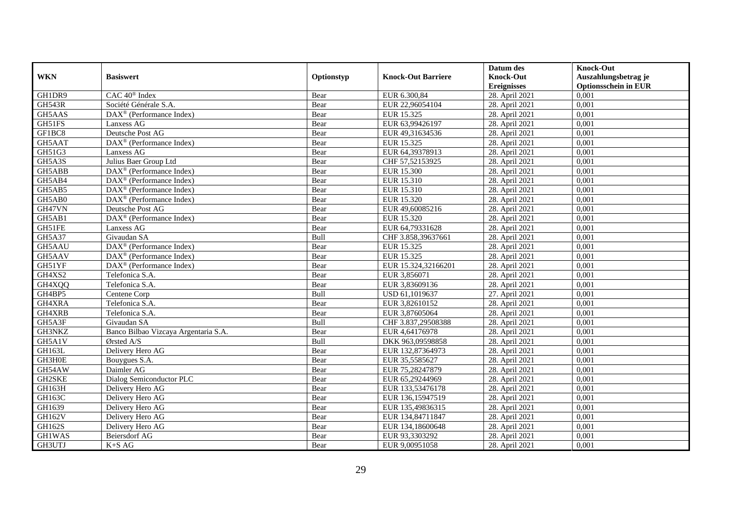| WKN | Basiswert | Optionstyp | Knock-Out Barriere | Datum des Knock-Out Ereignisses | Knock-Out Auszahlungsbetrag je Optionsschein in EUR |
|---|---|---|---|---|---|
| GH1DR9 | CAC 40® Index | Bear | EUR 6.300,84 | 28. April 2021 | 0,001 |
| GH543R | Société Générale S.A. | Bear | EUR 22,96054104 | 28. April 2021 | 0,001 |
| GH5AAS | DAX® (Performance Index) | Bear | EUR 15.325 | 28. April 2021 | 0,001 |
| GH51FS | Lanxess AG | Bear | EUR 63,99426197 | 28. April 2021 | 0,001 |
| GF1BC8 | Deutsche Post AG | Bear | EUR 49,31634536 | 28. April 2021 | 0,001 |
| GH5AAT | DAX® (Performance Index) | Bear | EUR 15.325 | 28. April 2021 | 0,001 |
| GH51G3 | Lanxess AG | Bear | EUR 64,39378913 | 28. April 2021 | 0,001 |
| GH5A3S | Julius Baer Group Ltd | Bear | CHF 57,52153925 | 28. April 2021 | 0,001 |
| GH5ABB | DAX® (Performance Index) | Bear | EUR 15.300 | 28. April 2021 | 0,001 |
| GH5AB4 | DAX® (Performance Index) | Bear | EUR 15.310 | 28. April 2021 | 0,001 |
| GH5AB5 | DAX® (Performance Index) | Bear | EUR 15.310 | 28. April 2021 | 0,001 |
| GH5AB0 | DAX® (Performance Index) | Bear | EUR 15.320 | 28. April 2021 | 0,001 |
| GH47VN | Deutsche Post AG | Bear | EUR 49,60085216 | 28. April 2021 | 0,001 |
| GH5AB1 | DAX® (Performance Index) | Bear | EUR 15.320 | 28. April 2021 | 0,001 |
| GH51FE | Lanxess AG | Bear | EUR 64,79331628 | 28. April 2021 | 0,001 |
| GH5A37 | Givaudan SA | Bull | CHF 3.858,39637661 | 28. April 2021 | 0,001 |
| GH5AAU | DAX® (Performance Index) | Bear | EUR 15.325 | 28. April 2021 | 0,001 |
| GH5AAV | DAX® (Performance Index) | Bear | EUR 15.325 | 28. April 2021 | 0,001 |
| GH51YF | DAX® (Performance Index) | Bear | EUR 15.324,32166201 | 28. April 2021 | 0,001 |
| GH4XS2 | Telefonica S.A. | Bear | EUR 3,856071 | 28. April 2021 | 0,001 |
| GH4XQQ | Telefonica S.A. | Bear | EUR 3,83609136 | 28. April 2021 | 0,001 |
| GH4BP5 | Centene Corp | Bull | USD 61,1019637 | 27. April 2021 | 0,001 |
| GH4XRA | Telefonica S.A. | Bear | EUR 3,82610152 | 28. April 2021 | 0,001 |
| GH4XRB | Telefonica S.A. | Bear | EUR 3,87605064 | 28. April 2021 | 0,001 |
| GH5A3F | Givaudan SA | Bull | CHF 3.837,29508388 | 28. April 2021 | 0,001 |
| GH3NKZ | Banco Bilbao Vizcaya Argentaria S.A. | Bear | EUR 4,64176978 | 28. April 2021 | 0,001 |
| GH5A1V | Ørsted A/S | Bull | DKK 963,09598858 | 28. April 2021 | 0,001 |
| GH163L | Delivery Hero AG | Bear | EUR 132,87364973 | 28. April 2021 | 0,001 |
| GH3H0E | Bouygues S.A. | Bear | EUR 35,5585627 | 28. April 2021 | 0,001 |
| GH54AW | Daimler AG | Bear | EUR 75,28247879 | 28. April 2021 | 0,001 |
| GH2SKE | Dialog Semiconductor PLC | Bear | EUR 65,29244969 | 28. April 2021 | 0,001 |
| GH163H | Delivery Hero AG | Bear | EUR 133,53476178 | 28. April 2021 | 0,001 |
| GH163C | Delivery Hero AG | Bear | EUR 136,15947519 | 28. April 2021 | 0,001 |
| GH1639 | Delivery Hero AG | Bear | EUR 135,49836315 | 28. April 2021 | 0,001 |
| GH162V | Delivery Hero AG | Bear | EUR 134,84711847 | 28. April 2021 | 0,001 |
| GH162S | Delivery Hero AG | Bear | EUR 134,18600648 | 28. April 2021 | 0,001 |
| GH1WAS | Beiersdorf AG | Bear | EUR 93,3303292 | 28. April 2021 | 0,001 |
| GH3UTJ | K+S AG | Bear | EUR 9,00951058 | 28. April 2021 | 0,001 |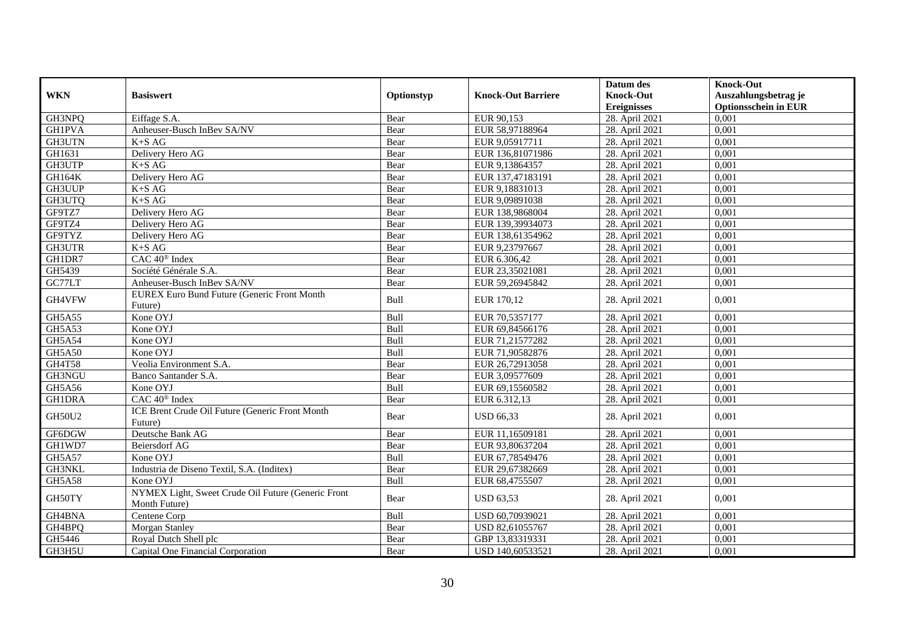| WKN | Basiswert | Optionstyp | Knock-Out Barriere | Datum des Knock-Out Ereignisses | Knock-Out Auszahlungsbetrag je Optionsschein in EUR |
|---|---|---|---|---|---|
| GH3NPQ | Eiffage S.A. | Bear | EUR 90,153 | 28. April 2021 | 0,001 |
| GH1PVA | Anheuser-Busch InBev SA/NV | Bear | EUR 58,97188964 | 28. April 2021 | 0,001 |
| GH3UTN | K+S AG | Bear | EUR 9,05917711 | 28. April 2021 | 0,001 |
| GH1631 | Delivery Hero AG | Bear | EUR 136,81071986 | 28. April 2021 | 0,001 |
| GH3UTP | K+S AG | Bear | EUR 9,13864357 | 28. April 2021 | 0,001 |
| GH164K | Delivery Hero AG | Bear | EUR 137,47183191 | 28. April 2021 | 0,001 |
| GH3UUP | K+S AG | Bear | EUR 9,18831013 | 28. April 2021 | 0,001 |
| GH3UTQ | K+S AG | Bear | EUR 9,09891038 | 28. April 2021 | 0,001 |
| GF9TZ7 | Delivery Hero AG | Bear | EUR 138,9868004 | 28. April 2021 | 0,001 |
| GF9TZ4 | Delivery Hero AG | Bear | EUR 139,39934073 | 28. April 2021 | 0,001 |
| GF9TYZ | Delivery Hero AG | Bear | EUR 138,61354962 | 28. April 2021 | 0,001 |
| GH3UTR | K+S AG | Bear | EUR 9,23797667 | 28. April 2021 | 0,001 |
| GH1DR7 | CAC 40® Index | Bear | EUR 6.306,42 | 28. April 2021 | 0,001 |
| GH5439 | Société Générale S.A. | Bear | EUR 23,35021081 | 28. April 2021 | 0,001 |
| GC77LT | Anheuser-Busch InBev SA/NV | Bear | EUR 59,26945842 | 28. April 2021 | 0,001 |
| GH4VFW | EUREX Euro Bund Future (Generic Front Month Future) | Bull | EUR 170,12 | 28. April 2021 | 0,001 |
| GH5A55 | Kone OYJ | Bull | EUR 70,5357177 | 28. April 2021 | 0,001 |
| GH5A53 | Kone OYJ | Bull | EUR 69,84566176 | 28. April 2021 | 0,001 |
| GH5A54 | Kone OYJ | Bull | EUR 71,21577282 | 28. April 2021 | 0,001 |
| GH5A50 | Kone OYJ | Bull | EUR 71,90582876 | 28. April 2021 | 0,001 |
| GH4T58 | Veolia Environment S.A. | Bear | EUR 26,72913058 | 28. April 2021 | 0,001 |
| GH3NGU | Banco Santander S.A. | Bear | EUR 3,09577609 | 28. April 2021 | 0,001 |
| GH5A56 | Kone OYJ | Bull | EUR 69,15560582 | 28. April 2021 | 0,001 |
| GH1DRA | CAC 40® Index | Bear | EUR 6.312,13 | 28. April 2021 | 0,001 |
| GH50U2 | ICE Brent Crude Oil Future (Generic Front Month Future) | Bear | USD 66,33 | 28. April 2021 | 0,001 |
| GF6DGW | Deutsche Bank AG | Bear | EUR 11,16509181 | 28. April 2021 | 0,001 |
| GH1WD7 | Beiersdorf AG | Bear | EUR 93,80637204 | 28. April 2021 | 0,001 |
| GH5A57 | Kone OYJ | Bull | EUR 67,78549476 | 28. April 2021 | 0,001 |
| GH3NKL | Industria de Diseno Textil, S.A. (Inditex) | Bear | EUR 29,67382669 | 28. April 2021 | 0,001 |
| GH5A58 | Kone OYJ | Bull | EUR 68,4755507 | 28. April 2021 | 0,001 |
| GH50TY | NYMEX Light, Sweet Crude Oil Future (Generic Front Month Future) | Bear | USD 63,53 | 28. April 2021 | 0,001 |
| GH4BNA | Centene Corp | Bull | USD 60,70939021 | 28. April 2021 | 0,001 |
| GH4BPQ | Morgan Stanley | Bear | USD 82,61055767 | 28. April 2021 | 0,001 |
| GH5446 | Royal Dutch Shell plc | Bear | GBP 13,83319331 | 28. April 2021 | 0,001 |
| GH3H5U | Capital One Financial Corporation | Bear | USD 140,60533521 | 28. April 2021 | 0,001 |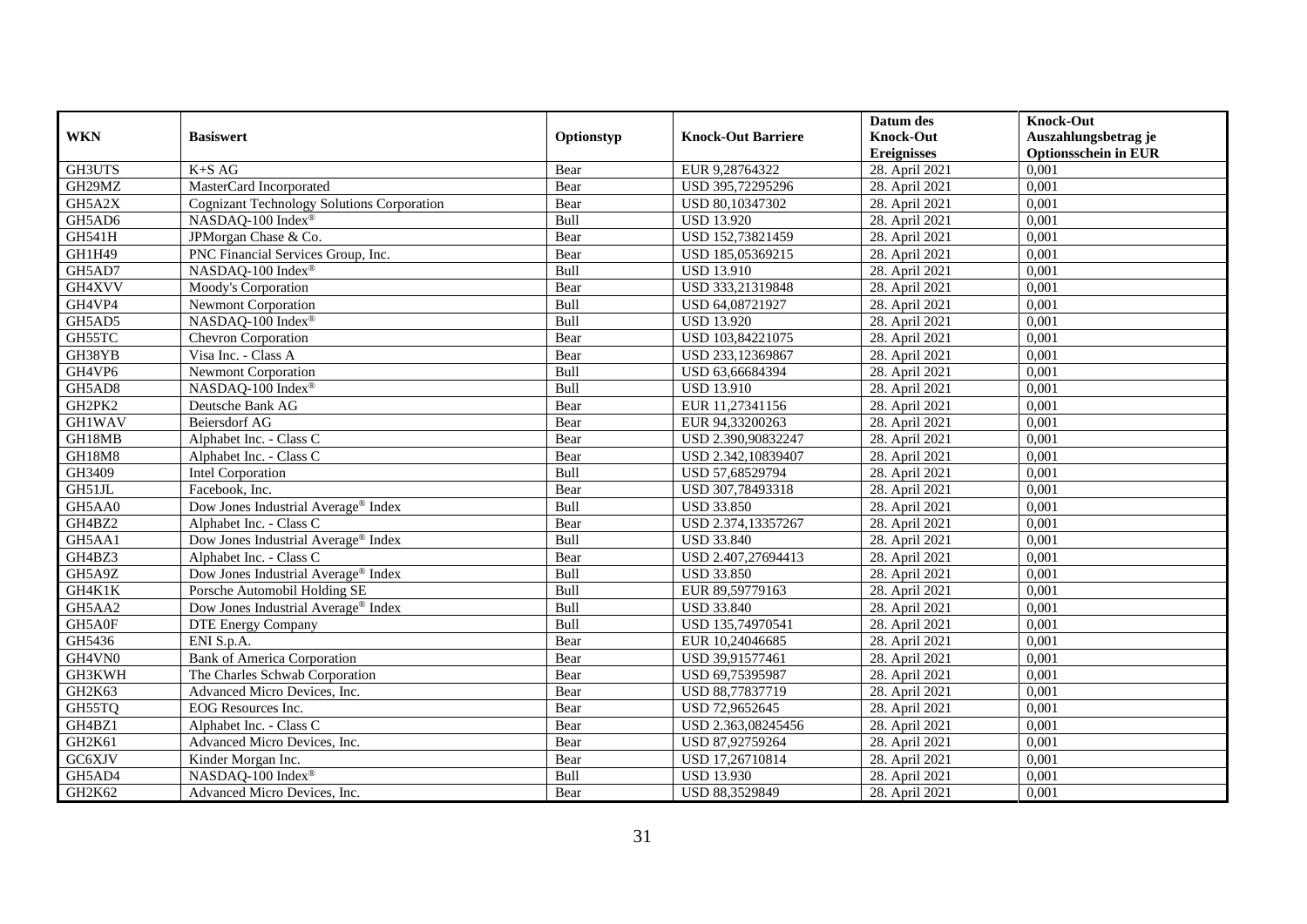| WKN | Basiswert | Optionstyp | Knock-Out Barriere | Datum des Knock-Out Ereignisses | Knock-Out Auszahlungsbetrag je Optionsschein in EUR |
|---|---|---|---|---|---|
| GH3UTS | K+S AG | Bear | EUR 9,28764322 | 28. April 2021 | 0,001 |
| GH29MZ | MasterCard Incorporated | Bear | USD 395,72295296 | 28. April 2021 | 0,001 |
| GH5A2X | Cognizant Technology Solutions Corporation | Bear | USD 80,10347302 | 28. April 2021 | 0,001 |
| GH5AD6 | NASDAQ-100 Index® | Bull | USD 13.920 | 28. April 2021 | 0,001 |
| GH541H | JPMorgan Chase & Co. | Bear | USD 152,73821459 | 28. April 2021 | 0,001 |
| GH1H49 | PNC Financial Services Group, Inc. | Bear | USD 185,05369215 | 28. April 2021 | 0,001 |
| GH5AD7 | NASDAQ-100 Index® | Bull | USD 13.910 | 28. April 2021 | 0,001 |
| GH4XVV | Moody's Corporation | Bear | USD 333,21319848 | 28. April 2021 | 0,001 |
| GH4VP4 | Newmont Corporation | Bull | USD 64,08721927 | 28. April 2021 | 0,001 |
| GH5AD5 | NASDAQ-100 Index® | Bull | USD 13.920 | 28. April 2021 | 0,001 |
| GH55TC | Chevron Corporation | Bear | USD 103,84221075 | 28. April 2021 | 0,001 |
| GH38YB | Visa Inc. - Class A | Bear | USD 233,12369867 | 28. April 2021 | 0,001 |
| GH4VP6 | Newmont Corporation | Bull | USD 63,66684394 | 28. April 2021 | 0,001 |
| GH5AD8 | NASDAQ-100 Index® | Bull | USD 13.910 | 28. April 2021 | 0,001 |
| GH2PK2 | Deutsche Bank AG | Bear | EUR 11,27341156 | 28. April 2021 | 0,001 |
| GH1WAV | Beiersdorf AG | Bear | EUR 94,33200263 | 28. April 2021 | 0,001 |
| GH18MB | Alphabet Inc. - Class C | Bear | USD 2.390,90832247 | 28. April 2021 | 0,001 |
| GH18M8 | Alphabet Inc. - Class C | Bear | USD 2.342,10839407 | 28. April 2021 | 0,001 |
| GH3409 | Intel Corporation | Bull | USD 57,68529794 | 28. April 2021 | 0,001 |
| GH51JL | Facebook, Inc. | Bear | USD 307,78493318 | 28. April 2021 | 0,001 |
| GH5AA0 | Dow Jones Industrial Average® Index | Bull | USD 33.850 | 28. April 2021 | 0,001 |
| GH4BZ2 | Alphabet Inc. - Class C | Bear | USD 2.374,13357267 | 28. April 2021 | 0,001 |
| GH5AA1 | Dow Jones Industrial Average® Index | Bull | USD 33.840 | 28. April 2021 | 0,001 |
| GH4BZ3 | Alphabet Inc. - Class C | Bear | USD 2.407,27694413 | 28. April 2021 | 0,001 |
| GH5A9Z | Dow Jones Industrial Average® Index | Bull | USD 33.850 | 28. April 2021 | 0,001 |
| GH4K1K | Porsche Automobil Holding SE | Bull | EUR 89,59779163 | 28. April 2021 | 0,001 |
| GH5AA2 | Dow Jones Industrial Average® Index | Bull | USD 33.840 | 28. April 2021 | 0,001 |
| GH5A0F | DTE Energy Company | Bull | USD 135,74970541 | 28. April 2021 | 0,001 |
| GH5436 | ENI S.p.A. | Bear | EUR 10,24046685 | 28. April 2021 | 0,001 |
| GH4VN0 | Bank of America Corporation | Bear | USD 39,91577461 | 28. April 2021 | 0,001 |
| GH3KWH | The Charles Schwab Corporation | Bear | USD 69,75395987 | 28. April 2021 | 0,001 |
| GH2K63 | Advanced Micro Devices, Inc. | Bear | USD 88,77837719 | 28. April 2021 | 0,001 |
| GH55TQ | EOG Resources Inc. | Bear | USD 72,9652645 | 28. April 2021 | 0,001 |
| GH4BZ1 | Alphabet Inc. - Class C | Bear | USD 2.363,08245456 | 28. April 2021 | 0,001 |
| GH2K61 | Advanced Micro Devices, Inc. | Bear | USD 87,92759264 | 28. April 2021 | 0,001 |
| GC6XJV | Kinder Morgan Inc. | Bear | USD 17,26710814 | 28. April 2021 | 0,001 |
| GH5AD4 | NASDAQ-100 Index® | Bull | USD 13.930 | 28. April 2021 | 0,001 |
| GH2K62 | Advanced Micro Devices, Inc. | Bear | USD 88,3529849 | 28. April 2021 | 0,001 |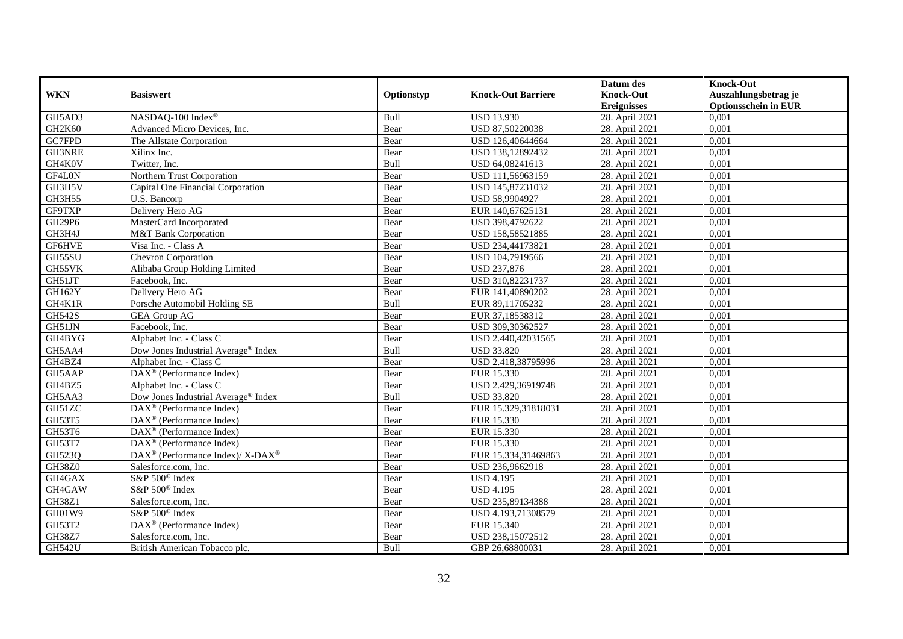| WKN | Basiswert | Optionstyp | Knock-Out Barriere | Datum des Knock-Out Ereignisses | Knock-Out Auszahlungsbetrag je Optionsschein in EUR |
|---|---|---|---|---|---|
| GH5AD3 | NASDAQ-100 Index® | Bull | USD 13.930 | 28. April 2021 | 0,001 |
| GH2K60 | Advanced Micro Devices, Inc. | Bear | USD 87,50220038 | 28. April 2021 | 0,001 |
| GC7FPD | The Allstate Corporation | Bear | USD 126,40644664 | 28. April 2021 | 0,001 |
| GH3NRE | Xilinx Inc. | Bear | USD 138,12892432 | 28. April 2021 | 0,001 |
| GH4K0V | Twitter, Inc. | Bull | USD 64,08241613 | 28. April 2021 | 0,001 |
| GF4L0N | Northern Trust Corporation | Bear | USD 111,56963159 | 28. April 2021 | 0,001 |
| GH3H5V | Capital One Financial Corporation | Bear | USD 145,87231032 | 28. April 2021 | 0,001 |
| GH3H55 | U.S. Bancorp | Bear | USD 58,9904927 | 28. April 2021 | 0,001 |
| GF9TXP | Delivery Hero AG | Bear | EUR 140,67625131 | 28. April 2021 | 0,001 |
| GH29P6 | MasterCard Incorporated | Bear | USD 398,4792622 | 28. April 2021 | 0,001 |
| GH3H4J | M&T Bank Corporation | Bear | USD 158,58521885 | 28. April 2021 | 0,001 |
| GF6HVE | Visa Inc. - Class A | Bear | USD 234,44173821 | 28. April 2021 | 0,001 |
| GH55SU | Chevron Corporation | Bear | USD 104,7919566 | 28. April 2021 | 0,001 |
| GH55VK | Alibaba Group Holding Limited | Bear | USD 237,876 | 28. April 2021 | 0,001 |
| GH51JT | Facebook, Inc. | Bear | USD 310,82231737 | 28. April 2021 | 0,001 |
| GH162Y | Delivery Hero AG | Bear | EUR 141,40890202 | 28. April 2021 | 0,001 |
| GH4K1R | Porsche Automobil Holding SE | Bull | EUR 89,11705232 | 28. April 2021 | 0,001 |
| GH542S | GEA Group AG | Bear | EUR 37,18538312 | 28. April 2021 | 0,001 |
| GH51JN | Facebook, Inc. | Bear | USD 309,30362527 | 28. April 2021 | 0,001 |
| GH4BYG | Alphabet Inc. - Class C | Bear | USD 2.440,42031565 | 28. April 2021 | 0,001 |
| GH5AA4 | Dow Jones Industrial Average® Index | Bull | USD 33.820 | 28. April 2021 | 0,001 |
| GH4BZ4 | Alphabet Inc. - Class C | Bear | USD 2.418,38795996 | 28. April 2021 | 0,001 |
| GH5AAP | DAX® (Performance Index) | Bear | EUR 15.330 | 28. April 2021 | 0,001 |
| GH4BZ5 | Alphabet Inc. - Class C | Bear | USD 2.429,36919748 | 28. April 2021 | 0,001 |
| GH5AA3 | Dow Jones Industrial Average® Index | Bull | USD 33.820 | 28. April 2021 | 0,001 |
| GH51ZC | DAX® (Performance Index) | Bear | EUR 15.329,31818031 | 28. April 2021 | 0,001 |
| GH53T5 | DAX® (Performance Index) | Bear | EUR 15.330 | 28. April 2021 | 0,001 |
| GH53T6 | DAX® (Performance Index) | Bear | EUR 15.330 | 28. April 2021 | 0,001 |
| GH53T7 | DAX® (Performance Index) | Bear | EUR 15.330 | 28. April 2021 | 0,001 |
| GH523Q | DAX® (Performance Index)/ X-DAX® | Bear | EUR 15.334,31469863 | 28. April 2021 | 0,001 |
| GH38Z0 | Salesforce.com, Inc. | Bear | USD 236,9662918 | 28. April 2021 | 0,001 |
| GH4GAX | S&P 500® Index | Bear | USD 4.195 | 28. April 2021 | 0,001 |
| GH4GAW | S&P 500® Index | Bear | USD 4.195 | 28. April 2021 | 0,001 |
| GH38Z1 | Salesforce.com, Inc. | Bear | USD 235,89134388 | 28. April 2021 | 0,001 |
| GH01W9 | S&P 500® Index | Bear | USD 4.193,71308579 | 28. April 2021 | 0,001 |
| GH53T2 | DAX® (Performance Index) | Bear | EUR 15.340 | 28. April 2021 | 0,001 |
| GH38Z7 | Salesforce.com, Inc. | Bear | USD 238,15072512 | 28. April 2021 | 0,001 |
| GH542U | British American Tobacco plc. | Bull | GBP 26,68800031 | 28. April 2021 | 0,001 |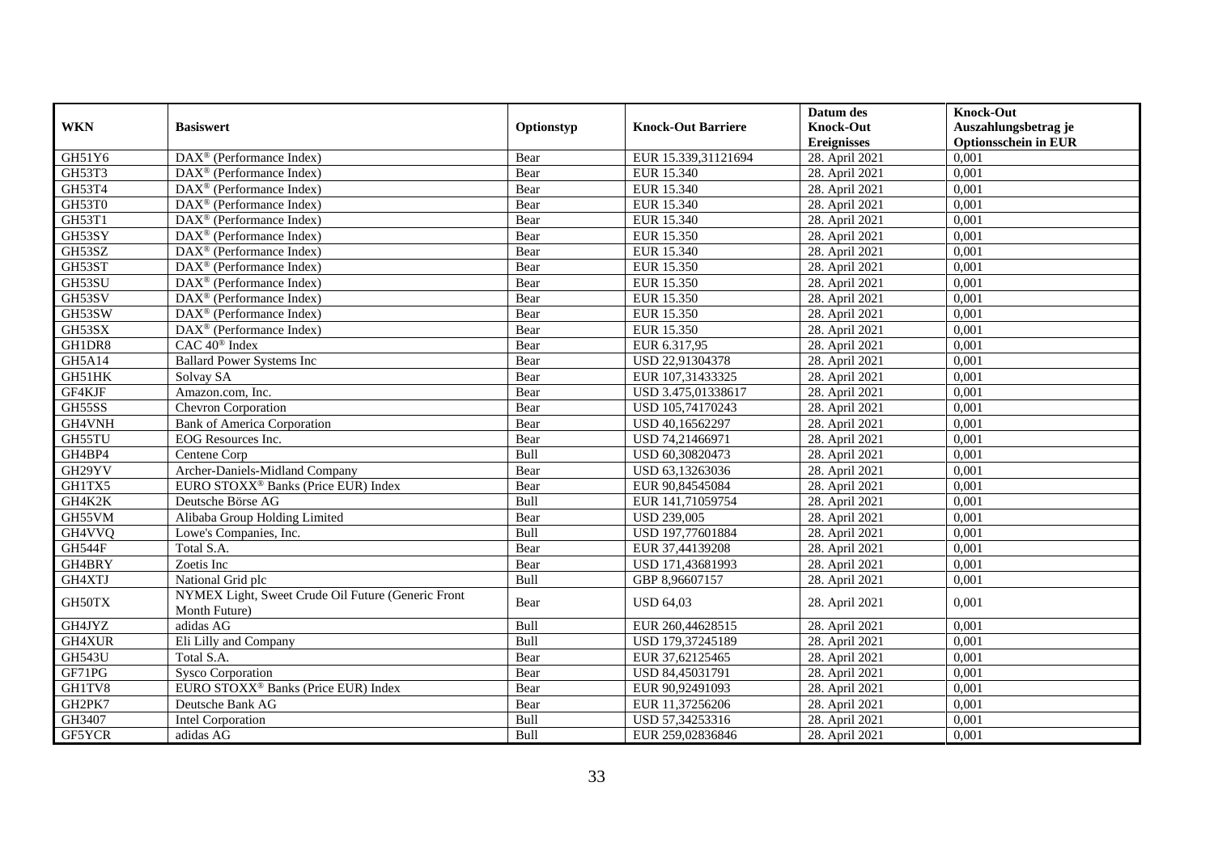| WKN | Basiswert | Optionstyp | Knock-Out Barriere | Datum des Knock-Out Ereignisses | Knock-Out Auszahlungsbetrag je Optionsschein in EUR |
|---|---|---|---|---|---|
| GH51Y6 | DAX® (Performance Index) | Bear | EUR 15.339,31121694 | 28. April 2021 | 0,001 |
| GH53T3 | DAX® (Performance Index) | Bear | EUR 15.340 | 28. April 2021 | 0,001 |
| GH53T4 | DAX® (Performance Index) | Bear | EUR 15.340 | 28. April 2021 | 0,001 |
| GH53T0 | DAX® (Performance Index) | Bear | EUR 15.340 | 28. April 2021 | 0,001 |
| GH53T1 | DAX® (Performance Index) | Bear | EUR 15.340 | 28. April 2021 | 0,001 |
| GH53SY | DAX® (Performance Index) | Bear | EUR 15.350 | 28. April 2021 | 0,001 |
| GH53SZ | DAX® (Performance Index) | Bear | EUR 15.340 | 28. April 2021 | 0,001 |
| GH53ST | DAX® (Performance Index) | Bear | EUR 15.350 | 28. April 2021 | 0,001 |
| GH53SU | DAX® (Performance Index) | Bear | EUR 15.350 | 28. April 2021 | 0,001 |
| GH53SV | DAX® (Performance Index) | Bear | EUR 15.350 | 28. April 2021 | 0,001 |
| GH53SW | DAX® (Performance Index) | Bear | EUR 15.350 | 28. April 2021 | 0,001 |
| GH53SX | DAX® (Performance Index) | Bear | EUR 15.350 | 28. April 2021 | 0,001 |
| GH1DR8 | CAC 40® Index | Bear | EUR 6.317,95 | 28. April 2021 | 0,001 |
| GH5A14 | Ballard Power Systems Inc | Bear | USD 22,91304378 | 28. April 2021 | 0,001 |
| GH51HK | Solvay SA | Bear | EUR 107,31433325 | 28. April 2021 | 0,001 |
| GF4KJF | Amazon.com, Inc. | Bear | USD 3.475,01338617 | 28. April 2021 | 0,001 |
| GH55SS | Chevron Corporation | Bear | USD 105,74170243 | 28. April 2021 | 0,001 |
| GH4VNH | Bank of America Corporation | Bear | USD 40,16562297 | 28. April 2021 | 0,001 |
| GH55TU | EOG Resources Inc. | Bear | USD 74,21466971 | 28. April 2021 | 0,001 |
| GH4BP4 | Centene Corp | Bull | USD 60,30820473 | 28. April 2021 | 0,001 |
| GH29YV | Archer-Daniels-Midland Company | Bear | USD 63,13263036 | 28. April 2021 | 0,001 |
| GH1TX5 | EURO STOXX® Banks (Price EUR) Index | Bear | EUR 90,84545084 | 28. April 2021 | 0,001 |
| GH4K2K | Deutsche Börse AG | Bull | EUR 141,71059754 | 28. April 2021 | 0,001 |
| GH55VM | Alibaba Group Holding Limited | Bear | USD 239,005 | 28. April 2021 | 0,001 |
| GH4VVQ | Lowe's Companies, Inc. | Bull | USD 197,77601884 | 28. April 2021 | 0,001 |
| GH544F | Total S.A. | Bear | EUR 37,44139208 | 28. April 2021 | 0,001 |
| GH4BRY | Zoetis Inc | Bear | USD 171,43681993 | 28. April 2021 | 0,001 |
| GH4XTJ | National Grid plc | Bull | GBP 8,96607157 | 28. April 2021 | 0,001 |
| GH50TX | NYMEX Light, Sweet Crude Oil Future (Generic Front Month Future) | Bear | USD 64,03 | 28. April 2021 | 0,001 |
| GH4JYZ | adidas AG | Bull | EUR 260,44628515 | 28. April 2021 | 0,001 |
| GH4XUR | Eli Lilly and Company | Bull | USD 179,37245189 | 28. April 2021 | 0,001 |
| GH543U | Total S.A. | Bear | EUR 37,62125465 | 28. April 2021 | 0,001 |
| GF71PG | Sysco Corporation | Bear | USD 84,45031791 | 28. April 2021 | 0,001 |
| GH1TV8 | EURO STOXX® Banks (Price EUR) Index | Bear | EUR 90,92491093 | 28. April 2021 | 0,001 |
| GH2PK7 | Deutsche Bank AG | Bear | EUR 11,37256206 | 28. April 2021 | 0,001 |
| GH3407 | Intel Corporation | Bull | USD 57,34253316 | 28. April 2021 | 0,001 |
| GF5YCR | adidas AG | Bull | EUR 259,02836846 | 28. April 2021 | 0,001 |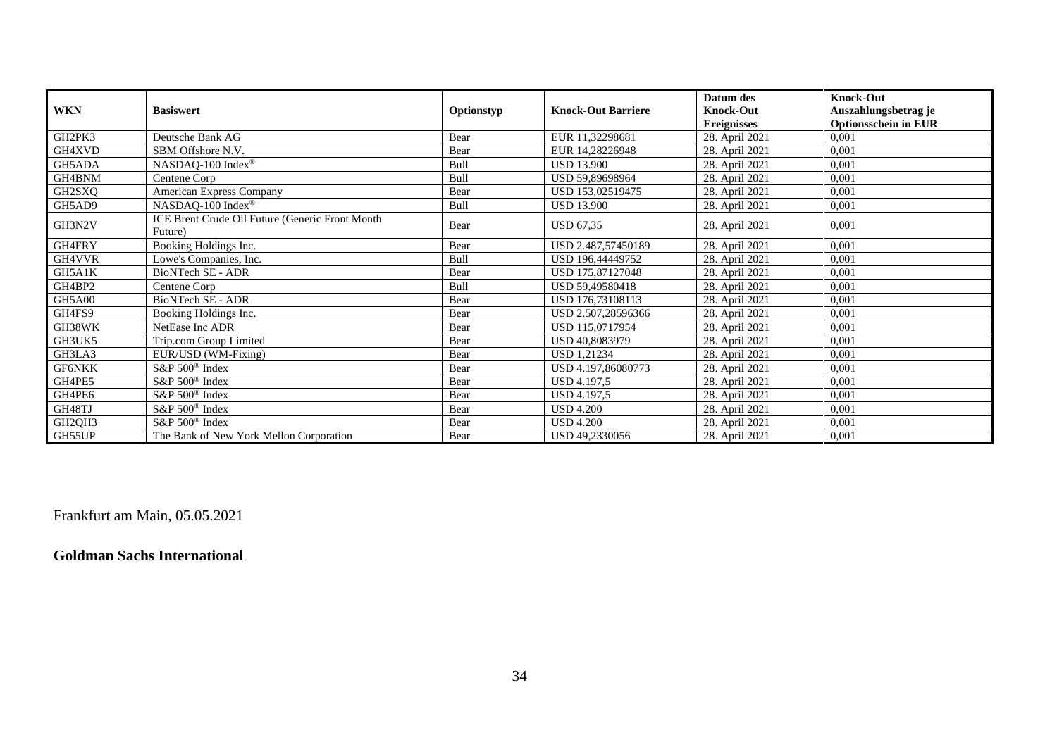| WKN | Basiswert | Optionstyp | Knock-Out Barriere | Datum des Knock-Out Ereignisses | Knock-Out Auszahlungsbetrag je Optionsschein in EUR |
|---|---|---|---|---|---|
| GH2PK3 | Deutsche Bank AG | Bear | EUR 11,32298681 | 28. April 2021 | 0,001 |
| GH4XVD | SBM Offshore N.V. | Bear | EUR 14,28226948 | 28. April 2021 | 0,001 |
| GH5ADA | NASDAQ-100 Index® | Bull | USD 13.900 | 28. April 2021 | 0,001 |
| GH4BNM | Centene Corp | Bull | USD 59,89698964 | 28. April 2021 | 0,001 |
| GH2SXQ | American Express Company | Bear | USD 153,02519475 | 28. April 2021 | 0,001 |
| GH5AD9 | NASDAQ-100 Index® | Bull | USD 13.900 | 28. April 2021 | 0,001 |
| GH3N2V | ICE Brent Crude Oil Future (Generic Front Month Future) | Bear | USD 67,35 | 28. April 2021 | 0,001 |
| GH4FRY | Booking Holdings Inc. | Bear | USD 2.487,57450189 | 28. April 2021 | 0,001 |
| GH4VVR | Lowe's Companies, Inc. | Bull | USD 196,44449752 | 28. April 2021 | 0,001 |
| GH5A1K | BioNTech SE - ADR | Bear | USD 175,87127048 | 28. April 2021 | 0,001 |
| GH4BP2 | Centene Corp | Bull | USD 59,49580418 | 28. April 2021 | 0,001 |
| GH5A00 | BioNTech SE - ADR | Bear | USD 176,73108113 | 28. April 2021 | 0,001 |
| GH4FS9 | Booking Holdings Inc. | Bear | USD 2.507,28596366 | 28. April 2021 | 0,001 |
| GH38WK | NetEase Inc ADR | Bear | USD 115,0717954 | 28. April 2021 | 0,001 |
| GH3UK5 | Trip.com Group Limited | Bear | USD 40,8083979 | 28. April 2021 | 0,001 |
| GH3LA3 | EUR/USD (WM-Fixing) | Bear | USD 1,21234 | 28. April 2021 | 0,001 |
| GF6NKK | S&P 500® Index | Bear | USD 4.197,86080773 | 28. April 2021 | 0,001 |
| GH4PE5 | S&P 500® Index | Bear | USD 4.197,5 | 28. April 2021 | 0,001 |
| GH4PE6 | S&P 500® Index | Bear | USD 4.197,5 | 28. April 2021 | 0,001 |
| GH48TJ | S&P 500® Index | Bear | USD 4.200 | 28. April 2021 | 0,001 |
| GH2QH3 | S&P 500® Index | Bear | USD 4.200 | 28. April 2021 | 0,001 |
| GH55UP | The Bank of New York Mellon Corporation | Bear | USD 49,2330056 | 28. April 2021 | 0,001 |

Frankfurt am Main, 05.05.2021

**Goldman Sachs International**